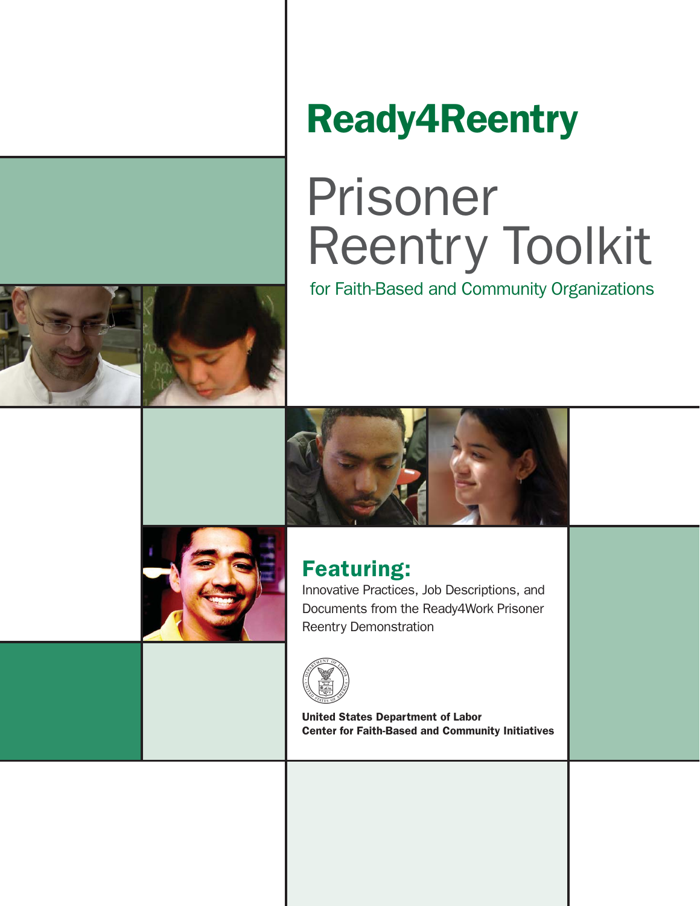# Ready4Reentry

# Prisoner Reentry Toolkit

for Faith-Based and Community Organizations

## Featuring:

Innovative Practices, Job Descriptions, and Documents from the Ready4Work Prisoner Reentry Demonstration

**United States Department of Labor**
**Center for Faith-Based and Community Initiatives**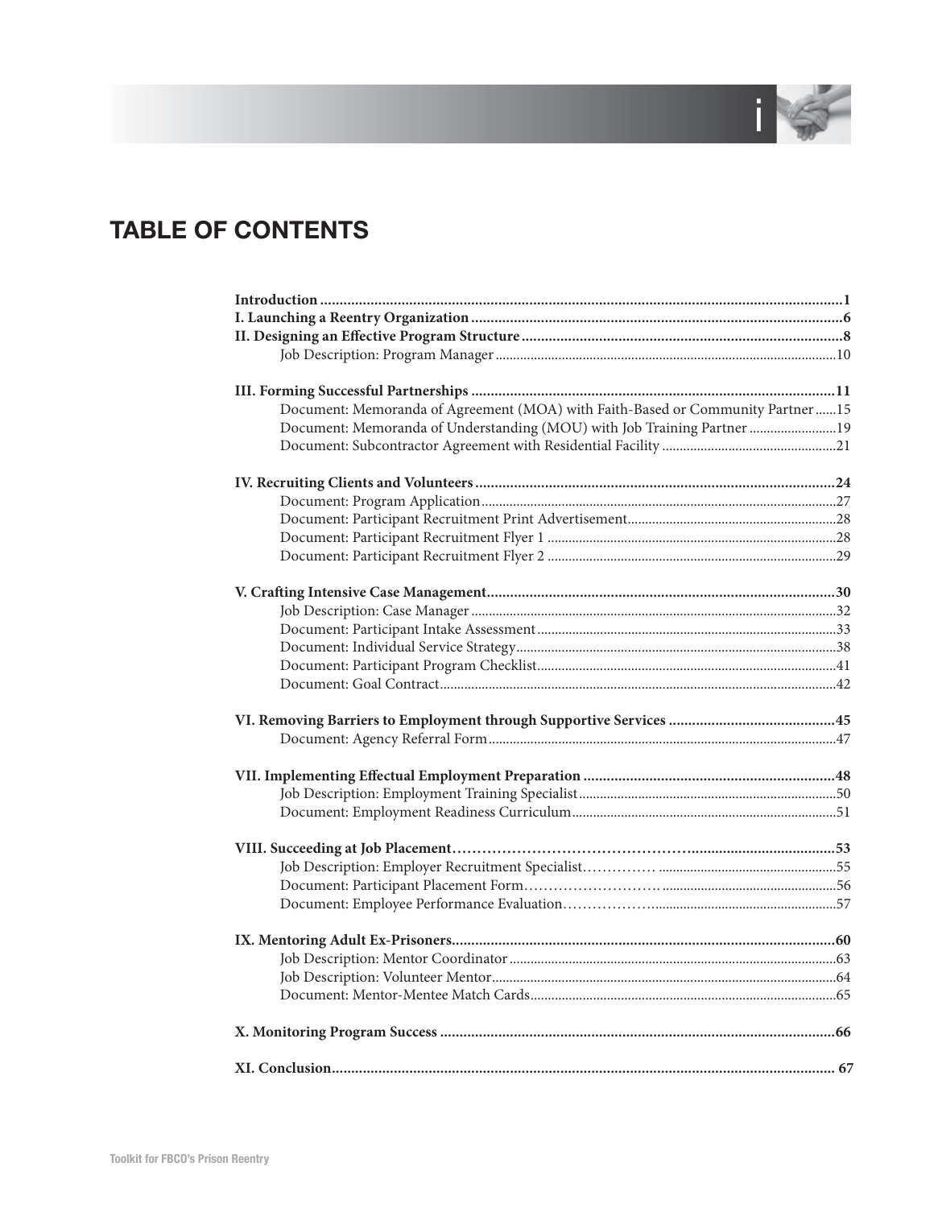# TABLE OF CONTENTS

**Introduction** ........ **1**

**I. Launching a Reentry Organization** ........ **6**

**II. Designing an Effective Program Structure** ........ **8**

- Job Description: Program Manager ........ 10

**III. Forming Successful Partnerships** ........ **11**

- Document: Memoranda of Agreement (MOA) with Faith-Based or Community Partner ........ 15
- Document: Memoranda of Understanding (MOU) with Job Training Partner ........ 19
- Document: Subcontractor Agreement with Residential Facility ........ 21

**IV. Recruiting Clients and Volunteers** ........ **24**

- Document: Program Application ........ 27
- Document: Participant Recruitment Print Advertisement ........ 28
- Document: Participant Recruitment Flyer 1 ........ 28
- Document: Participant Recruitment Flyer 2 ........ 29

**V. Crafting Intensive Case Management** ........ **30**

- Job Description: Case Manager ........ 32
- Document: Participant Intake Assessment ........ 33
- Document: Individual Service Strategy ........ 38
- Document: Participant Program Checklist ........ 41
- Document: Goal Contract ........ 42

**VI. Removing Barriers to Employment through Supportive Services** ........ **45**

- Document: Agency Referral Form ........ 47

**VII. Implementing Effectual Employment Preparation** ........ **48**

- Job Description: Employment Training Specialist ........ 50
- Document: Employment Readiness Curriculum ........ 51

**VIII. Succeeding at Job Placement** ........ **53**

- Job Description: Employer Recruitment Specialist ........ 55
- Document: Participant Placement Form ........ 56
- Document: Employee Performance Evaluation ........ 57

**IX. Mentoring Adult Ex-Prisoners** ........ **60**

- Job Description: Mentor Coordinator ........ 63
- Job Description: Volunteer Mentor ........ 64
- Document: Mentor-Mentee Match Cards ........ 65

**X. Monitoring Program Success** ........ **66**

**XI. Conclusion** ........ **67**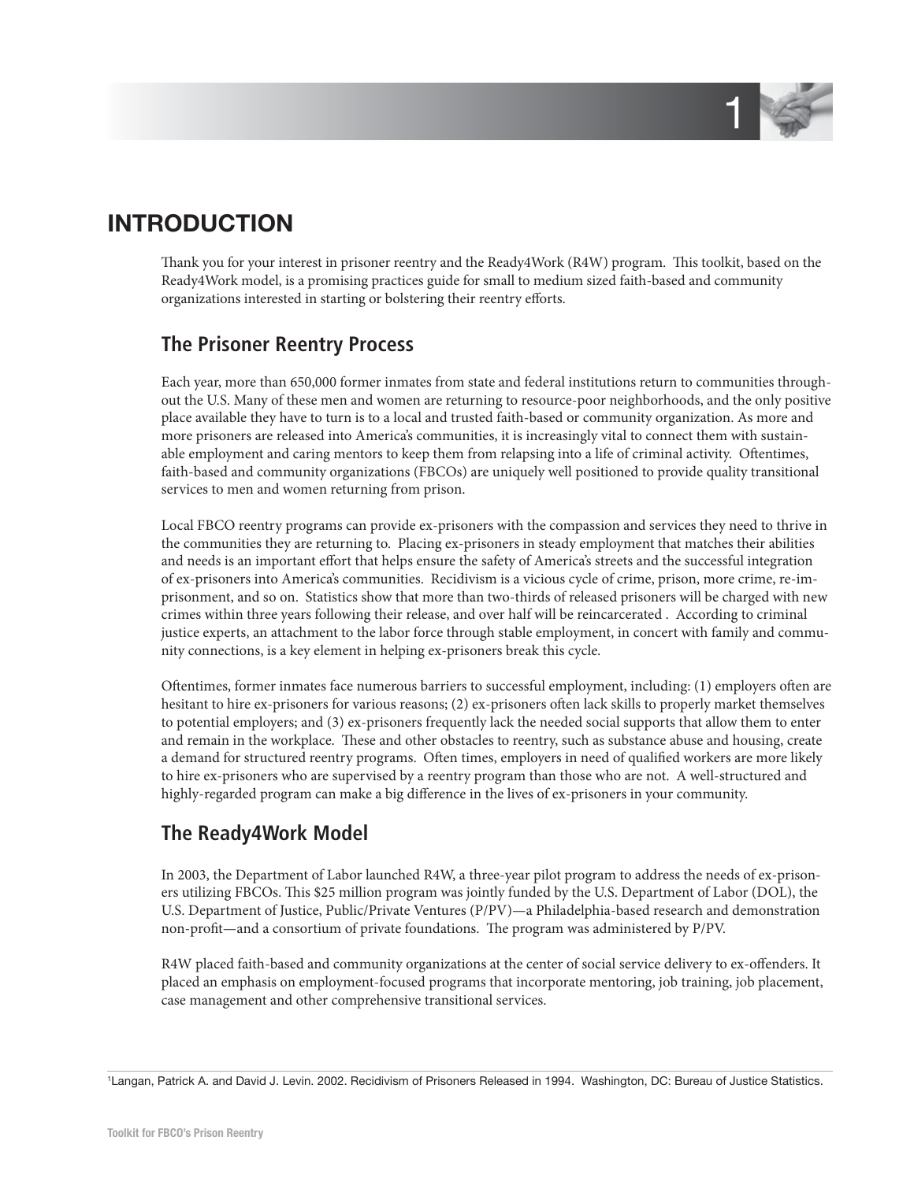# INTRODUCTION

Thank you for your interest in prisoner reentry and the Ready4Work (R4W) program. This toolkit, based on the Ready4Work model, is a promising practices guide for small to medium sized faith-based and community organizations interested in starting or bolstering their reentry efforts.

## The Prisoner Reentry Process

Each year, more than 650,000 former inmates from state and federal institutions return to communities throughout the U.S. Many of these men and women are returning to resource-poor neighborhoods, and the only positive place available they have to turn is to a local and trusted faith-based or community organization. As more and more prisoners are released into America's communities, it is increasingly vital to connect them with sustainable employment and caring mentors to keep them from relapsing into a life of criminal activity. Oftentimes, faith-based and community organizations (FBCOs) are uniquely well positioned to provide quality transitional services to men and women returning from prison.

Local FBCO reentry programs can provide ex-prisoners with the compassion and services they need to thrive in the communities they are returning to. Placing ex-prisoners in steady employment that matches their abilities and needs is an important effort that helps ensure the safety of America's streets and the successful integration of ex-prisoners into America's communities. Recidivism is a vicious cycle of crime, prison, more crime, re-imprisonment, and so on. Statistics show that more than two-thirds of released prisoners will be charged with new crimes within three years following their release, and over half will be reincarcerated . According to criminal justice experts, an attachment to the labor force through stable employment, in concert with family and community connections, is a key element in helping ex-prisoners break this cycle.

Oftentimes, former inmates face numerous barriers to successful employment, including: (1) employers often are hesitant to hire ex-prisoners for various reasons; (2) ex-prisoners often lack skills to properly market themselves to potential employers; and (3) ex-prisoners frequently lack the needed social supports that allow them to enter and remain in the workplace. These and other obstacles to reentry, such as substance abuse and housing, create a demand for structured reentry programs. Often times, employers in need of qualified workers are more likely to hire ex-prisoners who are supervised by a reentry program than those who are not. A well-structured and highly-regarded program can make a big difference in the lives of ex-prisoners in your community.

## The Ready4Work Model

In 2003, the Department of Labor launched R4W, a three-year pilot program to address the needs of ex-prisoners utilizing FBCOs. This $25 million program was jointly funded by the U.S. Department of Labor (DOL), the U.S. Department of Justice, Public/Private Ventures (P/PV)—a Philadelphia-based research and demonstration non-profit—and a consortium of private foundations. The program was administered by P/PV.

R4W placed faith-based and community organizations at the center of social service delivery to ex-offenders. It placed an emphasis on employment-focused programs that incorporate mentoring, job training, job placement, case management and other comprehensive transitional services.

---

[1] Langan, Patrick A. and David J. Levin. 2002. Recidivism of Prisoners Released in 1994. Washington, DC: Bureau of Justice Statistics.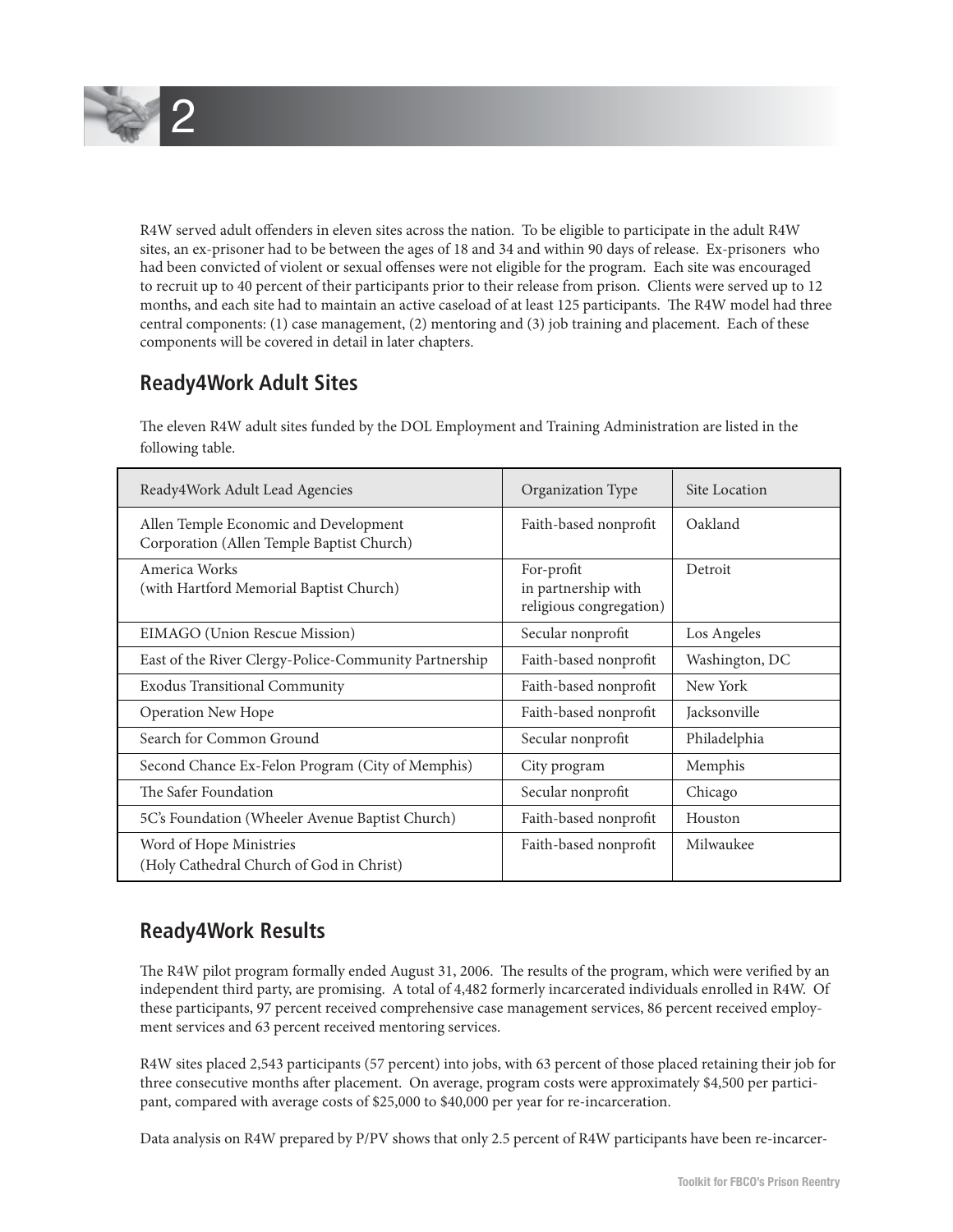R4W served adult offenders in eleven sites across the nation. To be eligible to participate in the adult R4W sites, an ex-prisoner had to be between the ages of 18 and 34 and within 90 days of release. Ex-prisoners who had been convicted of violent or sexual offenses were not eligible for the program. Each site was encouraged to recruit up to 40 percent of their participants prior to their release from prison. Clients were served up to 12 months, and each site had to maintain an active caseload of at least 125 participants. The R4W model had three central components: (1) case management, (2) mentoring and (3) job training and placement. Each of these components will be covered in detail in later chapters.

## Ready4Work Adult Sites

The eleven R4W adult sites funded by the DOL Employment and Training Administration are listed in the following table.

| Ready4Work Adult Lead Agencies | Organization Type | Site Location |
|---|---|---|
| Allen Temple Economic and Development Corporation (Allen Temple Baptist Church) | Faith-based nonprofit | Oakland |
| America Works (with Hartford Memorial Baptist Church) | For-profit in partnership with religious congregation) | Detroit |
| EIMAGO (Union Rescue Mission) | Secular nonprofit | Los Angeles |
| East of the River Clergy-Police-Community Partnership | Faith-based nonprofit | Washington, DC |
| Exodus Transitional Community | Faith-based nonprofit | New York |
| Operation New Hope | Faith-based nonprofit | Jacksonville |
| Search for Common Ground | Secular nonprofit | Philadelphia |
| Second Chance Ex-Felon Program (City of Memphis) | City program | Memphis |
| The Safer Foundation | Secular nonprofit | Chicago |
| 5C's Foundation (Wheeler Avenue Baptist Church) | Faith-based nonprofit | Houston |
| Word of Hope Ministries (Holy Cathedral Church of God in Christ) | Faith-based nonprofit | Milwaukee |

## Ready4Work Results

The R4W pilot program formally ended August 31, 2006. The results of the program, which were verified by an independent third party, are promising. A total of 4,482 formerly incarcerated individuals enrolled in R4W. Of these participants, 97 percent received comprehensive case management services, 86 percent received employment services and 63 percent received mentoring services.

R4W sites placed 2,543 participants (57 percent) into jobs, with 63 percent of those placed retaining their job for three consecutive months after placement. On average, program costs were approximately $4,500 per participant, compared with average costs of $25,000 to $40,000 per year for re-incarceration.

Data analysis on R4W prepared by P/PV shows that only 2.5 percent of R4W participants have been re-incarcer-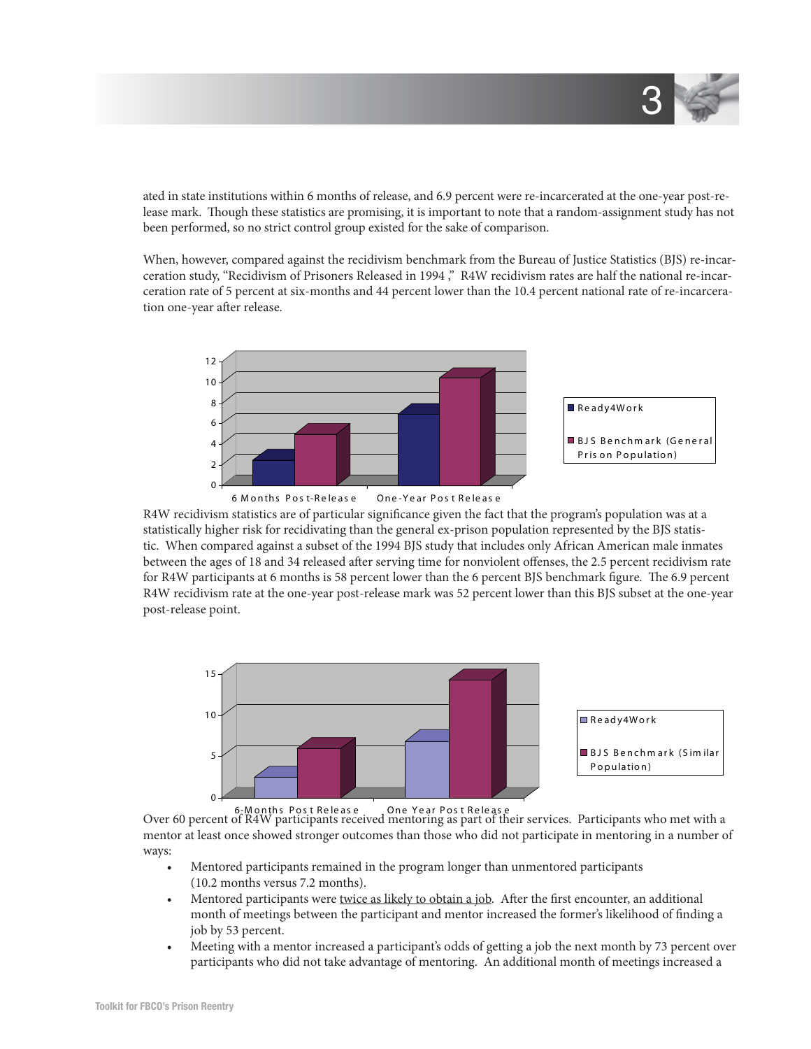ated in state institutions within 6 months of release, and 6.9 percent were re-incarcerated at the one-year post-release mark. Though these statistics are promising, it is important to note that a random-assignment study has not been performed, so no strict control group existed for the sake of comparison.

When, however, compared against the recidivism benchmark from the Bureau of Justice Statistics (BJS) re-incarceration study, "Recidivism of Prisoners Released in 1994," R4W recidivism rates are half the national re-incarceration rate of 5 percent at six-months and 44 percent lower than the 10.4 percent national rate of re-incarceration one-year after release.

R4W recidivism statistics are of particular significance given the fact that the program's population was at a statistically higher risk for recidivating than the general ex-prison population represented by the BJS statistic. When compared against a subset of the 1994 BJS study that includes only African American male inmates between the ages of 18 and 34 released after serving time for nonviolent offenses, the 2.5 percent recidivism rate for R4W participants at 6 months is 58 percent lower than the 6 percent BJS benchmark figure. The 6.9 percent R4W recidivism rate at the one-year post-release mark was 52 percent lower than this BJS subset at the one-year post-release point.

Over 60 percent of R4W participants received mentoring as part of their services. Participants who met with a mentor at least once showed stronger outcomes than those who did not participate in mentoring in a number of ways:

- Mentored participants remained in the program longer than unmentored participants (10.2 months versus 7.2 months).
- Mentored participants were twice as likely to obtain a job. After the first encounter, an additional month of meetings between the participant and mentor increased the former's likelihood of finding a job by 53 percent.
- Meeting with a mentor increased a participant's odds of getting a job the next month by 73 percent over participants who did not take advantage of mentoring. An additional month of meetings increased a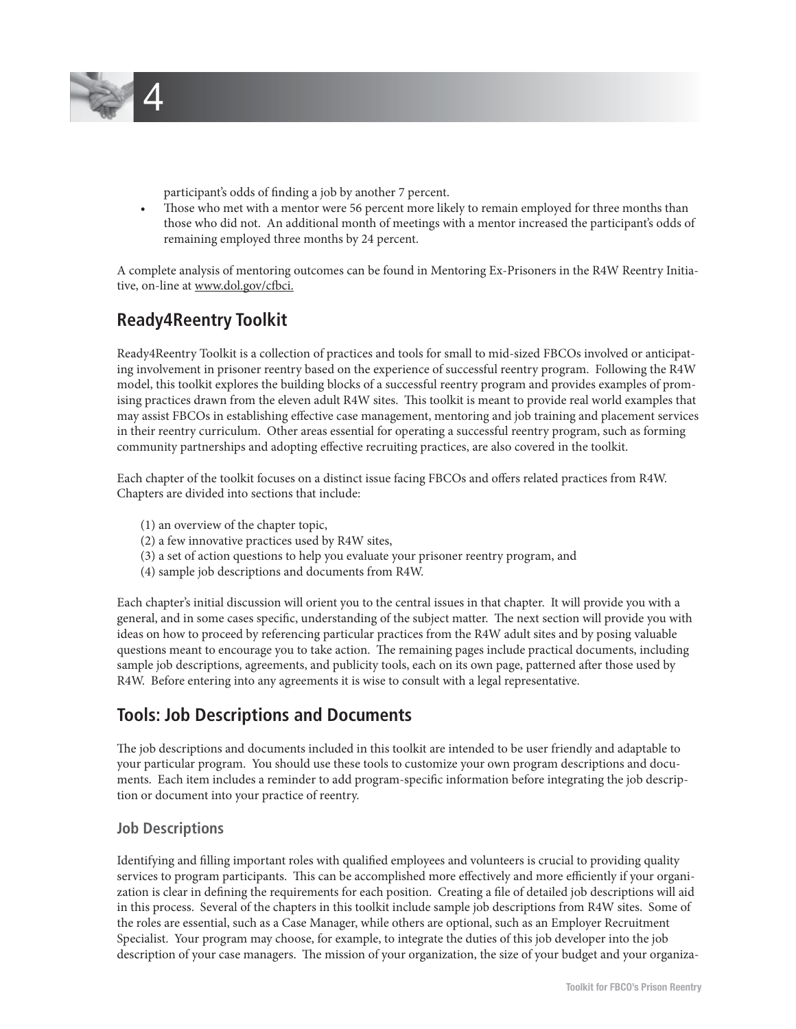participant's odds of finding a job by another 7 percent.

- Those who met with a mentor were 56 percent more likely to remain employed for three months than those who did not. An additional month of meetings with a mentor increased the participant's odds of remaining employed three months by 24 percent.

A complete analysis of mentoring outcomes can be found in Mentoring Ex-Prisoners in the R4W Reentry Initiative, on-line at www.dol.gov/cfbci.

## Ready4Reentry Toolkit

Ready4Reentry Toolkit is a collection of practices and tools for small to mid-sized FBCOs involved or anticipating involvement in prisoner reentry based on the experience of successful reentry program. Following the R4W model, this toolkit explores the building blocks of a successful reentry program and provides examples of promising practices drawn from the eleven adult R4W sites. This toolkit is meant to provide real world examples that may assist FBCOs in establishing effective case management, mentoring and job training and placement services in their reentry curriculum. Other areas essential for operating a successful reentry program, such as forming community partnerships and adopting effective recruiting practices, are also covered in the toolkit.

Each chapter of the toolkit focuses on a distinct issue facing FBCOs and offers related practices from R4W. Chapters are divided into sections that include:

(1) an overview of the chapter topic,
(2) a few innovative practices used by R4W sites,
(3) a set of action questions to help you evaluate your prisoner reentry program, and
(4) sample job descriptions and documents from R4W.

Each chapter's initial discussion will orient you to the central issues in that chapter. It will provide you with a general, and in some cases specific, understanding of the subject matter. The next section will provide you with ideas on how to proceed by referencing particular practices from the R4W adult sites and by posing valuable questions meant to encourage you to take action. The remaining pages include practical documents, including sample job descriptions, agreements, and publicity tools, each on its own page, patterned after those used by R4W. Before entering into any agreements it is wise to consult with a legal representative.

## Tools: Job Descriptions and Documents

The job descriptions and documents included in this toolkit are intended to be user friendly and adaptable to your particular program. You should use these tools to customize your own program descriptions and documents. Each item includes a reminder to add program-specific information before integrating the job description or document into your practice of reentry.

### Job Descriptions

Identifying and filling important roles with qualified employees and volunteers is crucial to providing quality services to program participants. This can be accomplished more effectively and more efficiently if your organization is clear in defining the requirements for each position. Creating a file of detailed job descriptions will aid in this process. Several of the chapters in this toolkit include sample job descriptions from R4W sites. Some of the roles are essential, such as a Case Manager, while others are optional, such as an Employer Recruitment Specialist. Your program may choose, for example, to integrate the duties of this job developer into the job description of your case managers. The mission of your organization, the size of your budget and your organiza-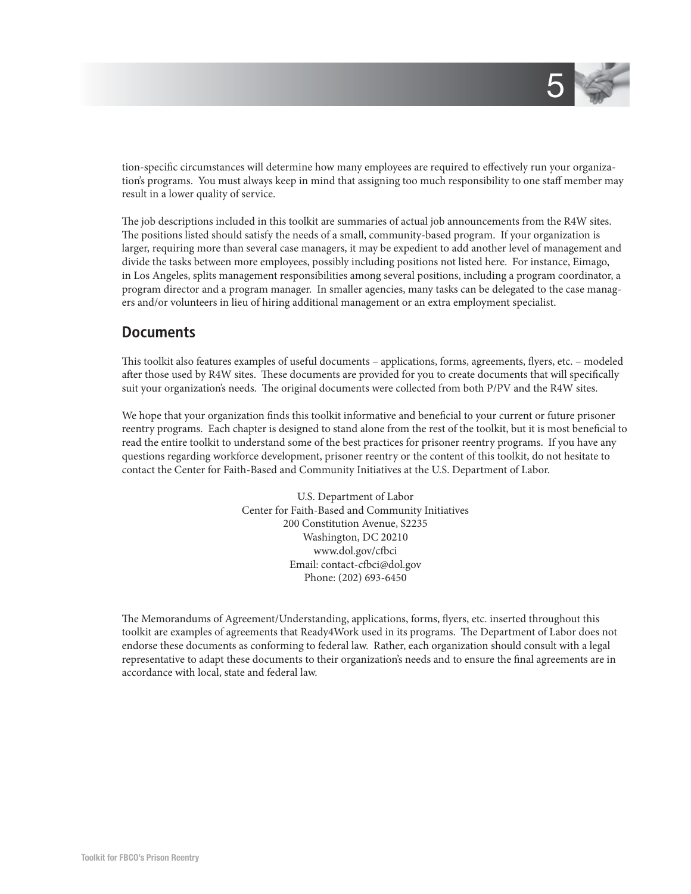tion-specific circumstances will determine how many employees are required to effectively run your organization's programs. You must always keep in mind that assigning too much responsibility to one staff member may result in a lower quality of service.

The job descriptions included in this toolkit are summaries of actual job announcements from the R4W sites. The positions listed should satisfy the needs of a small, community-based program. If your organization is larger, requiring more than several case managers, it may be expedient to add another level of management and divide the tasks between more employees, possibly including positions not listed here. For instance, Eimago, in Los Angeles, splits management responsibilities among several positions, including a program coordinator, a program director and a program manager. In smaller agencies, many tasks can be delegated to the case managers and/or volunteers in lieu of hiring additional management or an extra employment specialist.

## Documents

This toolkit also features examples of useful documents – applications, forms, agreements, flyers, etc. – modeled after those used by R4W sites. These documents are provided for you to create documents that will specifically suit your organization's needs. The original documents were collected from both P/PV and the R4W sites.

We hope that your organization finds this toolkit informative and beneficial to your current or future prisoner reentry programs. Each chapter is designed to stand alone from the rest of the toolkit, but it is most beneficial to read the entire toolkit to understand some of the best practices for prisoner reentry programs. If you have any questions regarding workforce development, prisoner reentry or the content of this toolkit, do not hesitate to contact the Center for Faith-Based and Community Initiatives at the U.S. Department of Labor.

U.S. Department of Labor
Center for Faith-Based and Community Initiatives
200 Constitution Avenue, S2235
Washington, DC 20210
www.dol.gov/cfbci
Email: contact-cfbci@dol.gov
Phone: (202) 693-6450

The Memorandums of Agreement/Understanding, applications, forms, flyers, etc. inserted throughout this toolkit are examples of agreements that Ready4Work used in its programs. The Department of Labor does not endorse these documents as conforming to federal law. Rather, each organization should consult with a legal representative to adapt these documents to their organization's needs and to ensure the final agreements are in accordance with local, state and federal law.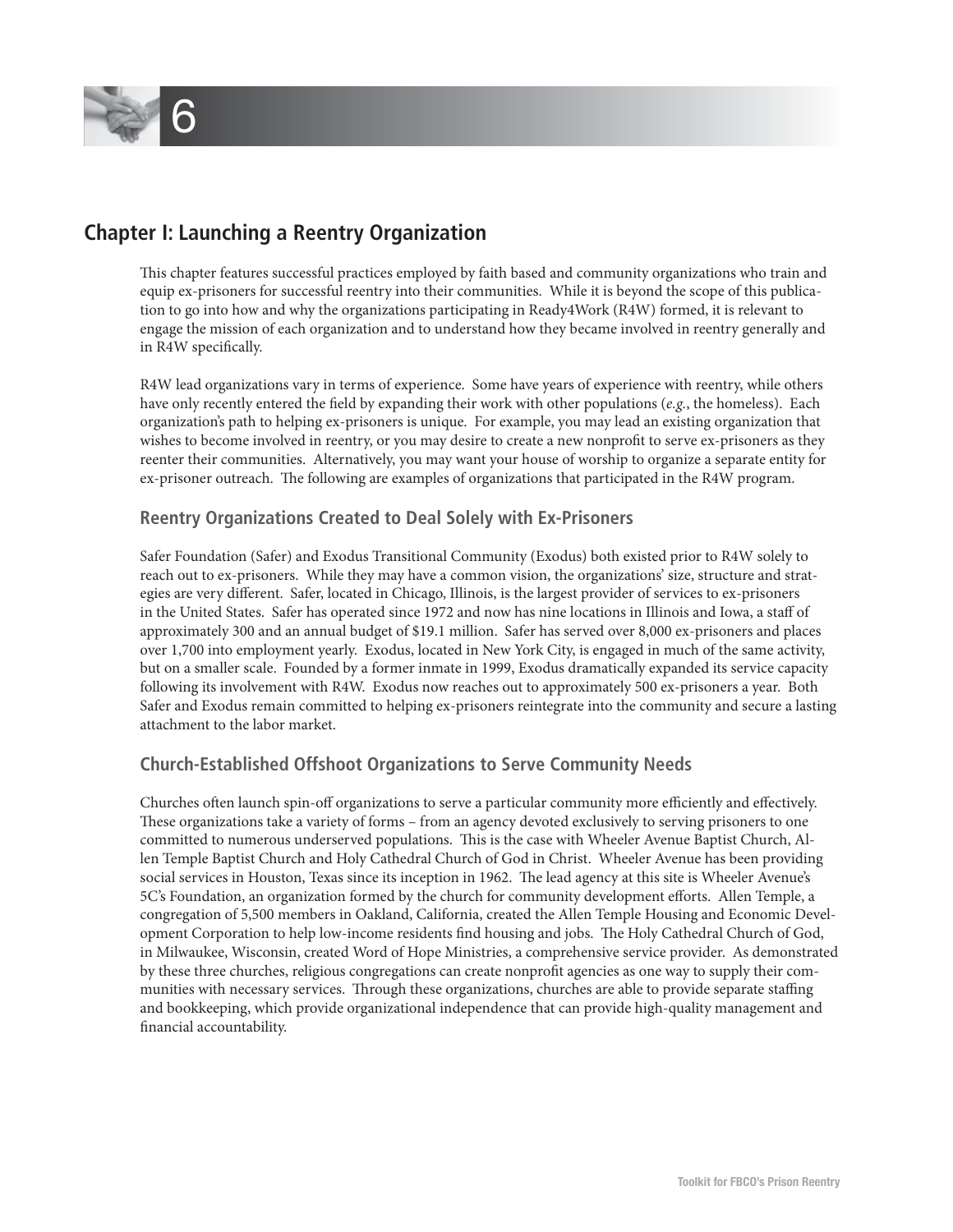## Chapter I: Launching a Reentry Organization

This chapter features successful practices employed by faith based and community organizations who train and equip ex-prisoners for successful reentry into their communities. While it is beyond the scope of this publication to go into how and why the organizations participating in Ready4Work (R4W) formed, it is relevant to engage the mission of each organization and to understand how they became involved in reentry generally and in R4W specifically.

R4W lead organizations vary in terms of experience. Some have years of experience with reentry, while others have only recently entered the field by expanding their work with other populations (*e.g.*, the homeless). Each organization's path to helping ex-prisoners is unique. For example, you may lead an existing organization that wishes to become involved in reentry, or you may desire to create a new nonprofit to serve ex-prisoners as they reenter their communities. Alternatively, you may want your house of worship to organize a separate entity for ex-prisoner outreach. The following are examples of organizations that participated in the R4W program.

### Reentry Organizations Created to Deal Solely with Ex-Prisoners

Safer Foundation (Safer) and Exodus Transitional Community (Exodus) both existed prior to R4W solely to reach out to ex-prisoners. While they may have a common vision, the organizations' size, structure and strategies are very different. Safer, located in Chicago, Illinois, is the largest provider of services to ex-prisoners in the United States. Safer has operated since 1972 and now has nine locations in Illinois and Iowa, a staff of approximately 300 and an annual budget of $19.1 million. Safer has served over 8,000 ex-prisoners and places over 1,700 into employment yearly. Exodus, located in New York City, is engaged in much of the same activity, but on a smaller scale. Founded by a former inmate in 1999, Exodus dramatically expanded its service capacity following its involvement with R4W. Exodus now reaches out to approximately 500 ex-prisoners a year. Both Safer and Exodus remain committed to helping ex-prisoners reintegrate into the community and secure a lasting attachment to the labor market.

### Church-Established Offshoot Organizations to Serve Community Needs

Churches often launch spin-off organizations to serve a particular community more efficiently and effectively. These organizations take a variety of forms – from an agency devoted exclusively to serving prisoners to one committed to numerous underserved populations. This is the case with Wheeler Avenue Baptist Church, Allen Temple Baptist Church and Holy Cathedral Church of God in Christ. Wheeler Avenue has been providing social services in Houston, Texas since its inception in 1962. The lead agency at this site is Wheeler Avenue's 5C's Foundation, an organization formed by the church for community development efforts. Allen Temple, a congregation of 5,500 members in Oakland, California, created the Allen Temple Housing and Economic Development Corporation to help low-income residents find housing and jobs. The Holy Cathedral Church of God, in Milwaukee, Wisconsin, created Word of Hope Ministries, a comprehensive service provider. As demonstrated by these three churches, religious congregations can create nonprofit agencies as one way to supply their communities with necessary services. Through these organizations, churches are able to provide separate staffing and bookkeeping, which provide organizational independence that can provide high-quality management and financial accountability.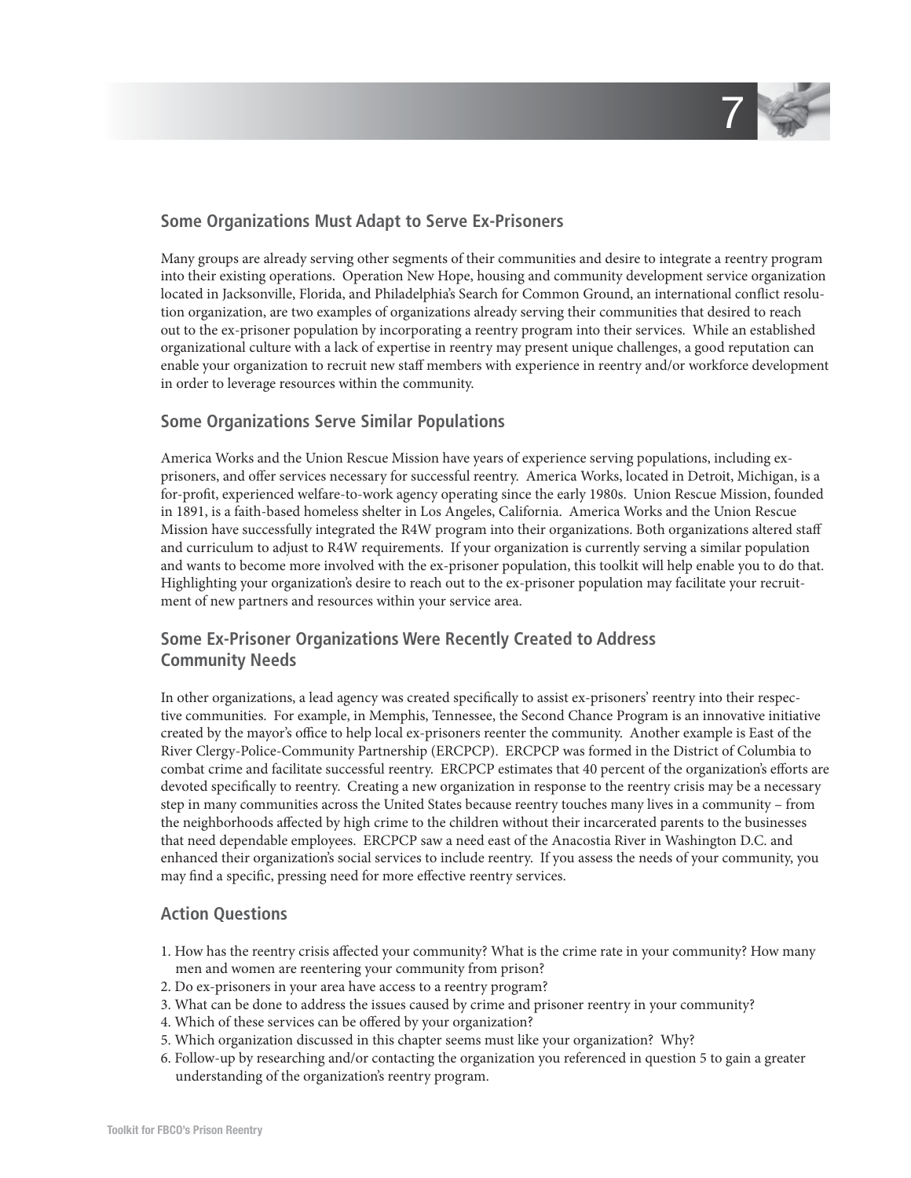## Some Organizations Must Adapt to Serve Ex-Prisoners

Many groups are already serving other segments of their communities and desire to integrate a reentry program into their existing operations. Operation New Hope, housing and community development service organization located in Jacksonville, Florida, and Philadelphia's Search for Common Ground, an international conflict resolution organization, are two examples of organizations already serving their communities that desired to reach out to the ex-prisoner population by incorporating a reentry program into their services. While an established organizational culture with a lack of expertise in reentry may present unique challenges, a good reputation can enable your organization to recruit new staff members with experience in reentry and/or workforce development in order to leverage resources within the community.

## Some Organizations Serve Similar Populations

America Works and the Union Rescue Mission have years of experience serving populations, including ex-prisoners, and offer services necessary for successful reentry. America Works, located in Detroit, Michigan, is a for-profit, experienced welfare-to-work agency operating since the early 1980s. Union Rescue Mission, founded in 1891, is a faith-based homeless shelter in Los Angeles, California. America Works and the Union Rescue Mission have successfully integrated the R4W program into their organizations. Both organizations altered staff and curriculum to adjust to R4W requirements. If your organization is currently serving a similar population and wants to become more involved with the ex-prisoner population, this toolkit will help enable you to do that. Highlighting your organization's desire to reach out to the ex-prisoner population may facilitate your recruitment of new partners and resources within your service area.

## Some Ex-Prisoner Organizations Were Recently Created to Address Community Needs

In other organizations, a lead agency was created specifically to assist ex-prisoners' reentry into their respective communities. For example, in Memphis, Tennessee, the Second Chance Program is an innovative initiative created by the mayor's office to help local ex-prisoners reenter the community. Another example is East of the River Clergy-Police-Community Partnership (ERCPCP). ERCPCP was formed in the District of Columbia to combat crime and facilitate successful reentry. ERCPCP estimates that 40 percent of the organization's efforts are devoted specifically to reentry. Creating a new organization in response to the reentry crisis may be a necessary step in many communities across the United States because reentry touches many lives in a community – from the neighborhoods affected by high crime to the children without their incarcerated parents to the businesses that need dependable employees. ERCPCP saw a need east of the Anacostia River in Washington D.C. and enhanced their organization's social services to include reentry. If you assess the needs of your community, you may find a specific, pressing need for more effective reentry services.

## Action Questions

1. How has the reentry crisis affected your community? What is the crime rate in your community? How many men and women are reentering your community from prison?
2. Do ex-prisoners in your area have access to a reentry program?
3. What can be done to address the issues caused by crime and prisoner reentry in your community?
4. Which of these services can be offered by your organization?
5. Which organization discussed in this chapter seems must like your organization? Why?
6. Follow-up by researching and/or contacting the organization you referenced in question 5 to gain a greater understanding of the organization's reentry program.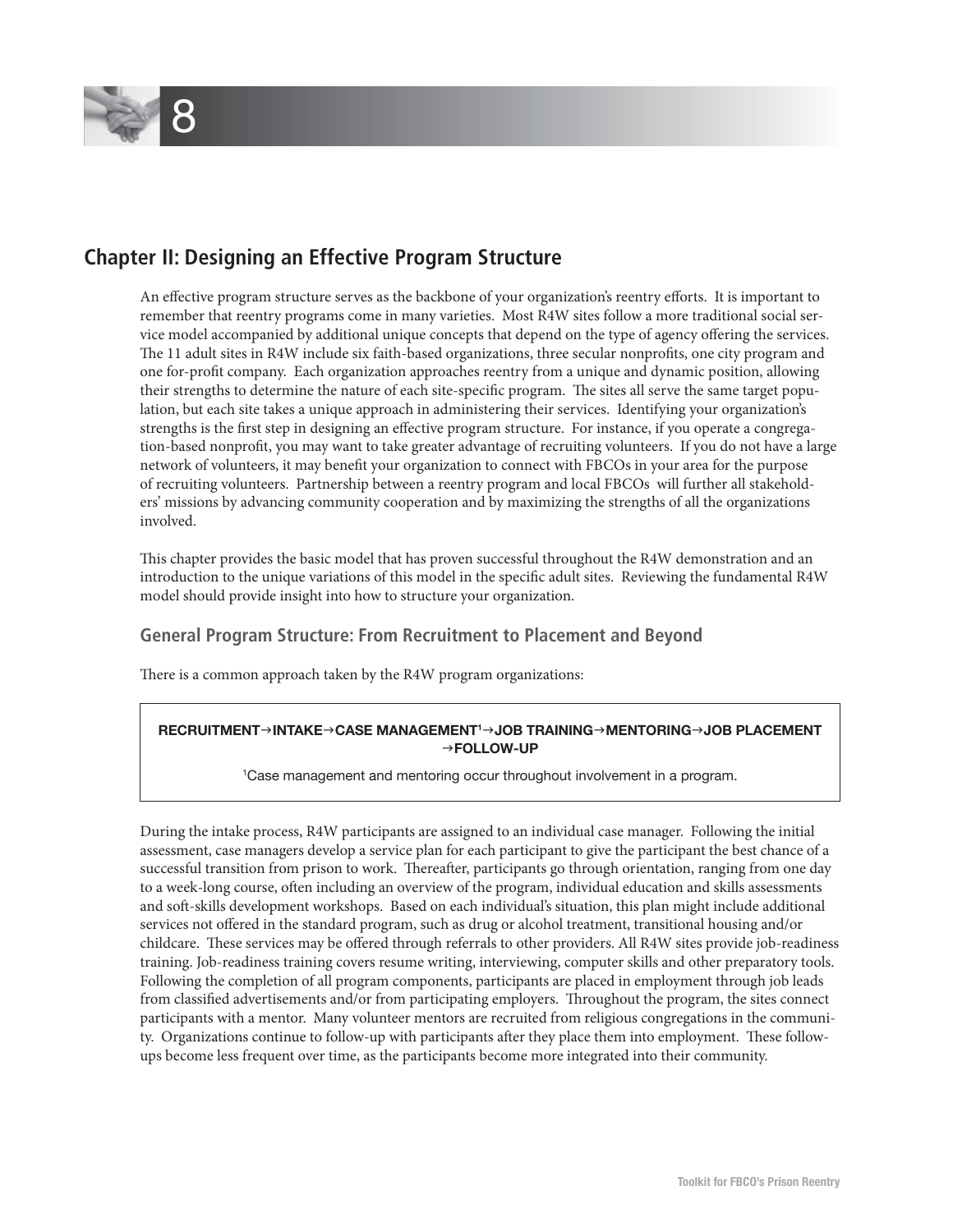## Chapter II: Designing an Effective Program Structure

An effective program structure serves as the backbone of your organization's reentry efforts. It is important to remember that reentry programs come in many varieties. Most R4W sites follow a more traditional social service model accompanied by additional unique concepts that depend on the type of agency offering the services. The 11 adult sites in R4W include six faith-based organizations, three secular nonprofits, one city program and one for-profit company. Each organization approaches reentry from a unique and dynamic position, allowing their strengths to determine the nature of each site-specific program. The sites all serve the same target population, but each site takes a unique approach in administering their services. Identifying your organization's strengths is the first step in designing an effective program structure. For instance, if you operate a congregation-based nonprofit, you may want to take greater advantage of recruiting volunteers. If you do not have a large network of volunteers, it may benefit your organization to connect with FBCOs in your area for the purpose of recruiting volunteers. Partnership between a reentry program and local FBCOs will further all stakeholders' missions by advancing community cooperation and by maximizing the strengths of all the organizations involved.

This chapter provides the basic model that has proven successful throughout the R4W demonstration and an introduction to the unique variations of this model in the specific adult sites. Reviewing the fundamental R4W model should provide insight into how to structure your organization.

### General Program Structure: From Recruitment to Placement and Beyond

There is a common approach taken by the R4W program organizations:

**RECRUITMENT→INTAKE→CASE MANAGEMENT[1]→JOB TRAINING→MENTORING→JOB PLACEMENT →FOLLOW-UP**

[1]Case management and mentoring occur throughout involvement in a program.

During the intake process, R4W participants are assigned to an individual case manager. Following the initial assessment, case managers develop a service plan for each participant to give the participant the best chance of a successful transition from prison to work. Thereafter, participants go through orientation, ranging from one day to a week-long course, often including an overview of the program, individual education and skills assessments and soft-skills development workshops. Based on each individual's situation, this plan might include additional services not offered in the standard program, such as drug or alcohol treatment, transitional housing and/or childcare. These services may be offered through referrals to other providers. All R4W sites provide job-readiness training. Job-readiness training covers resume writing, interviewing, computer skills and other preparatory tools. Following the completion of all program components, participants are placed in employment through job leads from classified advertisements and/or from participating employers. Throughout the program, the sites connect participants with a mentor. Many volunteer mentors are recruited from religious congregations in the community. Organizations continue to follow-up with participants after they place them into employment. These follow-ups become less frequent over time, as the participants become more integrated into their community.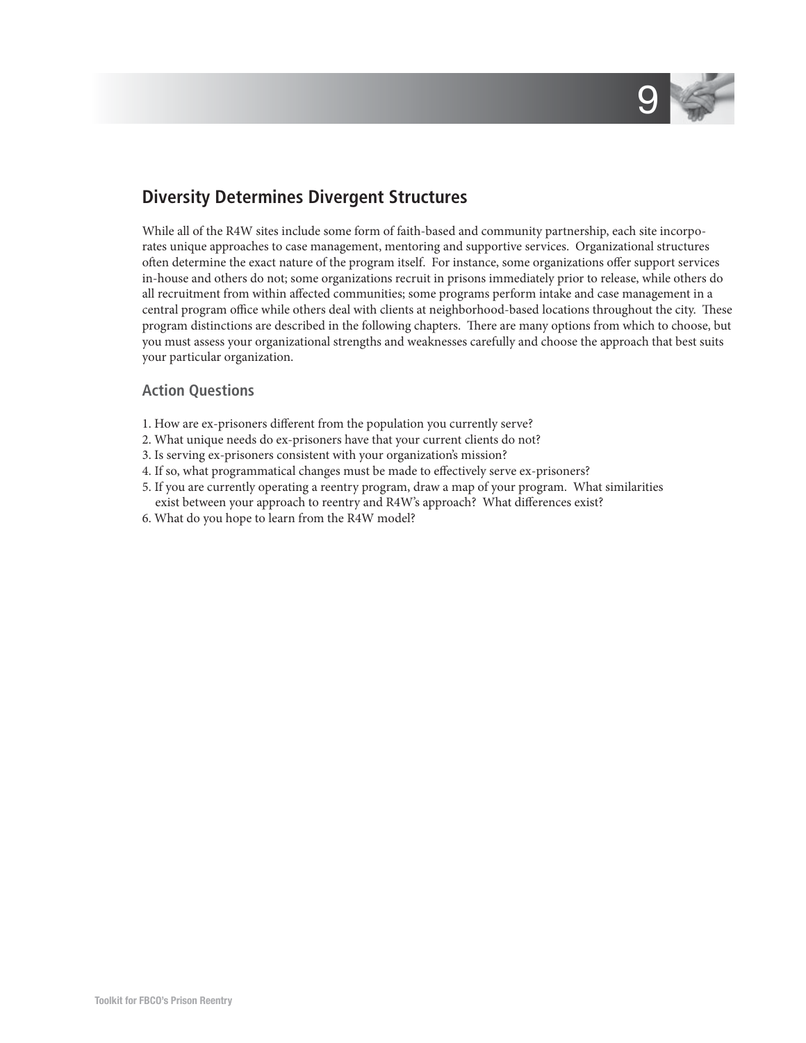## Diversity Determines Divergent Structures

While all of the R4W sites include some form of faith-based and community partnership, each site incorporates unique approaches to case management, mentoring and supportive services. Organizational structures often determine the exact nature of the program itself. For instance, some organizations offer support services in-house and others do not; some organizations recruit in prisons immediately prior to release, while others do all recruitment from within affected communities; some programs perform intake and case management in a central program office while others deal with clients at neighborhood-based locations throughout the city. These program distinctions are described in the following chapters. There are many options from which to choose, but you must assess your organizational strengths and weaknesses carefully and choose the approach that best suits your particular organization.

### Action Questions

1. How are ex-prisoners different from the population you currently serve?
2. What unique needs do ex-prisoners have that your current clients do not?
3. Is serving ex-prisoners consistent with your organization's mission?
4. If so, what programmatical changes must be made to effectively serve ex-prisoners?
5. If you are currently operating a reentry program, draw a map of your program. What similarities exist between your approach to reentry and R4W's approach? What differences exist?
6. What do you hope to learn from the R4W model?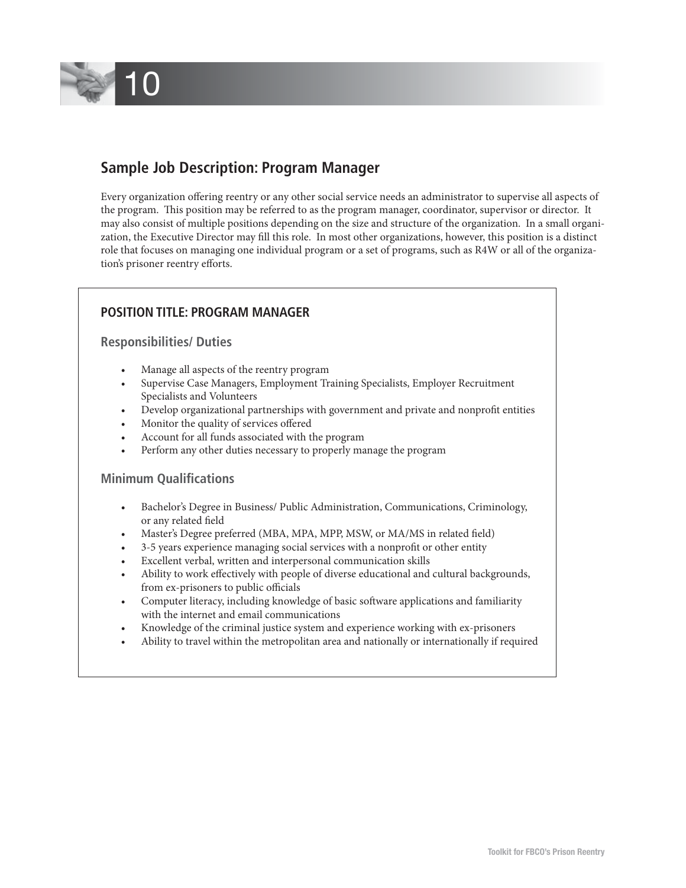# 10

## Sample Job Description: Program Manager

Every organization offering reentry or any other social service needs an administrator to supervise all aspects of the program. This position may be referred to as the program manager, coordinator, supervisor or director. It may also consist of multiple positions depending on the size and structure of the organization. In a small organization, the Executive Director may fill this role. In most other organizations, however, this position is a distinct role that focuses on managing one individual program or a set of programs, such as R4W or all of the organization's prisoner reentry efforts.

### POSITION TITLE: PROGRAM MANAGER

#### Responsibilities/ Duties

- Manage all aspects of the reentry program
- Supervise Case Managers, Employment Training Specialists, Employer Recruitment Specialists and Volunteers
- Develop organizational partnerships with government and private and nonprofit entities
- Monitor the quality of services offered
- Account for all funds associated with the program
- Perform any other duties necessary to properly manage the program

#### Minimum Qualifications

- Bachelor's Degree in Business/ Public Administration, Communications, Criminology, or any related field
- Master's Degree preferred (MBA, MPA, MPP, MSW, or MA/MS in related field)
- 3-5 years experience managing social services with a nonprofit or other entity
- Excellent verbal, written and interpersonal communication skills
- Ability to work effectively with people of diverse educational and cultural backgrounds, from ex-prisoners to public officials
- Computer literacy, including knowledge of basic software applications and familiarity with the internet and email communications
- Knowledge of the criminal justice system and experience working with ex-prisoners
- Ability to travel within the metropolitan area and nationally or internationally if required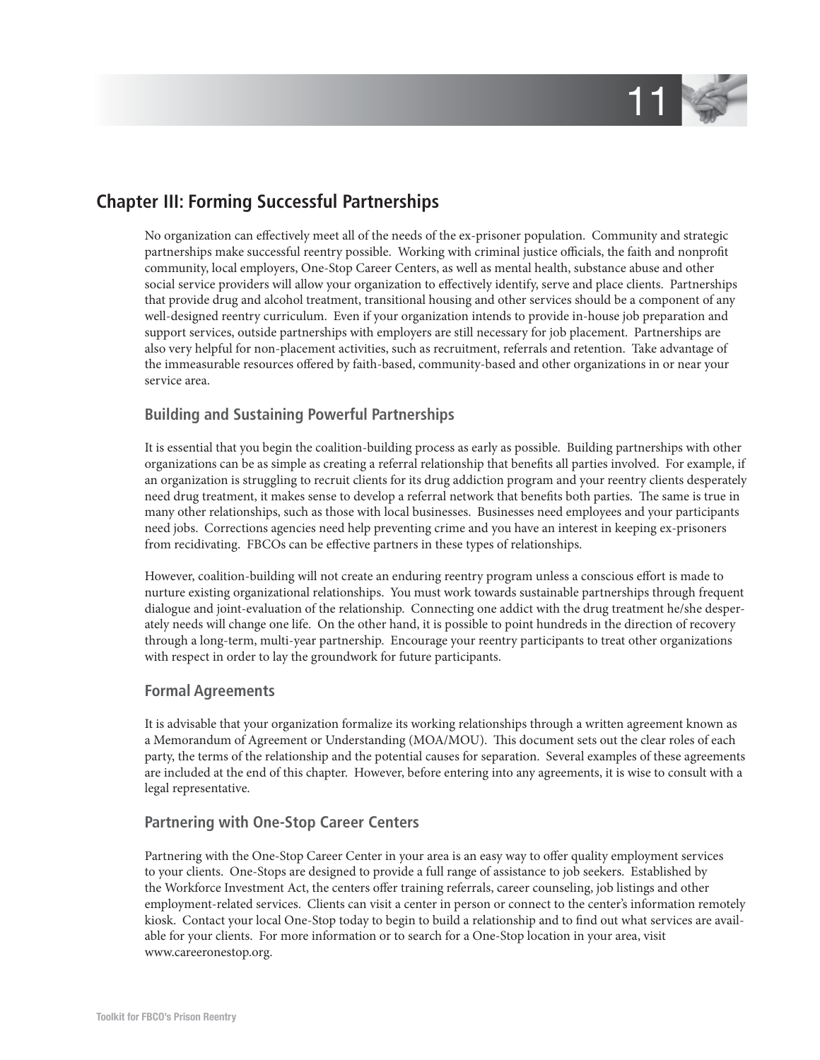## Chapter III: Forming Successful Partnerships

No organization can effectively meet all of the needs of the ex-prisoner population. Community and strategic partnerships make successful reentry possible. Working with criminal justice officials, the faith and nonprofit community, local employers, One-Stop Career Centers, as well as mental health, substance abuse and other social service providers will allow your organization to effectively identify, serve and place clients. Partnerships that provide drug and alcohol treatment, transitional housing and other services should be a component of any well-designed reentry curriculum. Even if your organization intends to provide in-house job preparation and support services, outside partnerships with employers are still necessary for job placement. Partnerships are also very helpful for non-placement activities, such as recruitment, referrals and retention. Take advantage of the immeasurable resources offered by faith-based, community-based and other organizations in or near your service area.

### Building and Sustaining Powerful Partnerships

It is essential that you begin the coalition-building process as early as possible. Building partnerships with other organizations can be as simple as creating a referral relationship that benefits all parties involved. For example, if an organization is struggling to recruit clients for its drug addiction program and your reentry clients desperately need drug treatment, it makes sense to develop a referral network that benefits both parties. The same is true in many other relationships, such as those with local businesses. Businesses need employees and your participants need jobs. Corrections agencies need help preventing crime and you have an interest in keeping ex-prisoners from recidivating. FBCOs can be effective partners in these types of relationships.

However, coalition-building will not create an enduring reentry program unless a conscious effort is made to nurture existing organizational relationships. You must work towards sustainable partnerships through frequent dialogue and joint-evaluation of the relationship. Connecting one addict with the drug treatment he/she desperately needs will change one life. On the other hand, it is possible to point hundreds in the direction of recovery through a long-term, multi-year partnership. Encourage your reentry participants to treat other organizations with respect in order to lay the groundwork for future participants.

### Formal Agreements

It is advisable that your organization formalize its working relationships through a written agreement known as a Memorandum of Agreement or Understanding (MOA/MOU). This document sets out the clear roles of each party, the terms of the relationship and the potential causes for separation. Several examples of these agreements are included at the end of this chapter. However, before entering into any agreements, it is wise to consult with a legal representative.

### Partnering with One-Stop Career Centers

Partnering with the One-Stop Career Center in your area is an easy way to offer quality employment services to your clients. One-Stops are designed to provide a full range of assistance to job seekers. Established by the Workforce Investment Act, the centers offer training referrals, career counseling, job listings and other employment-related services. Clients can visit a center in person or connect to the center's information remotely kiosk. Contact your local One-Stop today to begin to build a relationship and to find out what services are available for your clients. For more information or to search for a One-Stop location in your area, visit www.careeronestop.org.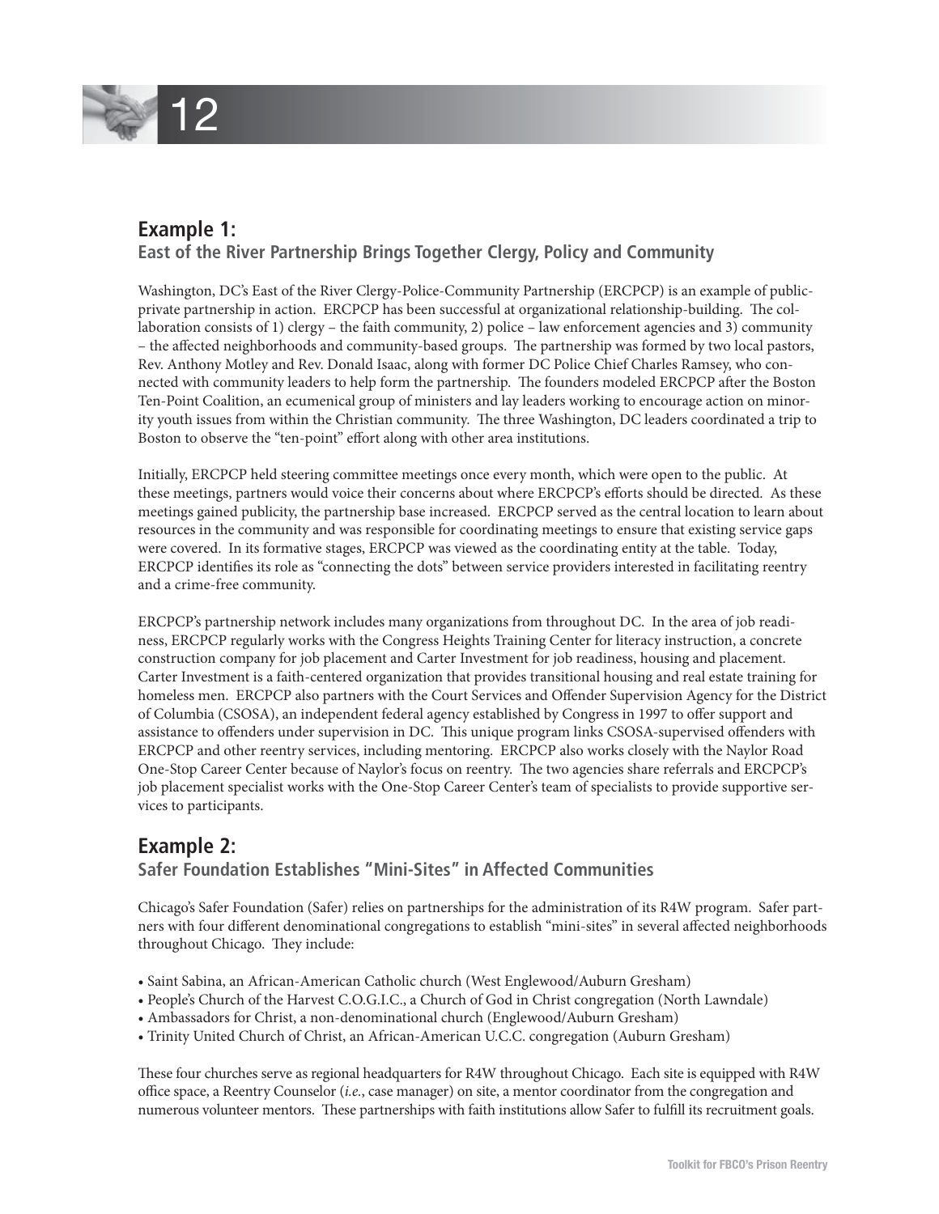## Example 1:

### East of the River Partnership Brings Together Clergy, Policy and Community

Washington, DC's East of the River Clergy-Police-Community Partnership (ERCPCP) is an example of public-private partnership in action. ERCPCP has been successful at organizational relationship-building. The collaboration consists of 1) clergy – the faith community, 2) police – law enforcement agencies and 3) community – the affected neighborhoods and community-based groups. The partnership was formed by two local pastors, Rev. Anthony Motley and Rev. Donald Isaac, along with former DC Police Chief Charles Ramsey, who connected with community leaders to help form the partnership. The founders modeled ERCPCP after the Boston Ten-Point Coalition, an ecumenical group of ministers and lay leaders working to encourage action on minority youth issues from within the Christian community. The three Washington, DC leaders coordinated a trip to Boston to observe the "ten-point" effort along with other area institutions.

Initially, ERCPCP held steering committee meetings once every month, which were open to the public. At these meetings, partners would voice their concerns about where ERCPCP's efforts should be directed. As these meetings gained publicity, the partnership base increased. ERCPCP served as the central location to learn about resources in the community and was responsible for coordinating meetings to ensure that existing service gaps were covered. In its formative stages, ERCPCP was viewed as the coordinating entity at the table. Today, ERCPCP identifies its role as "connecting the dots" between service providers interested in facilitating reentry and a crime-free community.

ERCPCP's partnership network includes many organizations from throughout DC. In the area of job readiness, ERCPCP regularly works with the Congress Heights Training Center for literacy instruction, a concrete construction company for job placement and Carter Investment for job readiness, housing and placement. Carter Investment is a faith-centered organization that provides transitional housing and real estate training for homeless men. ERCPCP also partners with the Court Services and Offender Supervision Agency for the District of Columbia (CSOSA), an independent federal agency established by Congress in 1997 to offer support and assistance to offenders under supervision in DC. This unique program links CSOSA-supervised offenders with ERCPCP and other reentry services, including mentoring. ERCPCP also works closely with the Naylor Road One-Stop Career Center because of Naylor's focus on reentry. The two agencies share referrals and ERCPCP's job placement specialist works with the One-Stop Career Center's team of specialists to provide supportive services to participants.

## Example 2:

### Safer Foundation Establishes "Mini-Sites" in Affected Communities

Chicago's Safer Foundation (Safer) relies on partnerships for the administration of its R4W program. Safer partners with four different denominational congregations to establish "mini-sites" in several affected neighborhoods throughout Chicago. They include:

- Saint Sabina, an African-American Catholic church (West Englewood/Auburn Gresham)
- People's Church of the Harvest C.O.G.I.C., a Church of God in Christ congregation (North Lawndale)
- Ambassadors for Christ, a non-denominational church (Englewood/Auburn Gresham)
- Trinity United Church of Christ, an African-American U.C.C. congregation (Auburn Gresham)

These four churches serve as regional headquarters for R4W throughout Chicago. Each site is equipped with R4W office space, a Reentry Counselor (*i.e.*, case manager) on site, a mentor coordinator from the congregation and numerous volunteer mentors. These partnerships with faith institutions allow Safer to fulfill its recruitment goals.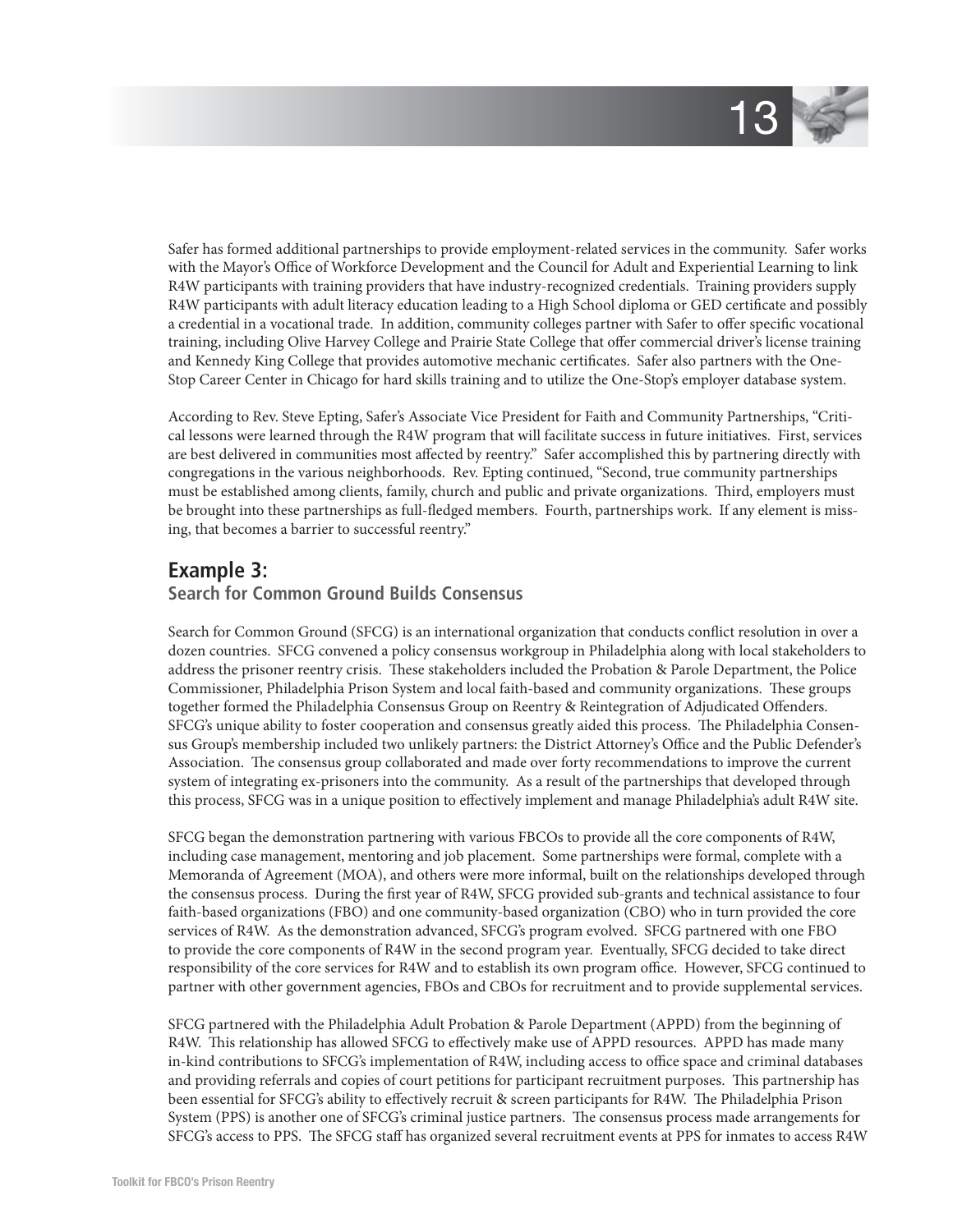Safer has formed additional partnerships to provide employment-related services in the community. Safer works with the Mayor's Office of Workforce Development and the Council for Adult and Experiential Learning to link R4W participants with training providers that have industry-recognized credentials. Training providers supply R4W participants with adult literacy education leading to a High School diploma or GED certificate and possibly a credential in a vocational trade. In addition, community colleges partner with Safer to offer specific vocational training, including Olive Harvey College and Prairie State College that offer commercial driver's license training and Kennedy King College that provides automotive mechanic certificates. Safer also partners with the One-Stop Career Center in Chicago for hard skills training and to utilize the One-Stop's employer database system.

According to Rev. Steve Epting, Safer's Associate Vice President for Faith and Community Partnerships, "Critical lessons were learned through the R4W program that will facilitate success in future initiatives. First, services are best delivered in communities most affected by reentry." Safer accomplished this by partnering directly with congregations in the various neighborhoods. Rev. Epting continued, "Second, true community partnerships must be established among clients, family, church and public and private organizations. Third, employers must be brought into these partnerships as full-fledged members. Fourth, partnerships work. If any element is missing, that becomes a barrier to successful reentry."

## Example 3:

### Search for Common Ground Builds Consensus

Search for Common Ground (SFCG) is an international organization that conducts conflict resolution in over a dozen countries. SFCG convened a policy consensus workgroup in Philadelphia along with local stakeholders to address the prisoner reentry crisis. These stakeholders included the Probation & Parole Department, the Police Commissioner, Philadelphia Prison System and local faith-based and community organizations. These groups together formed the Philadelphia Consensus Group on Reentry & Reintegration of Adjudicated Offenders. SFCG's unique ability to foster cooperation and consensus greatly aided this process. The Philadelphia Consensus Group's membership included two unlikely partners: the District Attorney's Office and the Public Defender's Association. The consensus group collaborated and made over forty recommendations to improve the current system of integrating ex-prisoners into the community. As a result of the partnerships that developed through this process, SFCG was in a unique position to effectively implement and manage Philadelphia's adult R4W site.

SFCG began the demonstration partnering with various FBCOs to provide all the core components of R4W, including case management, mentoring and job placement. Some partnerships were formal, complete with a Memoranda of Agreement (MOA), and others were more informal, built on the relationships developed through the consensus process. During the first year of R4W, SFCG provided sub-grants and technical assistance to four faith-based organizations (FBO) and one community-based organization (CBO) who in turn provided the core services of R4W. As the demonstration advanced, SFCG's program evolved. SFCG partnered with one FBO to provide the core components of R4W in the second program year. Eventually, SFCG decided to take direct responsibility of the core services for R4W and to establish its own program office. However, SFCG continued to partner with other government agencies, FBOs and CBOs for recruitment and to provide supplemental services.

SFCG partnered with the Philadelphia Adult Probation & Parole Department (APPD) from the beginning of R4W. This relationship has allowed SFCG to effectively make use of APPD resources. APPD has made many in-kind contributions to SFCG's implementation of R4W, including access to office space and criminal databases and providing referrals and copies of court petitions for participant recruitment purposes. This partnership has been essential for SFCG's ability to effectively recruit & screen participants for R4W. The Philadelphia Prison System (PPS) is another one of SFCG's criminal justice partners. The consensus process made arrangements for SFCG's access to PPS. The SFCG staff has organized several recruitment events at PPS for inmates to access R4W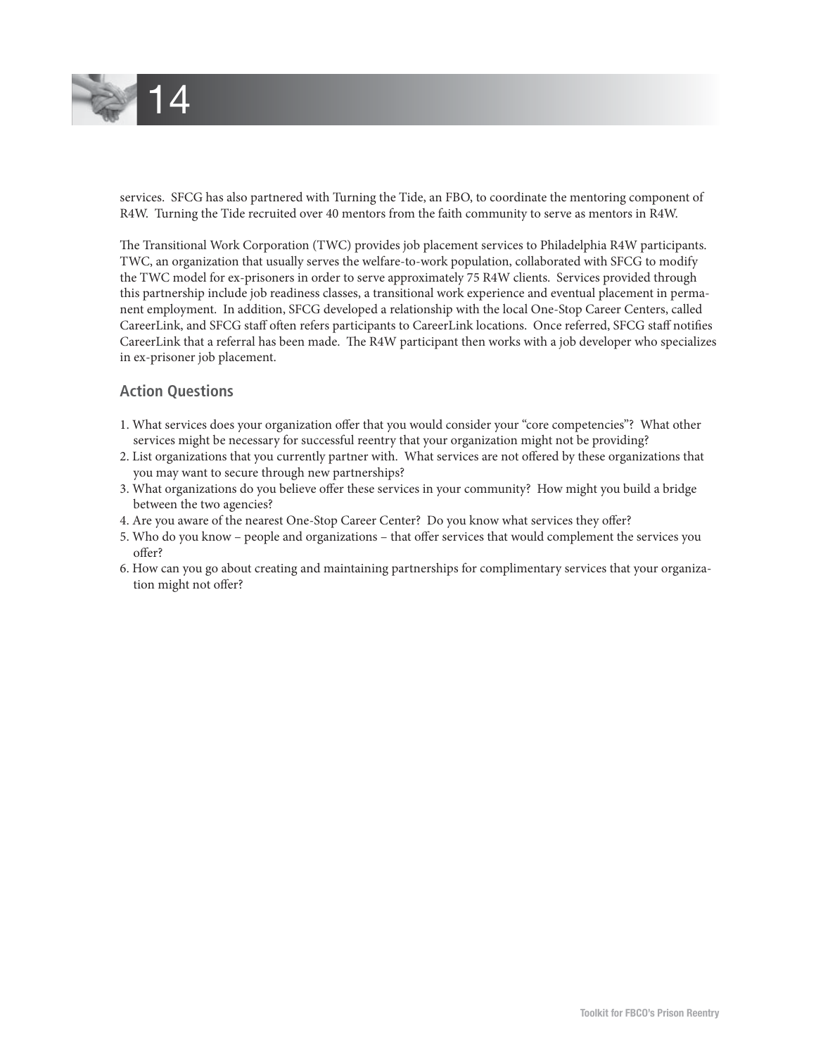services. SFCG has also partnered with Turning the Tide, an FBO, to coordinate the mentoring component of R4W. Turning the Tide recruited over 40 mentors from the faith community to serve as mentors in R4W.

The Transitional Work Corporation (TWC) provides job placement services to Philadelphia R4W participants. TWC, an organization that usually serves the welfare-to-work population, collaborated with SFCG to modify the TWC model for ex-prisoners in order to serve approximately 75 R4W clients. Services provided through this partnership include job readiness classes, a transitional work experience and eventual placement in permanent employment. In addition, SFCG developed a relationship with the local One-Stop Career Centers, called CareerLink, and SFCG staff often refers participants to CareerLink locations. Once referred, SFCG staff notifies CareerLink that a referral has been made. The R4W participant then works with a job developer who specializes in ex-prisoner job placement.

### Action Questions

1. What services does your organization offer that you would consider your "core competencies"? What other services might be necessary for successful reentry that your organization might not be providing?
2. List organizations that you currently partner with. What services are not offered by these organizations that you may want to secure through new partnerships?
3. What organizations do you believe offer these services in your community? How might you build a bridge between the two agencies?
4. Are you aware of the nearest One-Stop Career Center? Do you know what services they offer?
5. Who do you know – people and organizations – that offer services that would complement the services you offer?
6. How can you go about creating and maintaining partnerships for complimentary services that your organization might not offer?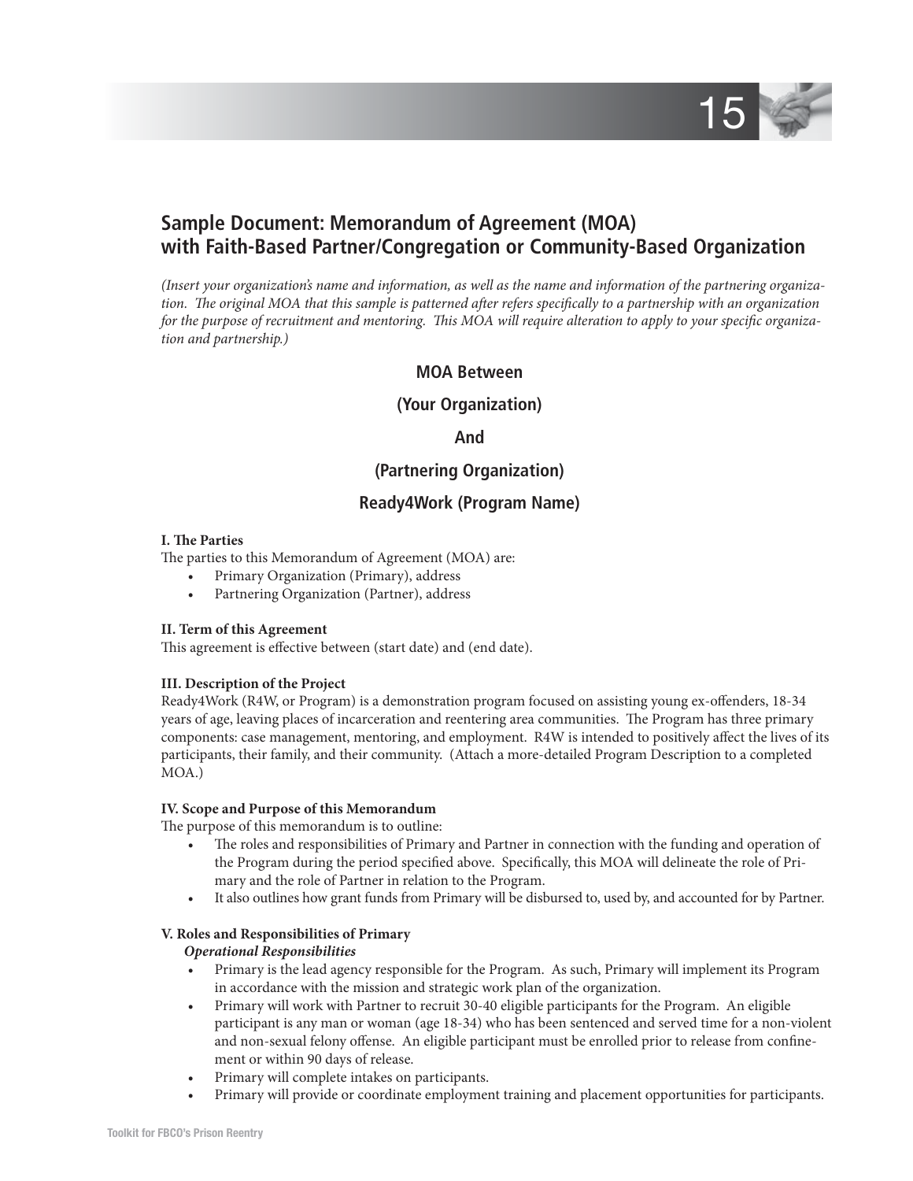## Sample Document: Memorandum of Agreement (MOA) with Faith-Based Partner/Congregation or Community-Based Organization

*(Insert your organization's name and information, as well as the name and information of the partnering organization. The original MOA that this sample is patterned after refers specifically to a partnership with an organization for the purpose of recruitment and mentoring. This MOA will require alteration to apply to your specific organization and partnership.)*

**MOA Between**

**(Your Organization)**

**And**

**(Partnering Organization)**

**Ready4Work (Program Name)**

**I. The Parties**

The parties to this Memorandum of Agreement (MOA) are:

- Primary Organization (Primary), address
- Partnering Organization (Partner), address

**II. Term of this Agreement**

This agreement is effective between (start date) and (end date).

**III. Description of the Project**

Ready4Work (R4W, or Program) is a demonstration program focused on assisting young ex-offenders, 18-34 years of age, leaving places of incarceration and reentering area communities. The Program has three primary components: case management, mentoring, and employment. R4W is intended to positively affect the lives of its participants, their family, and their community. (Attach a more-detailed Program Description to a completed MOA.)

**IV. Scope and Purpose of this Memorandum**

The purpose of this memorandum is to outline:

- The roles and responsibilities of Primary and Partner in connection with the funding and operation of the Program during the period specified above. Specifically, this MOA will delineate the role of Primary and the role of Partner in relation to the Program.
- It also outlines how grant funds from Primary will be disbursed to, used by, and accounted for by Partner.

**V. Roles and Responsibilities of Primary**

***Operational Responsibilities***

- Primary is the lead agency responsible for the Program. As such, Primary will implement its Program in accordance with the mission and strategic work plan of the organization.
- Primary will work with Partner to recruit 30-40 eligible participants for the Program. An eligible participant is any man or woman (age 18-34) who has been sentenced and served time for a non-violent and non-sexual felony offense. An eligible participant must be enrolled prior to release from confinement or within 90 days of release.
- Primary will complete intakes on participants.
- Primary will provide or coordinate employment training and placement opportunities for participants.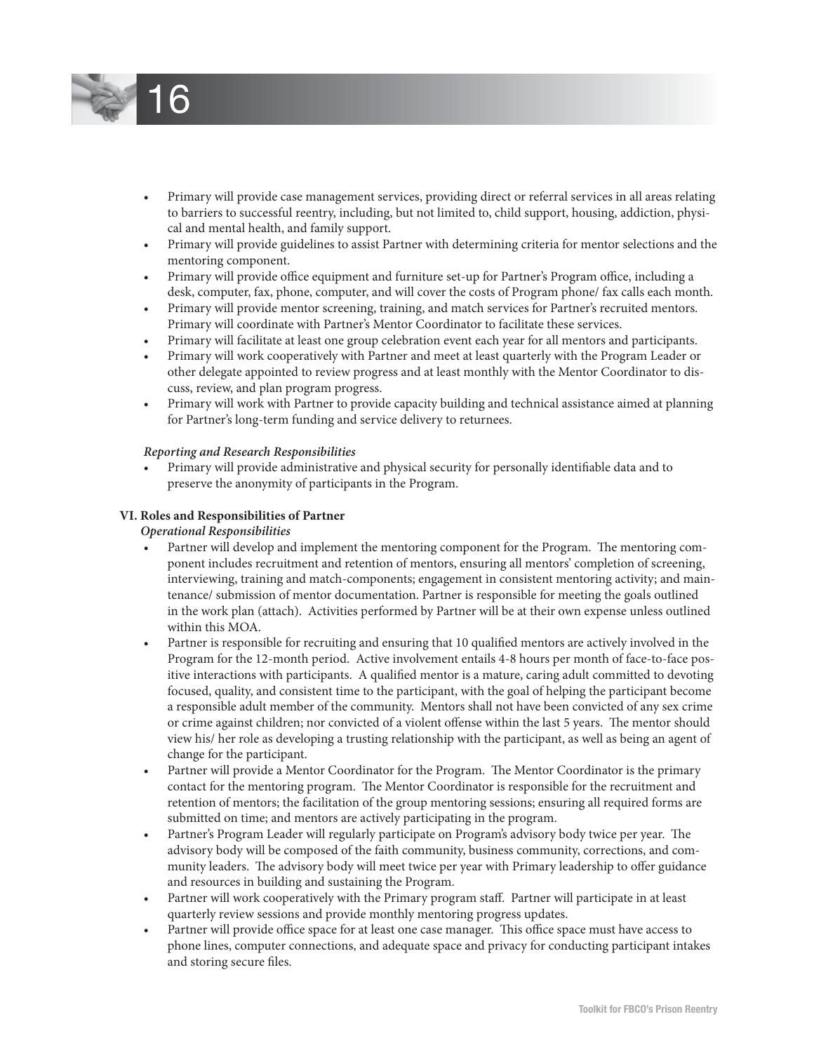- Primary will provide case management services, providing direct or referral services in all areas relating to barriers to successful reentry, including, but not limited to, child support, housing, addiction, physical and mental health, and family support.
- Primary will provide guidelines to assist Partner with determining criteria for mentor selections and the mentoring component.
- Primary will provide office equipment and furniture set-up for Partner's Program office, including a desk, computer, fax, phone, computer, and will cover the costs of Program phone/ fax calls each month.
- Primary will provide mentor screening, training, and match services for Partner's recruited mentors. Primary will coordinate with Partner's Mentor Coordinator to facilitate these services.
- Primary will facilitate at least one group celebration event each year for all mentors and participants.
- Primary will work cooperatively with Partner and meet at least quarterly with the Program Leader or other delegate appointed to review progress and at least monthly with the Mentor Coordinator to discuss, review, and plan program progress.
- Primary will work with Partner to provide capacity building and technical assistance aimed at planning for Partner's long-term funding and service delivery to returnees.

***Reporting and Research Responsibilities***

- Primary will provide administrative and physical security for personally identifiable data and to preserve the anonymity of participants in the Program.

**VI. Roles and Responsibilities of Partner**

***Operational Responsibilities***

- Partner will develop and implement the mentoring component for the Program. The mentoring component includes recruitment and retention of mentors, ensuring all mentors' completion of screening, interviewing, training and match-components; engagement in consistent mentoring activity; and maintenance/ submission of mentor documentation. Partner is responsible for meeting the goals outlined in the work plan (attach). Activities performed by Partner will be at their own expense unless outlined within this MOA.
- Partner is responsible for recruiting and ensuring that 10 qualified mentors are actively involved in the Program for the 12-month period. Active involvement entails 4-8 hours per month of face-to-face positive interactions with participants. A qualified mentor is a mature, caring adult committed to devoting focused, quality, and consistent time to the participant, with the goal of helping the participant become a responsible adult member of the community. Mentors shall not have been convicted of any sex crime or crime against children; nor convicted of a violent offense within the last 5 years. The mentor should view his/ her role as developing a trusting relationship with the participant, as well as being an agent of change for the participant.
- Partner will provide a Mentor Coordinator for the Program. The Mentor Coordinator is the primary contact for the mentoring program. The Mentor Coordinator is responsible for the recruitment and retention of mentors; the facilitation of the group mentoring sessions; ensuring all required forms are submitted on time; and mentors are actively participating in the program.
- Partner's Program Leader will regularly participate on Program's advisory body twice per year. The advisory body will be composed of the faith community, business community, corrections, and community leaders. The advisory body will meet twice per year with Primary leadership to offer guidance and resources in building and sustaining the Program.
- Partner will work cooperatively with the Primary program staff. Partner will participate in at least quarterly review sessions and provide monthly mentoring progress updates.
- Partner will provide office space for at least one case manager. This office space must have access to phone lines, computer connections, and adequate space and privacy for conducting participant intakes and storing secure files.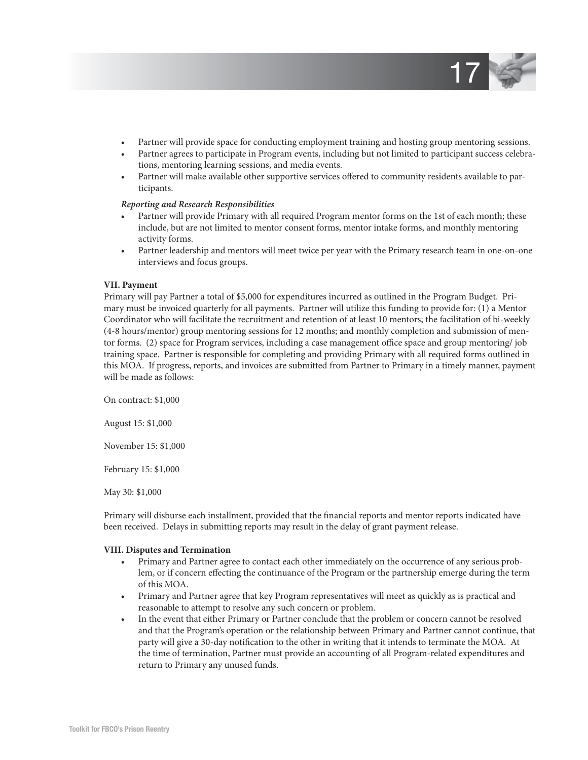- Partner will provide space for conducting employment training and hosting group mentoring sessions.
- Partner agrees to participate in Program events, including but not limited to participant success celebrations, mentoring learning sessions, and media events.
- Partner will make available other supportive services offered to community residents available to participants.

***Reporting and Research Responsibilities***

- Partner will provide Primary with all required Program mentor forms on the 1st of each month; these include, but are not limited to mentor consent forms, mentor intake forms, and monthly mentoring activity forms.
- Partner leadership and mentors will meet twice per year with the Primary research team in one-on-one interviews and focus groups.

**VII. Payment**

Primary will pay Partner a total of $5,000 for expenditures incurred as outlined in the Program Budget. Primary must be invoiced quarterly for all payments. Partner will utilize this funding to provide for: (1) a Mentor Coordinator who will facilitate the recruitment and retention of at least 10 mentors; the facilitation of bi-weekly (4-8 hours/mentor) group mentoring sessions for 12 months; and monthly completion and submission of mentor forms. (2) space for Program services, including a case management office space and group mentoring/ job training space. Partner is responsible for completing and providing Primary with all required forms outlined in this MOA. If progress, reports, and invoices are submitted from Partner to Primary in a timely manner, payment will be made as follows:

On contract: $1,000

August 15: $1,000

November 15: $1,000

February 15: $1,000

May 30: $1,000

Primary will disburse each installment, provided that the financial reports and mentor reports indicated have been received. Delays in submitting reports may result in the delay of grant payment release.

**VIII. Disputes and Termination**

- Primary and Partner agree to contact each other immediately on the occurrence of any serious problem, or if concern effecting the continuance of the Program or the partnership emerge during the term of this MOA.
- Primary and Partner agree that key Program representatives will meet as quickly as is practical and reasonable to attempt to resolve any such concern or problem.
- In the event that either Primary or Partner conclude that the problem or concern cannot be resolved and that the Program's operation or the relationship between Primary and Partner cannot continue, that party will give a 30-day notification to the other in writing that it intends to terminate the MOA. At the time of termination, Partner must provide an accounting of all Program-related expenditures and return to Primary any unused funds.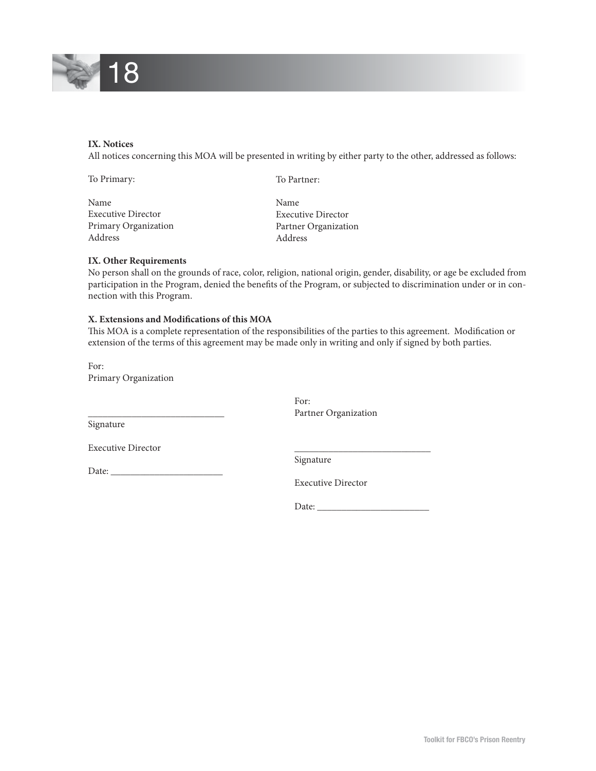**IX. Notices**

All notices concerning this MOA will be presented in writing by either party to the other, addressed as follows:

To Primary:

Name
Executive Director
Primary Organization
Address

To Partner:

Name
Executive Director
Partner Organization
Address

**IX. Other Requirements**

No person shall on the grounds of race, color, religion, national origin, gender, disability, or age be excluded from participation in the Program, denied the benefits of the Program, or subjected to discrimination under or in connection with this Program.

**X. Extensions and Modifications of this MOA**

This MOA is a complete representation of the responsibilities of the parties to this agreement. Modification or extension of the terms of this agreement may be made only in writing and only if signed by both parties.

For:
Primary Organization

_____________________________
Signature

Executive Director

Date: ________________________

For:
Partner Organization

_____________________________
Signature

Executive Director

Date: ________________________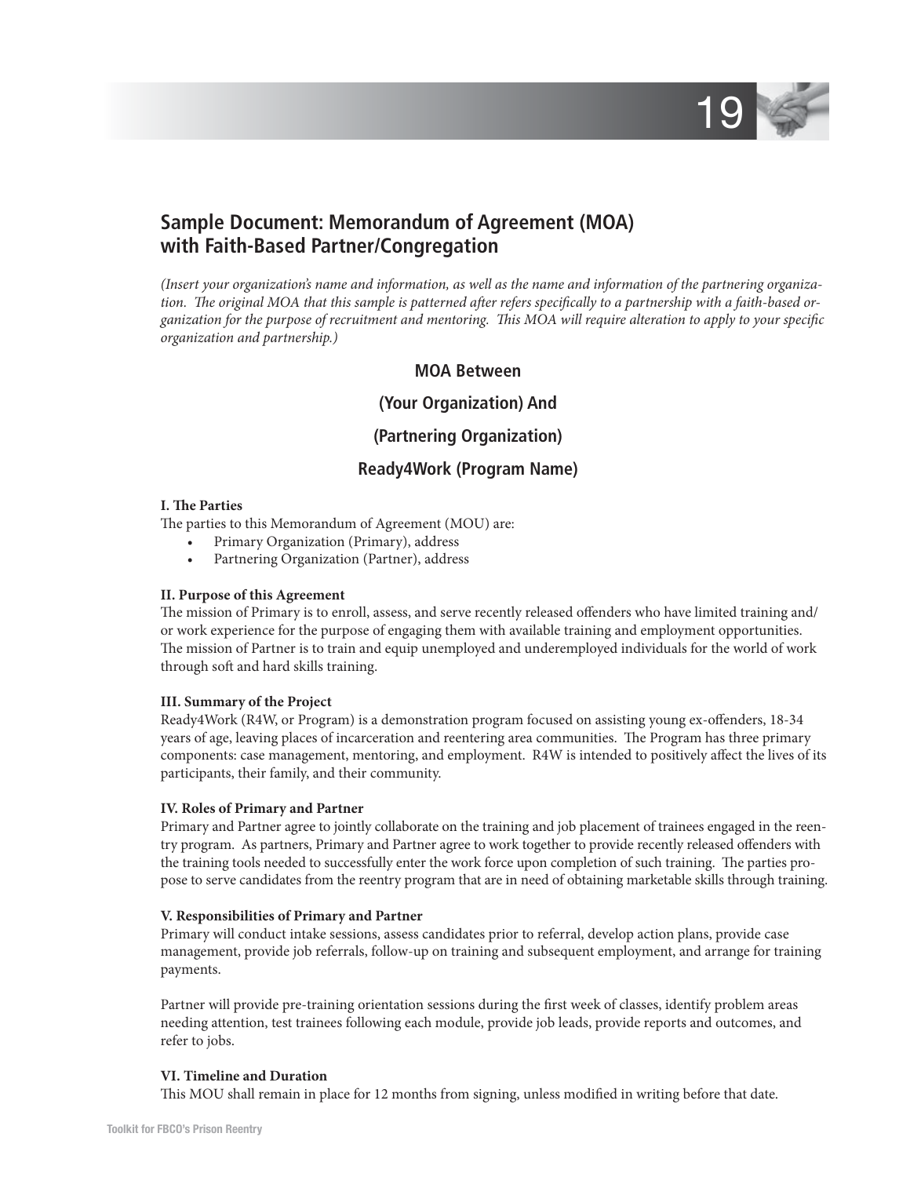## Sample Document: Memorandum of Agreement (MOA) with Faith-Based Partner/Congregation

*(Insert your organization's name and information, as well as the name and information of the partnering organization. The original MOA that this sample is patterned after refers specifically to a partnership with a faith-based organization for the purpose of recruitment and mentoring. This MOA will require alteration to apply to your specific organization and partnership.)*

### MOA Between

### (Your Organization) And

### (Partnering Organization)

### Ready4Work (Program Name)

**I. The Parties**

The parties to this Memorandum of Agreement (MOU) are:

- Primary Organization (Primary), address
- Partnering Organization (Partner), address

**II. Purpose of this Agreement**

The mission of Primary is to enroll, assess, and serve recently released offenders who have limited training and/or work experience for the purpose of engaging them with available training and employment opportunities. The mission of Partner is to train and equip unemployed and underemployed individuals for the world of work through soft and hard skills training.

**III. Summary of the Project**

Ready4Work (R4W, or Program) is a demonstration program focused on assisting young ex-offenders, 18-34 years of age, leaving places of incarceration and reentering area communities. The Program has three primary components: case management, mentoring, and employment. R4W is intended to positively affect the lives of its participants, their family, and their community.

**IV. Roles of Primary and Partner**

Primary and Partner agree to jointly collaborate on the training and job placement of trainees engaged in the reentry program. As partners, Primary and Partner agree to work together to provide recently released offenders with the training tools needed to successfully enter the work force upon completion of such training. The parties propose to serve candidates from the reentry program that are in need of obtaining marketable skills through training.

**V. Responsibilities of Primary and Partner**

Primary will conduct intake sessions, assess candidates prior to referral, develop action plans, provide case management, provide job referrals, follow-up on training and subsequent employment, and arrange for training payments.

Partner will provide pre-training orientation sessions during the first week of classes, identify problem areas needing attention, test trainees following each module, provide job leads, provide reports and outcomes, and refer to jobs.

**VI. Timeline and Duration**

This MOU shall remain in place for 12 months from signing, unless modified in writing before that date.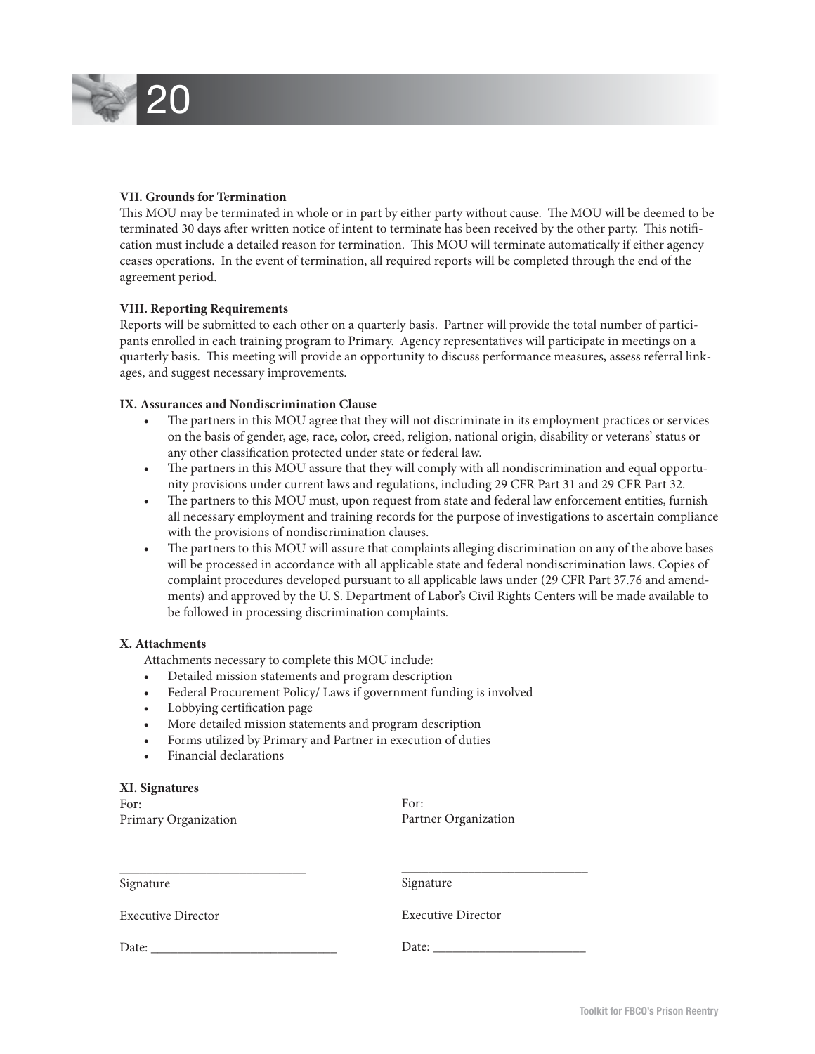**VII. Grounds for Termination**

This MOU may be terminated in whole or in part by either party without cause. The MOU will be deemed to be terminated 30 days after written notice of intent to terminate has been received by the other party. This notification must include a detailed reason for termination. This MOU will terminate automatically if either agency ceases operations. In the event of termination, all required reports will be completed through the end of the agreement period.

**VIII. Reporting Requirements**

Reports will be submitted to each other on a quarterly basis. Partner will provide the total number of participants enrolled in each training program to Primary. Agency representatives will participate in meetings on a quarterly basis. This meeting will provide an opportunity to discuss performance measures, assess referral linkages, and suggest necessary improvements.

**IX. Assurances and Nondiscrimination Clause**

- The partners in this MOU agree that they will not discriminate in its employment practices or services on the basis of gender, age, race, color, creed, religion, national origin, disability or veterans' status or any other classification protected under state or federal law.
- The partners in this MOU assure that they will comply with all nondiscrimination and equal opportunity provisions under current laws and regulations, including 29 CFR Part 31 and 29 CFR Part 32.
- The partners to this MOU must, upon request from state and federal law enforcement entities, furnish all necessary employment and training records for the purpose of investigations to ascertain compliance with the provisions of nondiscrimination clauses.
- The partners to this MOU will assure that complaints alleging discrimination on any of the above bases will be processed in accordance with all applicable state and federal nondiscrimination laws. Copies of complaint procedures developed pursuant to all applicable laws under (29 CFR Part 37.76 and amendments) and approved by the U. S. Department of Labor's Civil Rights Centers will be made available to be followed in processing discrimination complaints.

**X. Attachments**

Attachments necessary to complete this MOU include:

- Detailed mission statements and program description
- Federal Procurement Policy/ Laws if government funding is involved
- Lobbying certification page
- More detailed mission statements and program description
- Forms utilized by Primary and Partner in execution of duties
- Financial declarations

**XI. Signatures**

For:
Primary Organization

_____________________________
Signature

Executive Director

Date: ____________________________

For:
Partner Organization

_____________________________
Signature

Executive Director

Date: ________________________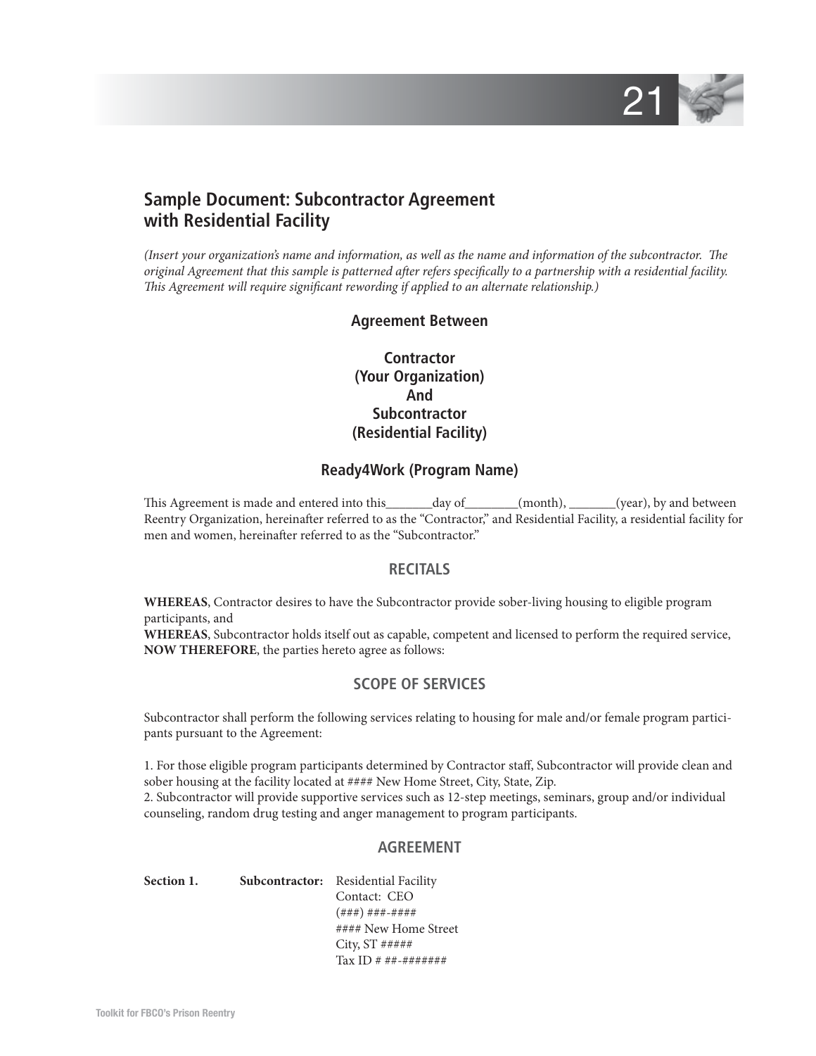## Sample Document: Subcontractor Agreement with Residential Facility

*(Insert your organization's name and information, as well as the name and information of the subcontractor. The original Agreement that this sample is patterned after refers specifically to a partnership with a residential facility. This Agreement will require significant rewording if applied to an alternate relationship.)*

**Agreement Between**

**Contractor**
**(Your Organization)**
**And**
**Subcontractor**
**(Residential Facility)**

**Ready4Work (Program Name)**

This Agreement is made and entered into this_______day of________(month), _______(year), by and between Reentry Organization, hereinafter referred to as the "Contractor," and Residential Facility, a residential facility for men and women, hereinafter referred to as the "Subcontractor."

### RECITALS

**WHEREAS**, Contractor desires to have the Subcontractor provide sober-living housing to eligible program participants, and
**WHEREAS**, Subcontractor holds itself out as capable, competent and licensed to perform the required service,
**NOW THEREFORE**, the parties hereto agree as follows:

### SCOPE OF SERVICES

Subcontractor shall perform the following services relating to housing for male and/or female program participants pursuant to the Agreement:

1. For those eligible program participants determined by Contractor staff, Subcontractor will provide clean and sober housing at the facility located at #### New Home Street, City, State, Zip.
2. Subcontractor will provide supportive services such as 12-step meetings, seminars, group and/or individual counseling, random drug testing and anger management to program participants.

### AGREEMENT

**Section 1.** **Subcontractor:** Residential Facility
Contact: CEO
(###) ###-####
#### New Home Street
City, ST #####
Tax ID # ##-#######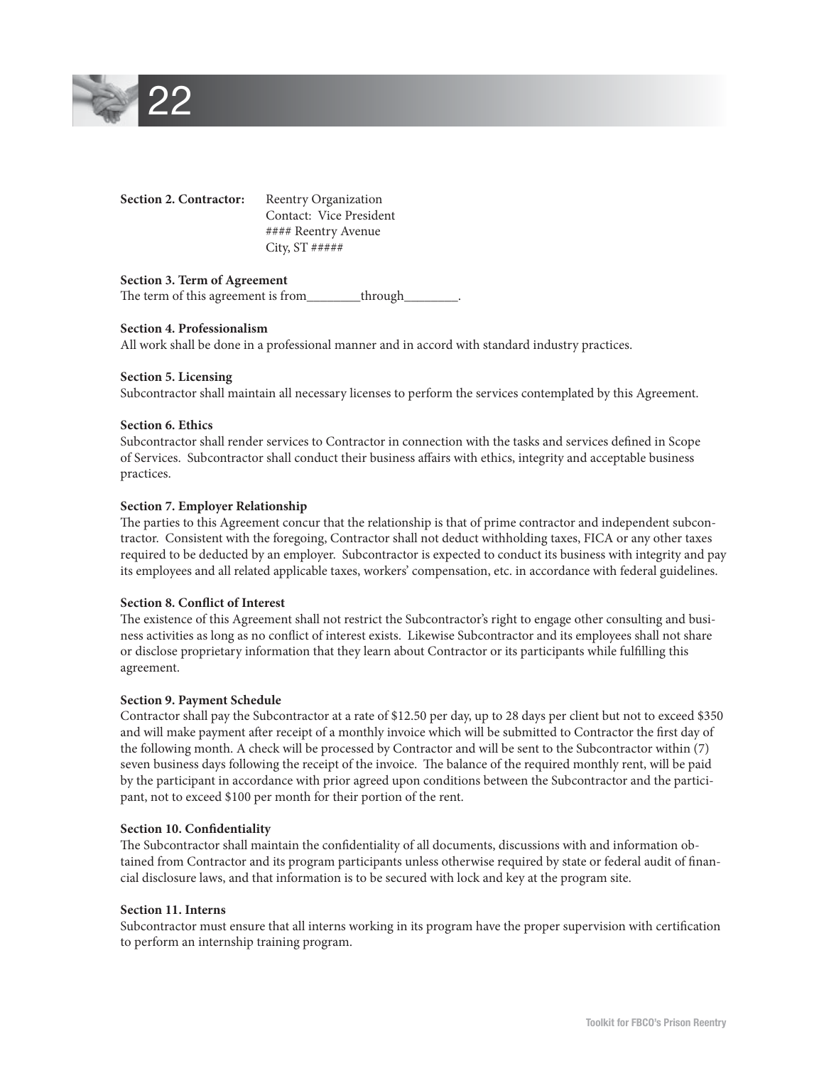**Section 2. Contractor:** Reentry Organization
Contact: Vice President
#### Reentry Avenue
City, ST #####

**Section 3. Term of Agreement**
The term of this agreement is from________through________.

**Section 4. Professionalism**
All work shall be done in a professional manner and in accord with standard industry practices.

**Section 5. Licensing**
Subcontractor shall maintain all necessary licenses to perform the services contemplated by this Agreement.

**Section 6. Ethics**
Subcontractor shall render services to Contractor in connection with the tasks and services defined in Scope of Services. Subcontractor shall conduct their business affairs with ethics, integrity and acceptable business practices.

**Section 7. Employer Relationship**
The parties to this Agreement concur that the relationship is that of prime contractor and independent subcontractor. Consistent with the foregoing, Contractor shall not deduct withholding taxes, FICA or any other taxes required to be deducted by an employer. Subcontractor is expected to conduct its business with integrity and pay its employees and all related applicable taxes, workers' compensation, etc. in accordance with federal guidelines.

**Section 8. Conflict of Interest**
The existence of this Agreement shall not restrict the Subcontractor's right to engage other consulting and business activities as long as no conflict of interest exists. Likewise Subcontractor and its employees shall not share or disclose proprietary information that they learn about Contractor or its participants while fulfilling this agreement.

**Section 9. Payment Schedule**
Contractor shall pay the Subcontractor at a rate of $12.50 per day, up to 28 days per client but not to exceed $350 and will make payment after receipt of a monthly invoice which will be submitted to Contractor the first day of the following month. A check will be processed by Contractor and will be sent to the Subcontractor within (7) seven business days following the receipt of the invoice. The balance of the required monthly rent, will be paid by the participant in accordance with prior agreed upon conditions between the Subcontractor and the participant, not to exceed $100 per month for their portion of the rent.

**Section 10. Confidentiality**
The Subcontractor shall maintain the confidentiality of all documents, discussions with and information obtained from Contractor and its program participants unless otherwise required by state or federal audit of financial disclosure laws, and that information is to be secured with lock and key at the program site.

**Section 11. Interns**
Subcontractor must ensure that all interns working in its program have the proper supervision with certification to perform an internship training program.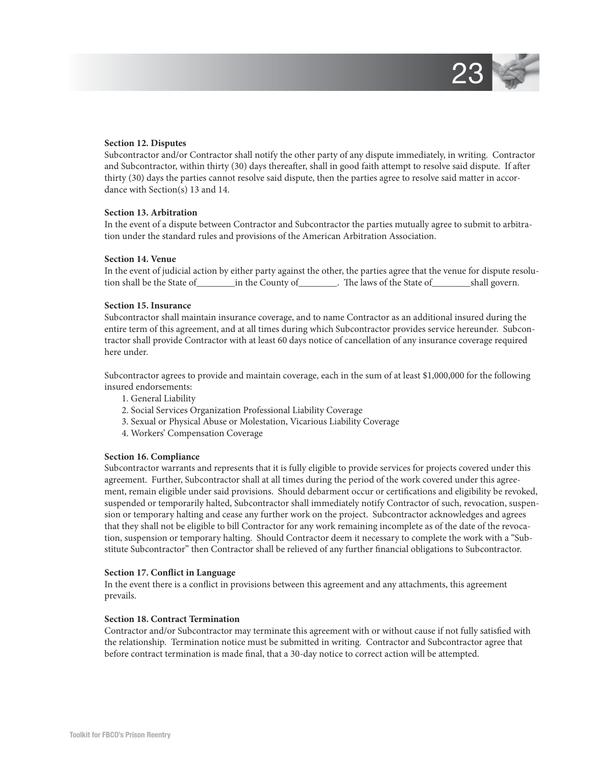**Section 12. Disputes**

Subcontractor and/or Contractor shall notify the other party of any dispute immediately, in writing. Contractor and Subcontractor, within thirty (30) days thereafter, shall in good faith attempt to resolve said dispute. If after thirty (30) days the parties cannot resolve said dispute, then the parties agree to resolve said matter in accordance with Section(s) 13 and 14.

**Section 13. Arbitration**

In the event of a dispute between Contractor and Subcontractor the parties mutually agree to submit to arbitration under the standard rules and provisions of the American Arbitration Association.

**Section 14. Venue**

In the event of judicial action by either party against the other, the parties agree that the venue for dispute resolution shall be the State of________in the County of________. The laws of the State of________shall govern.

**Section 15. Insurance**

Subcontractor shall maintain insurance coverage, and to name Contractor as an additional insured during the entire term of this agreement, and at all times during which Subcontractor provides service hereunder. Subcontractor shall provide Contractor with at least 60 days notice of cancellation of any insurance coverage required here under.

Subcontractor agrees to provide and maintain coverage, each in the sum of at least $1,000,000 for the following insured endorsements:

1. General Liability
2. Social Services Organization Professional Liability Coverage
3. Sexual or Physical Abuse or Molestation, Vicarious Liability Coverage
4. Workers' Compensation Coverage

**Section 16. Compliance**

Subcontractor warrants and represents that it is fully eligible to provide services for projects covered under this agreement. Further, Subcontractor shall at all times during the period of the work covered under this agreement, remain eligible under said provisions. Should debarment occur or certifications and eligibility be revoked, suspended or temporarily halted, Subcontractor shall immediately notify Contractor of such, revocation, suspension or temporary halting and cease any further work on the project. Subcontractor acknowledges and agrees that they shall not be eligible to bill Contractor for any work remaining incomplete as of the date of the revocation, suspension or temporary halting. Should Contractor deem it necessary to complete the work with a "Substitute Subcontractor" then Contractor shall be relieved of any further financial obligations to Subcontractor.

**Section 17. Conflict in Language**

In the event there is a conflict in provisions between this agreement and any attachments, this agreement prevails.

**Section 18. Contract Termination**

Contractor and/or Subcontractor may terminate this agreement with or without cause if not fully satisfied with the relationship. Termination notice must be submitted in writing. Contractor and Subcontractor agree that before contract termination is made final, that a 30-day notice to correct action will be attempted.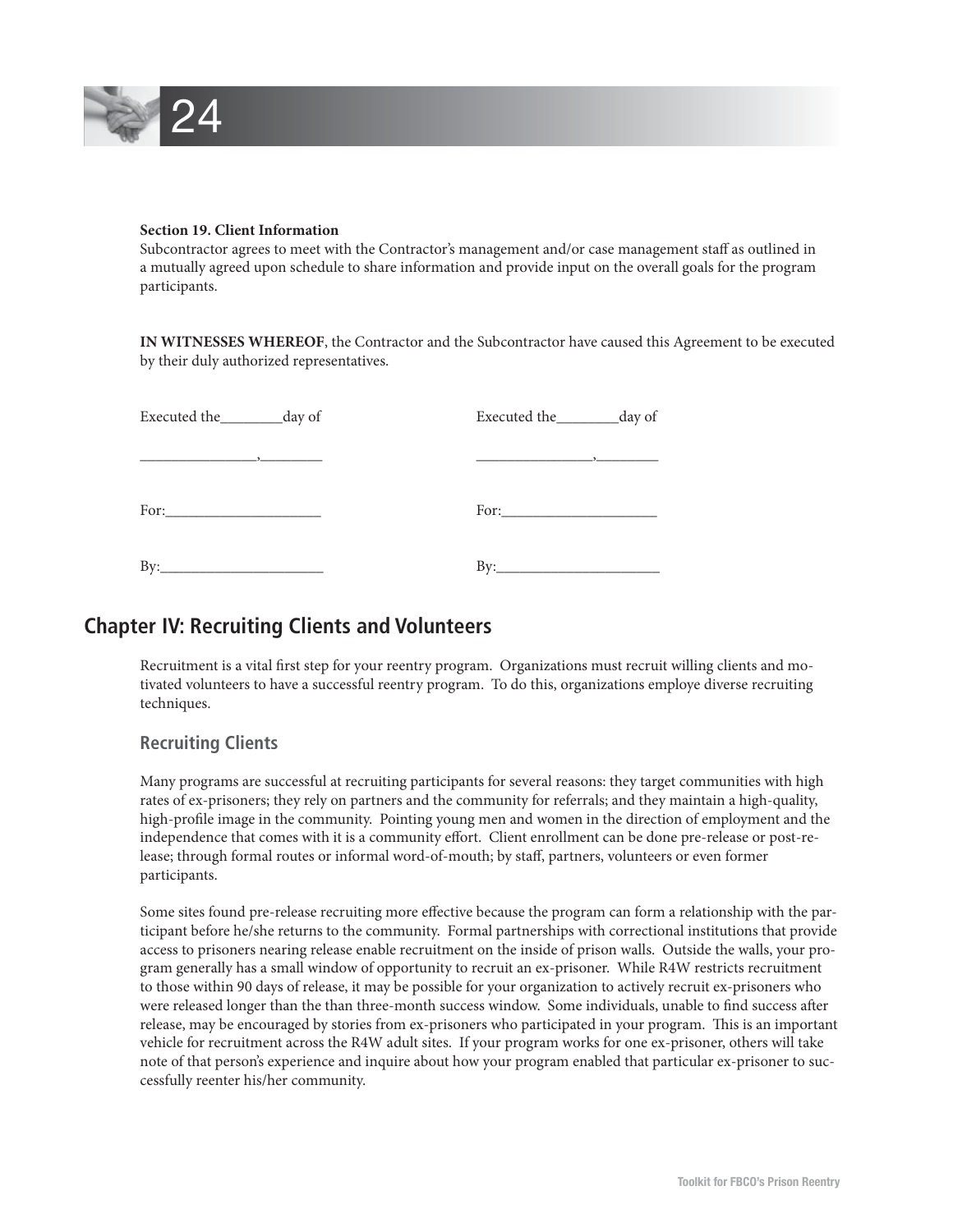**Section 19. Client Information**

Subcontractor agrees to meet with the Contractor's management and/or case management staff as outlined in a mutually agreed upon schedule to share information and provide input on the overall goals for the program participants.

**IN WITNESSES WHEREOF**, the Contractor and the Subcontractor have caused this Agreement to be executed by their duly authorized representatives.

Executed the________day of

________________,________

For:_____________________

By:______________________

Executed the________day of

________________,________

For:_____________________

By:______________________

## Chapter IV: Recruiting Clients and Volunteers

Recruitment is a vital first step for your reentry program. Organizations must recruit willing clients and motivated volunteers to have a successful reentry program. To do this, organizations employe diverse recruiting techniques.

### Recruiting Clients

Many programs are successful at recruiting participants for several reasons: they target communities with high rates of ex-prisoners; they rely on partners and the community for referrals; and they maintain a high-quality, high-profile image in the community. Pointing young men and women in the direction of employment and the independence that comes with it is a community effort. Client enrollment can be done pre-release or post-release; through formal routes or informal word-of-mouth; by staff, partners, volunteers or even former participants.

Some sites found pre-release recruiting more effective because the program can form a relationship with the participant before he/she returns to the community. Formal partnerships with correctional institutions that provide access to prisoners nearing release enable recruitment on the inside of prison walls. Outside the walls, your program generally has a small window of opportunity to recruit an ex-prisoner. While R4W restricts recruitment to those within 90 days of release, it may be possible for your organization to actively recruit ex-prisoners who were released longer than the than three-month success window. Some individuals, unable to find success after release, may be encouraged by stories from ex-prisoners who participated in your program. This is an important vehicle for recruitment across the R4W adult sites. If your program works for one ex-prisoner, others will take note of that person's experience and inquire about how your program enabled that particular ex-prisoner to successfully reenter his/her community.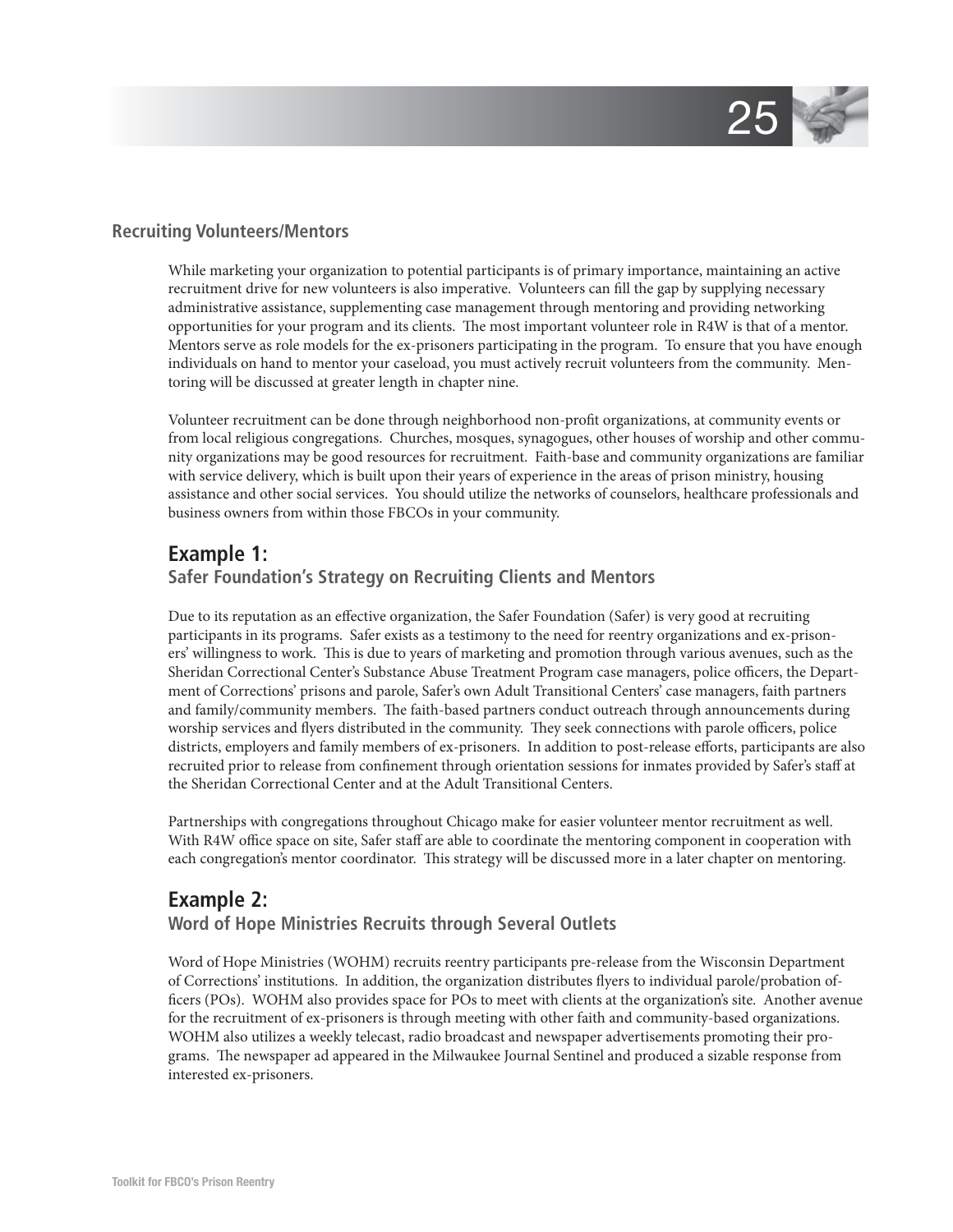## Recruiting Volunteers/Mentors

While marketing your organization to potential participants is of primary importance, maintaining an active recruitment drive for new volunteers is also imperative. Volunteers can fill the gap by supplying necessary administrative assistance, supplementing case management through mentoring and providing networking opportunities for your program and its clients. The most important volunteer role in R4W is that of a mentor. Mentors serve as role models for the ex-prisoners participating in the program. To ensure that you have enough individuals on hand to mentor your caseload, you must actively recruit volunteers from the community. Mentoring will be discussed at greater length in chapter nine.

Volunteer recruitment can be done through neighborhood non-profit organizations, at community events or from local religious congregations. Churches, mosques, synagogues, other houses of worship and other community organizations may be good resources for recruitment. Faith-base and community organizations are familiar with service delivery, which is built upon their years of experience in the areas of prison ministry, housing assistance and other social services. You should utilize the networks of counselors, healthcare professionals and business owners from within those FBCOs in your community.

## Example 1:

### Safer Foundation's Strategy on Recruiting Clients and Mentors

Due to its reputation as an effective organization, the Safer Foundation (Safer) is very good at recruiting participants in its programs. Safer exists as a testimony to the need for reentry organizations and ex-prisoners' willingness to work. This is due to years of marketing and promotion through various avenues, such as the Sheridan Correctional Center's Substance Abuse Treatment Program case managers, police officers, the Department of Corrections' prisons and parole, Safer's own Adult Transitional Centers' case managers, faith partners and family/community members. The faith-based partners conduct outreach through announcements during worship services and flyers distributed in the community. They seek connections with parole officers, police districts, employers and family members of ex-prisoners. In addition to post-release efforts, participants are also recruited prior to release from confinement through orientation sessions for inmates provided by Safer's staff at the Sheridan Correctional Center and at the Adult Transitional Centers.

Partnerships with congregations throughout Chicago make for easier volunteer mentor recruitment as well. With R4W office space on site, Safer staff are able to coordinate the mentoring component in cooperation with each congregation's mentor coordinator. This strategy will be discussed more in a later chapter on mentoring.

## Example 2:

### Word of Hope Ministries Recruits through Several Outlets

Word of Hope Ministries (WOHM) recruits reentry participants pre-release from the Wisconsin Department of Corrections' institutions. In addition, the organization distributes flyers to individual parole/probation officers (POs). WOHM also provides space for POs to meet with clients at the organization's site. Another avenue for the recruitment of ex-prisoners is through meeting with other faith and community-based organizations. WOHM also utilizes a weekly telecast, radio broadcast and newspaper advertisements promoting their programs. The newspaper ad appeared in the Milwaukee Journal Sentinel and produced a sizable response from interested ex-prisoners.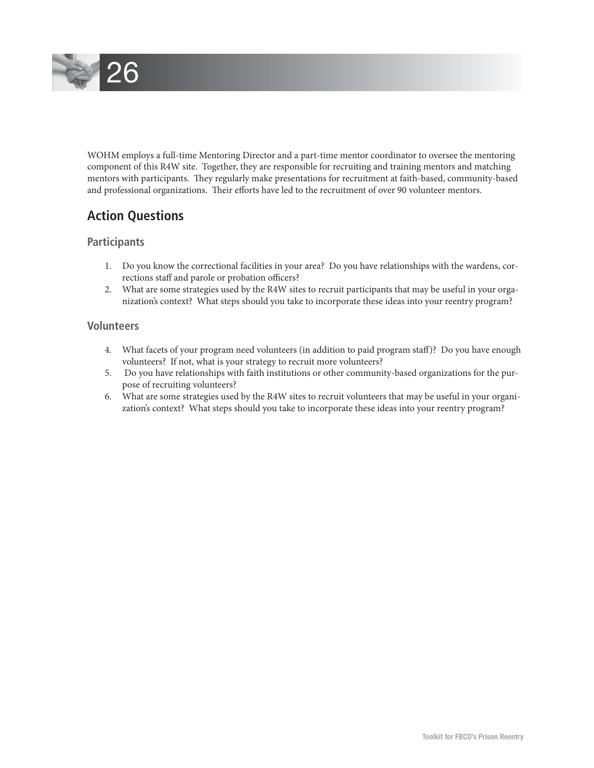WOHM employs a full-time Mentoring Director and a part-time mentor coordinator to oversee the mentoring component of this R4W site. Together, they are responsible for recruiting and training mentors and matching mentors with participants. They regularly make presentations for recruitment at faith-based, community-based and professional organizations. Their efforts have led to the recruitment of over 90 volunteer mentors.

## Action Questions

### Participants

1. Do you know the correctional facilities in your area? Do you have relationships with the wardens, corrections staff and parole or probation officers?
2. What are some strategies used by the R4W sites to recruit participants that may be useful in your organization's context? What steps should you take to incorporate these ideas into your reentry program?

### Volunteers

4. What facets of your program need volunteers (in addition to paid program staff)? Do you have enough volunteers? If not, what is your strategy to recruit more volunteers?
5. Do you have relationships with faith institutions or other community-based organizations for the purpose of recruiting volunteers?
6. What are some strategies used by the R4W sites to recruit volunteers that may be useful in your organization's context? What steps should you take to incorporate these ideas into your reentry program?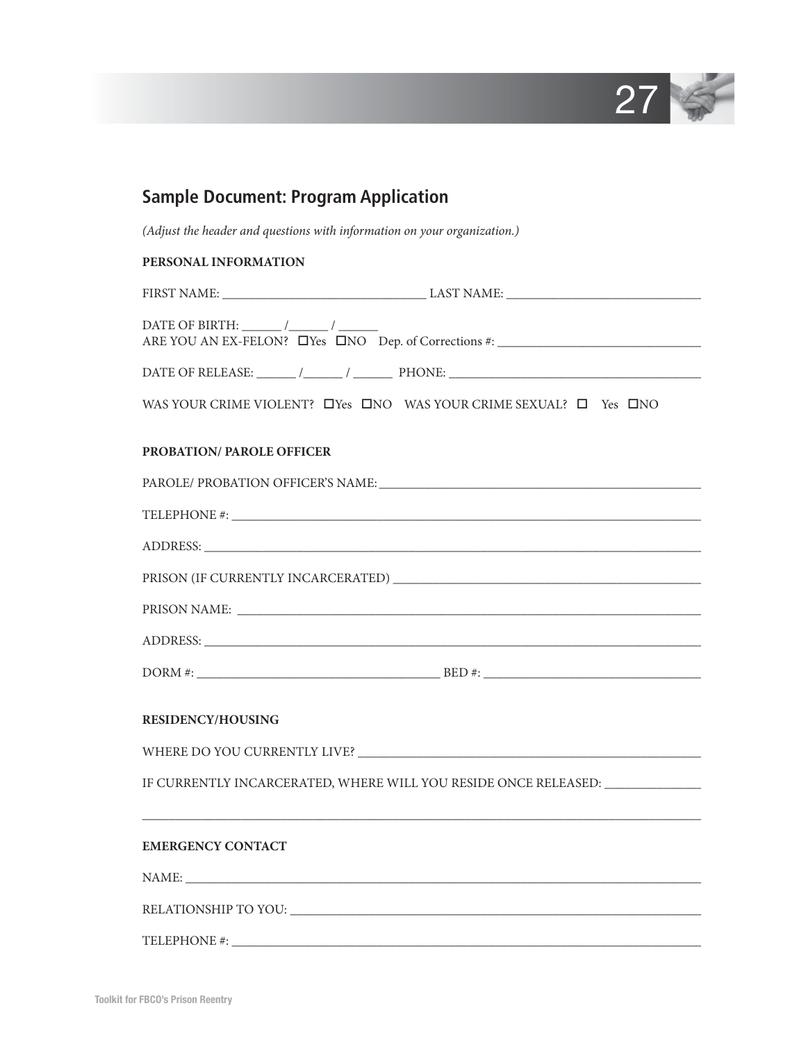## Sample Document: Program Application

*(Adjust the header and questions with information on your organization.)*

**PERSONAL INFORMATION**

FIRST NAME: ______________________________ LAST NAME: ______________________________

DATE OF BIRTH: ______ /______ / ______
ARE YOU AN EX-FELON? ☐Yes ☐NO Dep. of Corrections #: ______________________________

DATE OF RELEASE: ______ /______ / ______ PHONE: ______________________________________

WAS YOUR CRIME VIOLENT? ☐Yes ☐NO WAS YOUR CRIME SEXUAL? ☐ Yes ☐NO

**PROBATION/ PAROLE OFFICER**

PAROLE/ PROBATION OFFICER'S NAME: ______________________________________________

TELEPHONE #: ____________________________________________________________________

ADDRESS: ________________________________________________________________________

PRISON (IF CURRENTLY INCARCERATED) ______________________________________________

PRISON NAME: ____________________________________________________________________

ADDRESS: ________________________________________________________________________

DORM #: ____________________________________ BED #: _________________________________

**RESIDENCY/HOUSING**

WHERE DO YOU CURRENTLY LIVE? ___________________________________________________

IF CURRENTLY INCARCERATED, WHERE WILL YOU RESIDE ONCE RELEASED: ______________

__________________________________________________________________________________

**EMERGENCY CONTACT**

NAME: ___________________________________________________________________________

RELATIONSHIP TO YOU: ____________________________________________________________

TELEPHONE #: ____________________________________________________________________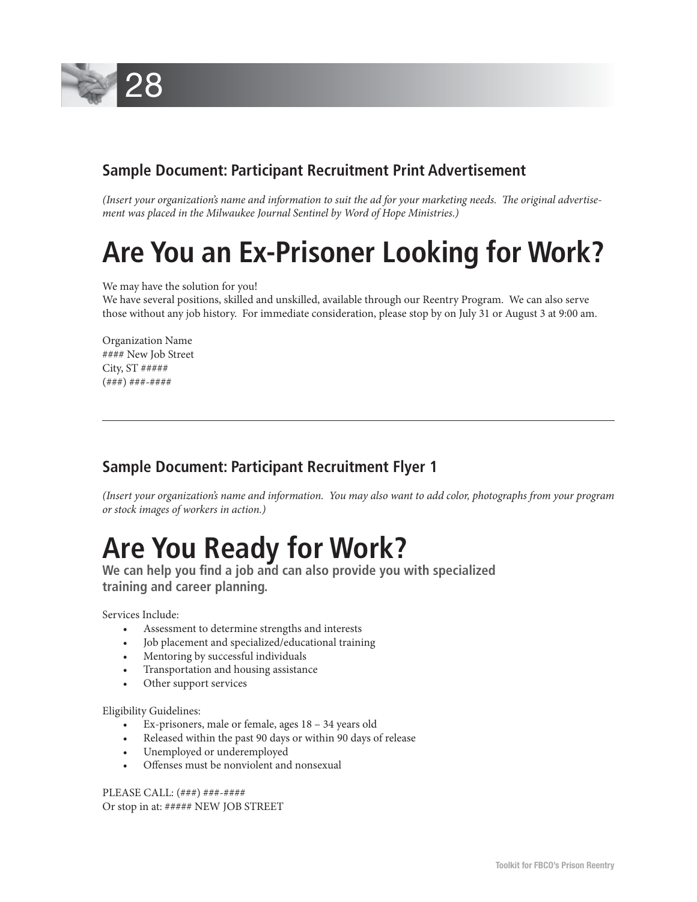## Sample Document: Participant Recruitment Print Advertisement

*(Insert your organization's name and information to suit the ad for your marketing needs. The original advertisement was placed in the Milwaukee Journal Sentinel by Word of Hope Ministries.)*

# Are You an Ex-Prisoner Looking for Work?

We may have the solution for you!
We have several positions, skilled and unskilled, available through our Reentry Program. We can also serve those without any job history. For immediate consideration, please stop by on July 31 or August 3 at 9:00 am.

Organization Name
#### New Job Street
City, ST #####
(###) ###-####

---

## Sample Document: Participant Recruitment Flyer 1

*(Insert your organization's name and information. You may also want to add color, photographs from your program or stock images of workers in action.)*

# Are You Ready for Work?

**We can help you find a job and can also provide you with specialized training and career planning.**

Services Include:

- Assessment to determine strengths and interests
- Job placement and specialized/educational training
- Mentoring by successful individuals
- Transportation and housing assistance
- Other support services

Eligibility Guidelines:

- Ex-prisoners, male or female, ages 18 – 34 years old
- Released within the past 90 days or within 90 days of release
- Unemployed or underemployed
- Offenses must be nonviolent and nonsexual

PLEASE CALL: (###) ###-####
Or stop in at: ##### NEW JOB STREET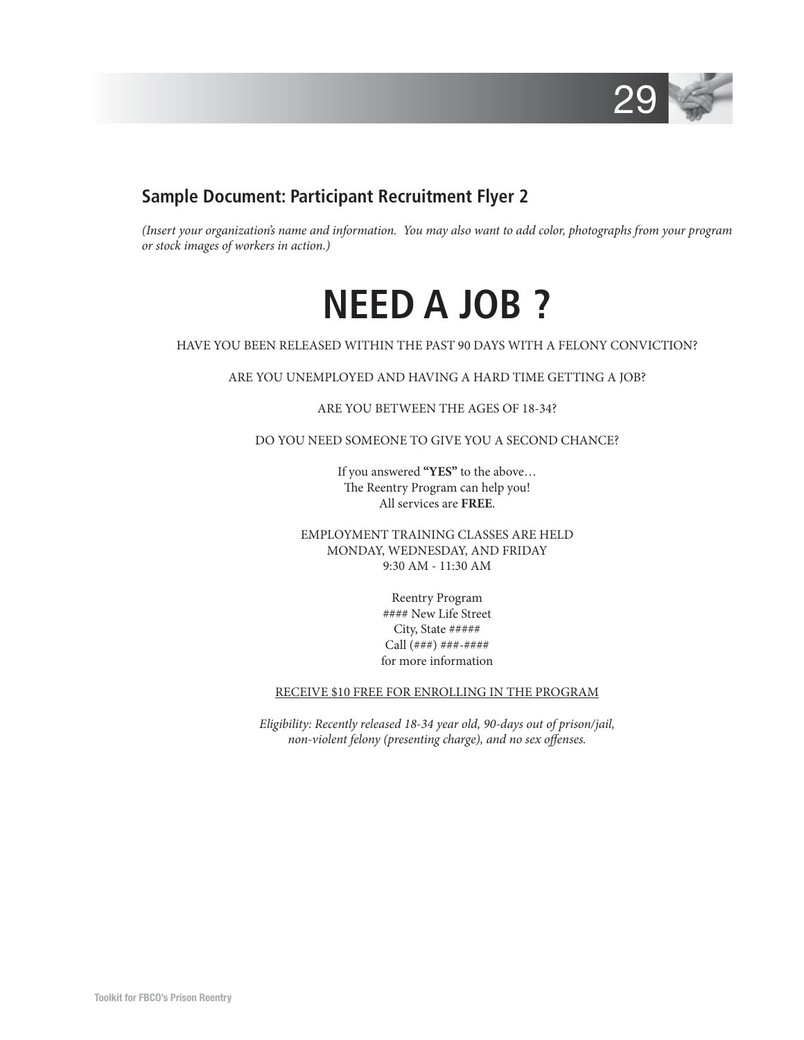## Sample Document: Participant Recruitment Flyer 2

*(Insert your organization's name and information. You may also want to add color, photographs from your program or stock images of workers in action.)*

# NEED A JOB ?

HAVE YOU BEEN RELEASED WITHIN THE PAST 90 DAYS WITH A FELONY CONVICTION?

ARE YOU UNEMPLOYED AND HAVING A HARD TIME GETTING A JOB?

ARE YOU BETWEEN THE AGES OF 18-34?

DO YOU NEED SOMEONE TO GIVE YOU A SECOND CHANCE?

If you answered **"YES"** to the above…
The Reentry Program can help you!
All services are **FREE**.

EMPLOYMENT TRAINING CLASSES ARE HELD
MONDAY, WEDNESDAY, AND FRIDAY
9:30 AM - 11:30 AM

Reentry Program
#### New Life Street
City, State #####
Call (###) ###-####
for more information

<u>RECEIVE $10 FREE FOR ENROLLING IN THE PROGRAM</u>

*Eligibility: Recently released 18-34 year old, 90-days out of prison/jail, non-violent felony (presenting charge), and no sex offenses.*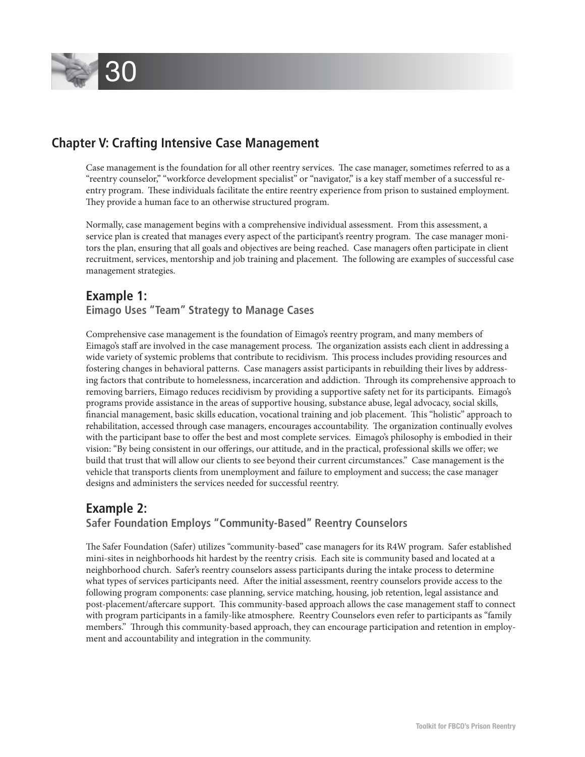## Chapter V: Crafting Intensive Case Management

Case management is the foundation for all other reentry services. The case manager, sometimes referred to as a "reentry counselor," "workforce development specialist" or "navigator," is a key staff member of a successful reentry program. These individuals facilitate the entire reentry experience from prison to sustained employment. They provide a human face to an otherwise structured program.

Normally, case management begins with a comprehensive individual assessment. From this assessment, a service plan is created that manages every aspect of the participant's reentry program. The case manager monitors the plan, ensuring that all goals and objectives are being reached. Case managers often participate in client recruitment, services, mentorship and job training and placement. The following are examples of successful case management strategies.

### Example 1:

#### Eimago Uses "Team" Strategy to Manage Cases

Comprehensive case management is the foundation of Eimago's reentry program, and many members of Eimago's staff are involved in the case management process. The organization assists each client in addressing a wide variety of systemic problems that contribute to recidivism. This process includes providing resources and fostering changes in behavioral patterns. Case managers assist participants in rebuilding their lives by addressing factors that contribute to homelessness, incarceration and addiction. Through its comprehensive approach to removing barriers, Eimago reduces recidivism by providing a supportive safety net for its participants. Eimago's programs provide assistance in the areas of supportive housing, substance abuse, legal advocacy, social skills, financial management, basic skills education, vocational training and job placement. This "holistic" approach to rehabilitation, accessed through case managers, encourages accountability. The organization continually evolves with the participant base to offer the best and most complete services. Eimago's philosophy is embodied in their vision: "By being consistent in our offerings, our attitude, and in the practical, professional skills we offer; we build that trust that will allow our clients to see beyond their current circumstances." Case management is the vehicle that transports clients from unemployment and failure to employment and success; the case manager designs and administers the services needed for successful reentry.

### Example 2:

#### Safer Foundation Employs "Community-Based" Reentry Counselors

The Safer Foundation (Safer) utilizes "community-based" case managers for its R4W program. Safer established mini-sites in neighborhoods hit hardest by the reentry crisis. Each site is community based and located at a neighborhood church. Safer's reentry counselors assess participants during the intake process to determine what types of services participants need. After the initial assessment, reentry counselors provide access to the following program components: case planning, service matching, housing, job retention, legal assistance and post-placement/aftercare support. This community-based approach allows the case management staff to connect with program participants in a family-like atmosphere. Reentry Counselors even refer to participants as "family members." Through this community-based approach, they can encourage participation and retention in employment and accountability and integration in the community.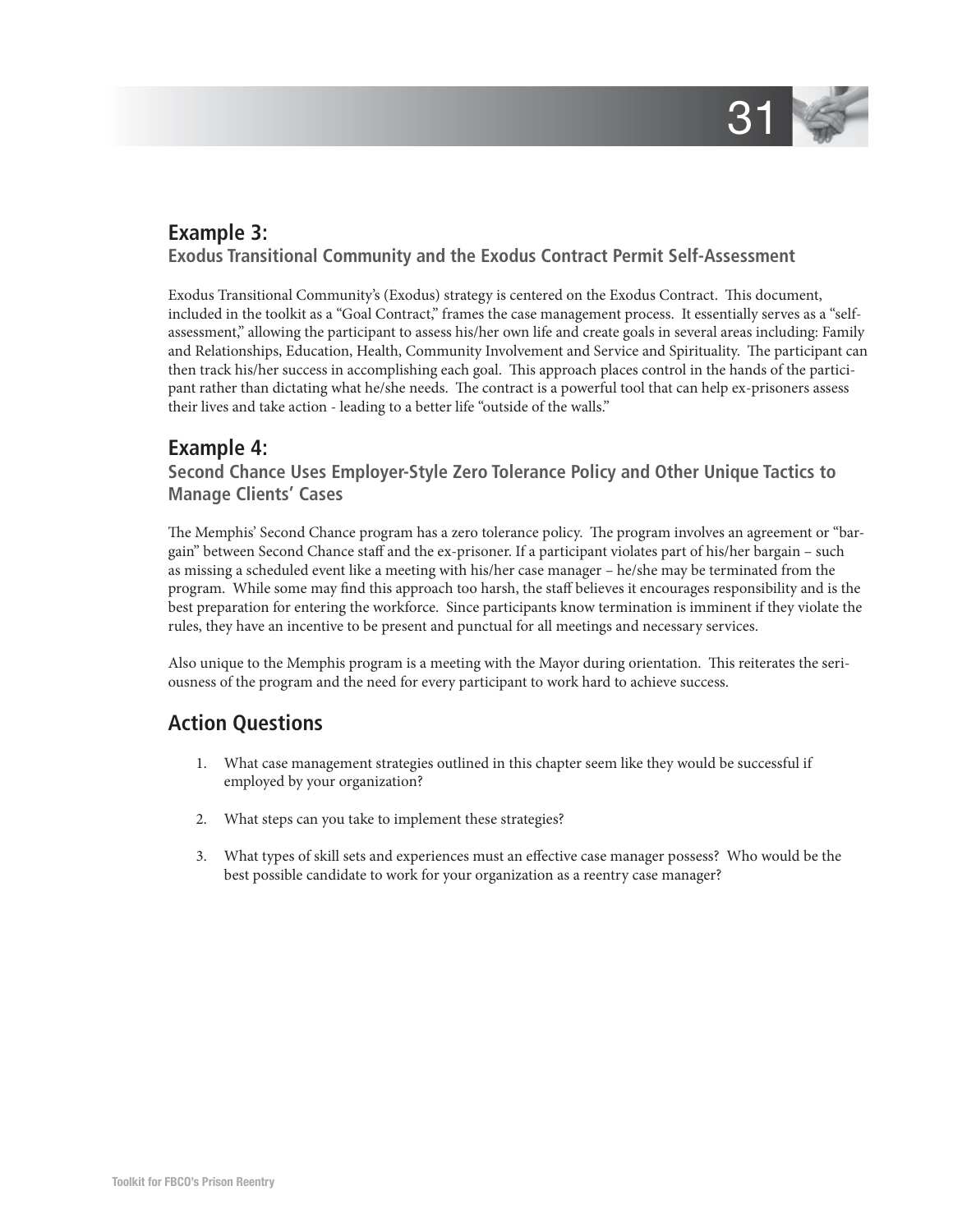## Example 3:

### Exodus Transitional Community and the Exodus Contract Permit Self-Assessment

Exodus Transitional Community's (Exodus) strategy is centered on the Exodus Contract. This document, included in the toolkit as a "Goal Contract," frames the case management process. It essentially serves as a "self-assessment," allowing the participant to assess his/her own life and create goals in several areas including: Family and Relationships, Education, Health, Community Involvement and Service and Spirituality. The participant can then track his/her success in accomplishing each goal. This approach places control in the hands of the participant rather than dictating what he/she needs. The contract is a powerful tool that can help ex-prisoners assess their lives and take action - leading to a better life "outside of the walls."

## Example 4:

### Second Chance Uses Employer-Style Zero Tolerance Policy and Other Unique Tactics to Manage Clients' Cases

The Memphis' Second Chance program has a zero tolerance policy. The program involves an agreement or "bargain" between Second Chance staff and the ex-prisoner. If a participant violates part of his/her bargain – such as missing a scheduled event like a meeting with his/her case manager – he/she may be terminated from the program. While some may find this approach too harsh, the staff believes it encourages responsibility and is the best preparation for entering the workforce. Since participants know termination is imminent if they violate the rules, they have an incentive to be present and punctual for all meetings and necessary services.

Also unique to the Memphis program is a meeting with the Mayor during orientation. This reiterates the seriousness of the program and the need for every participant to work hard to achieve success.

## Action Questions

1. What case management strategies outlined in this chapter seem like they would be successful if employed by your organization?
2. What steps can you take to implement these strategies?
3. What types of skill sets and experiences must an effective case manager possess? Who would be the best possible candidate to work for your organization as a reentry case manager?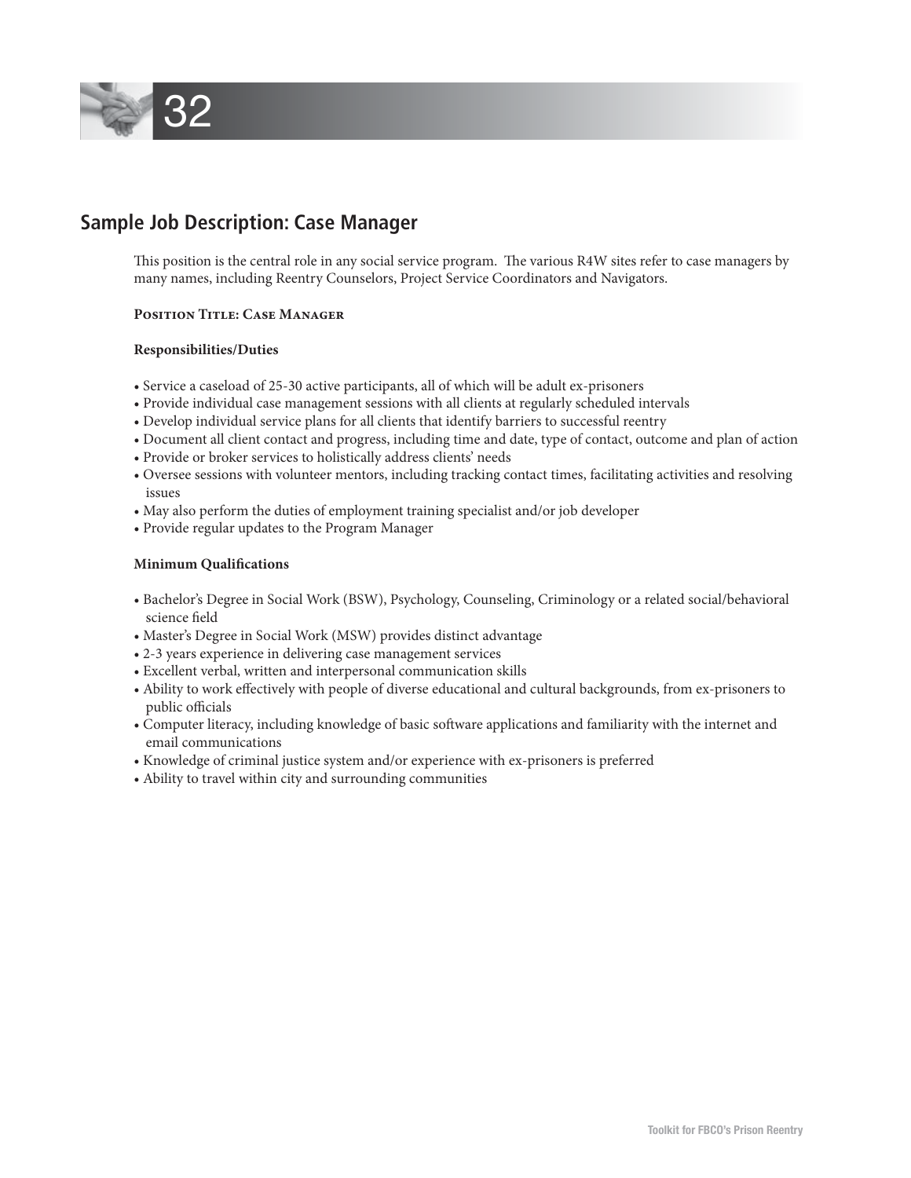# 32

## Sample Job Description: Case Manager

This position is the central role in any social service program. The various R4W sites refer to case managers by many names, including Reentry Counselors, Project Service Coordinators and Navigators.

**Position Title: Case Manager**

**Responsibilities/Duties**

- Service a caseload of 25-30 active participants, all of which will be adult ex-prisoners
- Provide individual case management sessions with all clients at regularly scheduled intervals
- Develop individual service plans for all clients that identify barriers to successful reentry
- Document all client contact and progress, including time and date, type of contact, outcome and plan of action
- Provide or broker services to holistically address clients' needs
- Oversee sessions with volunteer mentors, including tracking contact times, facilitating activities and resolving issues
- May also perform the duties of employment training specialist and/or job developer
- Provide regular updates to the Program Manager

**Minimum Qualifications**

- Bachelor's Degree in Social Work (BSW), Psychology, Counseling, Criminology or a related social/behavioral science field
- Master's Degree in Social Work (MSW) provides distinct advantage
- 2-3 years experience in delivering case management services
- Excellent verbal, written and interpersonal communication skills
- Ability to work effectively with people of diverse educational and cultural backgrounds, from ex-prisoners to public officials
- Computer literacy, including knowledge of basic software applications and familiarity with the internet and email communications
- Knowledge of criminal justice system and/or experience with ex-prisoners is preferred
- Ability to travel within city and surrounding communities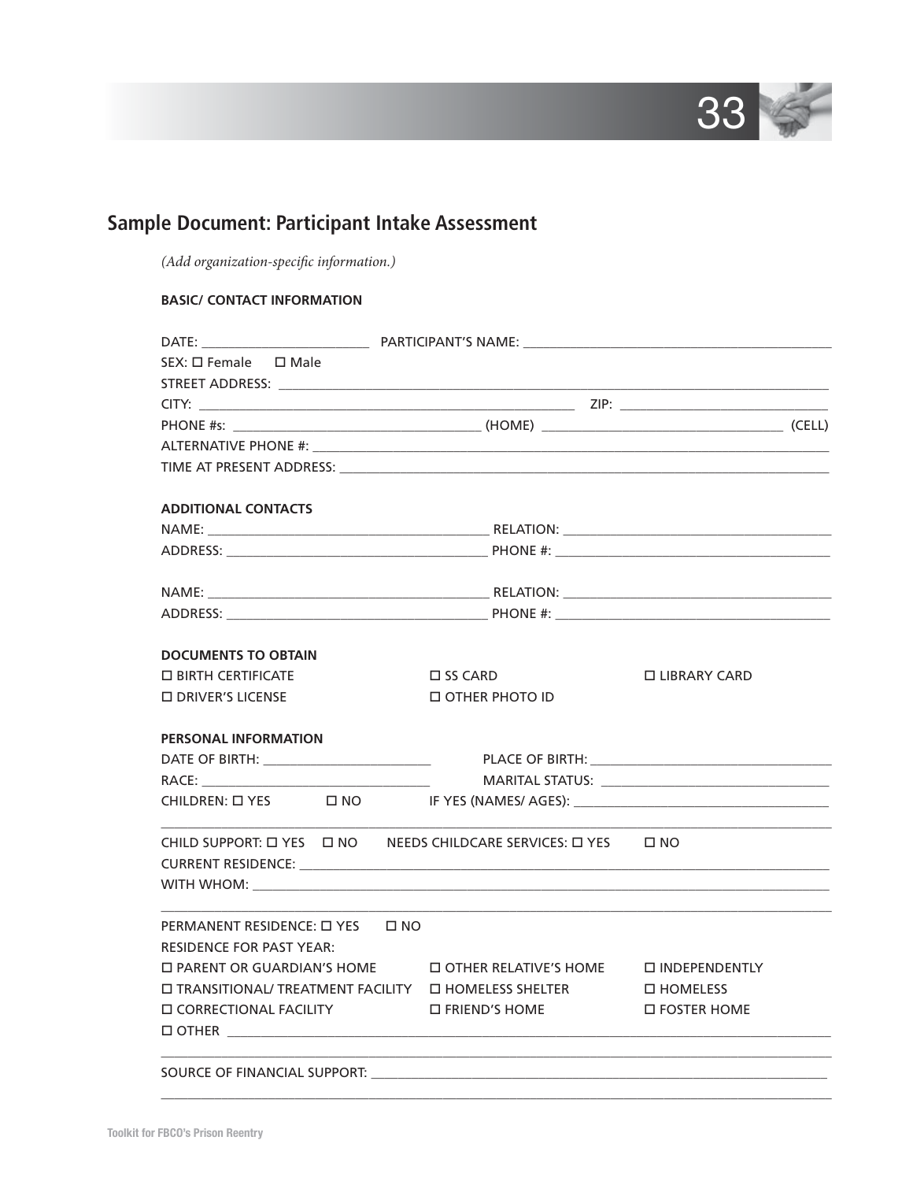## Sample Document: Participant Intake Assessment

*(Add organization-specific information.)*

**BASIC/ CONTACT INFORMATION**

DATE: ________________________ PARTICIPANT'S NAME: ____________________________________________

SEX: ☐ Female ☐ Male

STREET ADDRESS: ________________________________________________________________________________

CITY: _______________________________________________________ ZIP: ______________________________

PHONE #s: ____________________________________ (HOME) ___________________________________ (CELL)

ALTERNATIVE PHONE #: ____________________________________________________________________________

TIME AT PRESENT ADDRESS: _________________________________________________________________________

**ADDITIONAL CONTACTS**

NAME: _________________________________________ RELATION: _______________________________________

ADDRESS: ______________________________________ PHONE #: ________________________________________

NAME: _________________________________________ RELATION: _______________________________________

ADDRESS: ______________________________________ PHONE #: ________________________________________

**DOCUMENTS TO OBTAIN**

☐ BIRTH CERTIFICATE ☐ SS CARD ☐ LIBRARY CARD

☐ DRIVER'S LICENSE ☐ OTHER PHOTO ID

**PERSONAL INFORMATION**

DATE OF BIRTH: ________________________ PLACE OF BIRTH: __________________________________

RACE: ________________________________ MARITAL STATUS: _________________________________

CHILDREN: ☐ YES ☐ NO IF YES (NAMES/ AGES): ____________________________________

_____________________________________________________________________________________________________

CHILD SUPPORT: ☐ YES ☐ NO NEEDS CHILDCARE SERVICES: ☐ YES ☐ NO

CURRENT RESIDENCE: ______________________________________________________________________________

WITH WHOM: _____________________________________________________________________________________

_____________________________________________________________________________________________________

PERMANENT RESIDENCE: ☐ YES ☐ NO

RESIDENCE FOR PAST YEAR:

☐ PARENT OR GUARDIAN'S HOME ☐ OTHER RELATIVE'S HOME ☐ INDEPENDENTLY

☐ TRANSITIONAL/ TREATMENT FACILITY ☐ HOMELESS SHELTER ☐ HOMELESS

☐ CORRECTIONAL FACILITY ☐ FRIEND'S HOME ☐ FOSTER HOME

☐ OTHER ____________________________________________________________________________________________

_____________________________________________________________________________________________________

SOURCE OF FINANCIAL SUPPORT: ____________________________________________________________________

_____________________________________________________________________________________________________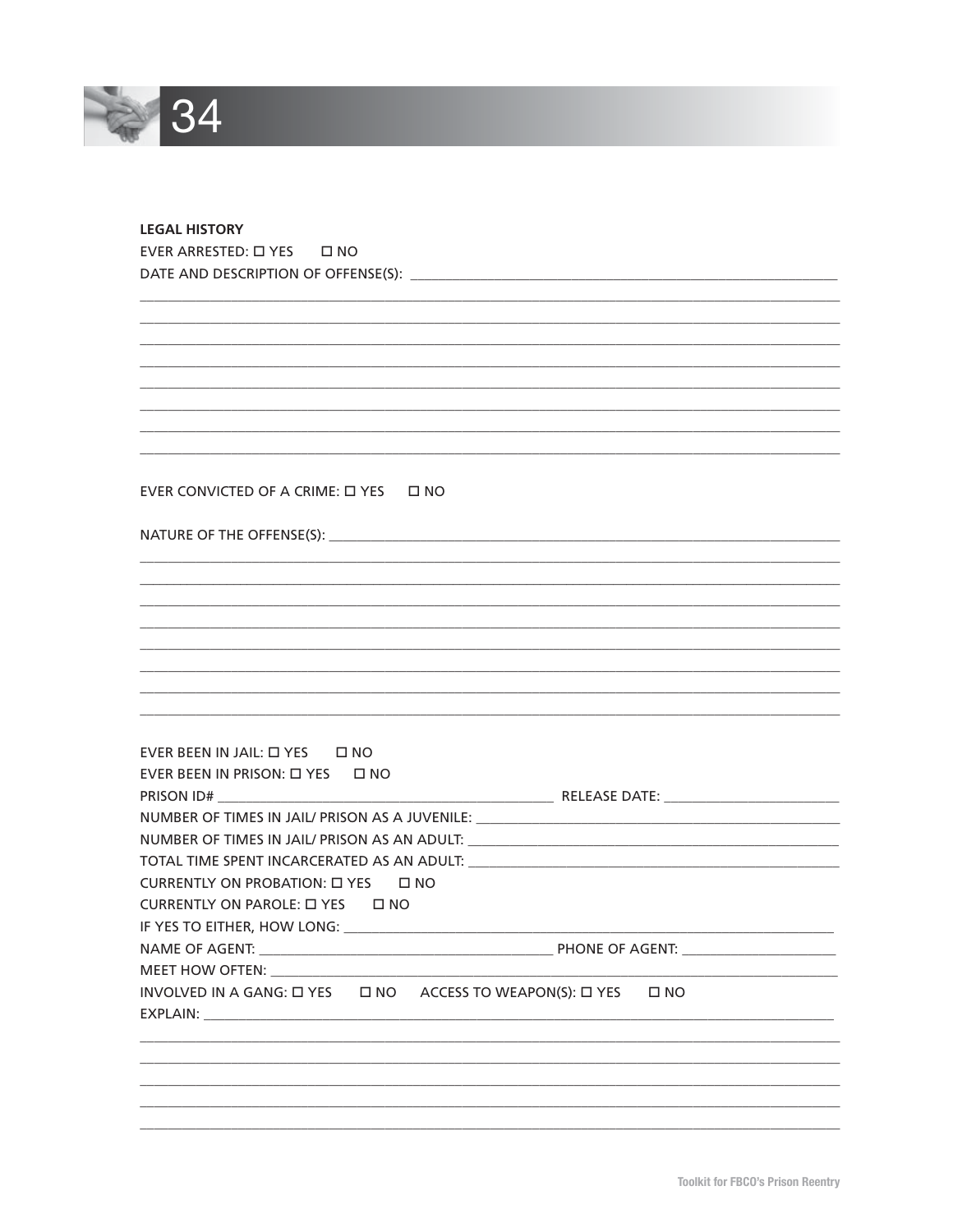**LEGAL HISTORY**

EVER ARRESTED: ☐ YES ☐ NO

DATE AND DESCRIPTION OF OFFENSE(S): ____________________________________________

______________________________________________________________________________

______________________________________________________________________________

______________________________________________________________________________

______________________________________________________________________________

______________________________________________________________________________

______________________________________________________________________________

______________________________________________________________________________

______________________________________________________________________________

EVER CONVICTED OF A CRIME: ☐ YES ☐ NO

NATURE OF THE OFFENSE(S): ______________________________________________________

______________________________________________________________________________

______________________________________________________________________________

______________________________________________________________________________

______________________________________________________________________________

______________________________________________________________________________

______________________________________________________________________________

______________________________________________________________________________

______________________________________________________________________________

EVER BEEN IN JAIL: ☐ YES ☐ NO

EVER BEEN IN PRISON: ☐ YES ☐ NO

PRISON ID# ________________________________ RELEASE DATE: ___________________

NUMBER OF TIMES IN JAIL/ PRISON AS A JUVENILE: _______________________________

NUMBER OF TIMES IN JAIL/ PRISON AS AN ADULT: _________________________________

TOTAL TIME SPENT INCARCERATED AS AN ADULT: __________________________________

CURRENTLY ON PROBATION: ☐ YES ☐ NO

CURRENTLY ON PAROLE: ☐ YES ☐ NO

IF YES TO EITHER, HOW LONG: _______________________________________________

NAME OF AGENT: ____________________________ PHONE OF AGENT: ________________

MEET HOW OFTEN: ___________________________________________________________

INVOLVED IN A GANG: ☐ YES ☐ NO ACCESS TO WEAPON(S): ☐ YES ☐ NO

EXPLAIN: __________________________________________________________________

______________________________________________________________________________

______________________________________________________________________________

______________________________________________________________________________

______________________________________________________________________________

______________________________________________________________________________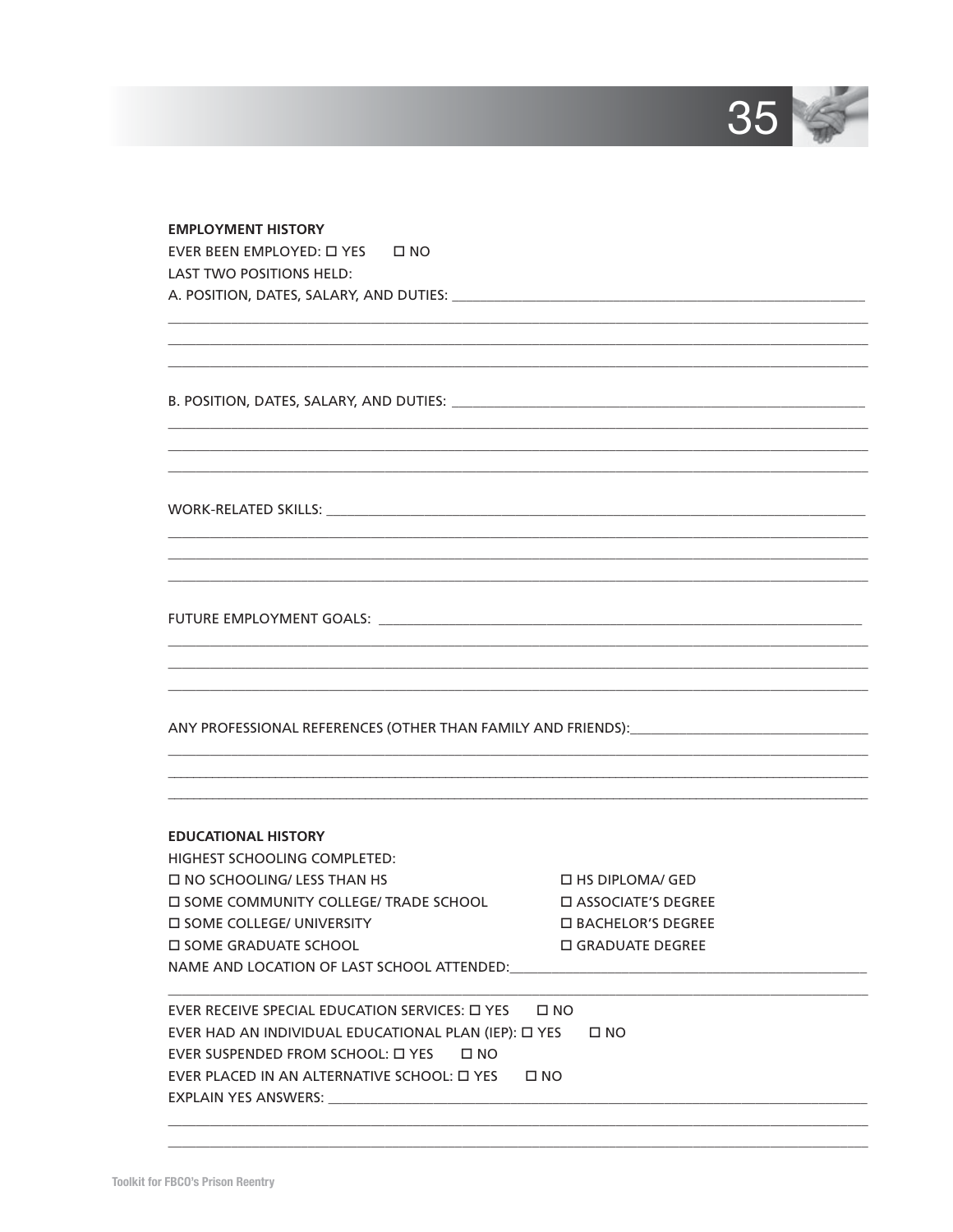**EMPLOYMENT HISTORY**

EVER BEEN EMPLOYED: ☐ YES ☐ NO

LAST TWO POSITIONS HELD:

A. POSITION, DATES, SALARY, AND DUTIES: ______________________________________________

__________________________________________________________________________________
__________________________________________________________________________________
__________________________________________________________________________________

B. POSITION, DATES, SALARY, AND DUTIES: ______________________________________________

__________________________________________________________________________________
__________________________________________________________________________________
__________________________________________________________________________________

WORK-RELATED SKILLS: ______________________________________________________________

__________________________________________________________________________________
__________________________________________________________________________________
__________________________________________________________________________________

FUTURE EMPLOYMENT GOALS: __________________________________________________________

__________________________________________________________________________________
__________________________________________________________________________________
__________________________________________________________________________________

ANY PROFESSIONAL REFERENCES (OTHER THAN FAMILY AND FRIENDS):___________________________

__________________________________________________________________________________
__________________________________________________________________________________
__________________________________________________________________________________

**EDUCATIONAL HISTORY**

HIGHEST SCHOOLING COMPLETED:

☐ NO SCHOOLING/ LESS THAN HS ☐ HS DIPLOMA/ GED

☐ SOME COMMUNITY COLLEGE/ TRADE SCHOOL ☐ ASSOCIATE'S DEGREE

☐ SOME COLLEGE/ UNIVERSITY ☐ BACHELOR'S DEGREE

☐ SOME GRADUATE SCHOOL ☐ GRADUATE DEGREE

NAME AND LOCATION OF LAST SCHOOL ATTENDED:_____________________________________________

__________________________________________________________________________________

EVER RECEIVE SPECIAL EDUCATION SERVICES: ☐ YES ☐ NO

EVER HAD AN INDIVIDUAL EDUCATIONAL PLAN (IEP): ☐ YES ☐ NO

EVER SUSPENDED FROM SCHOOL: ☐ YES ☐ NO

EVER PLACED IN AN ALTERNATIVE SCHOOL: ☐ YES ☐ NO

EXPLAIN YES ANSWERS: _______________________________________________________________

__________________________________________________________________________________
__________________________________________________________________________________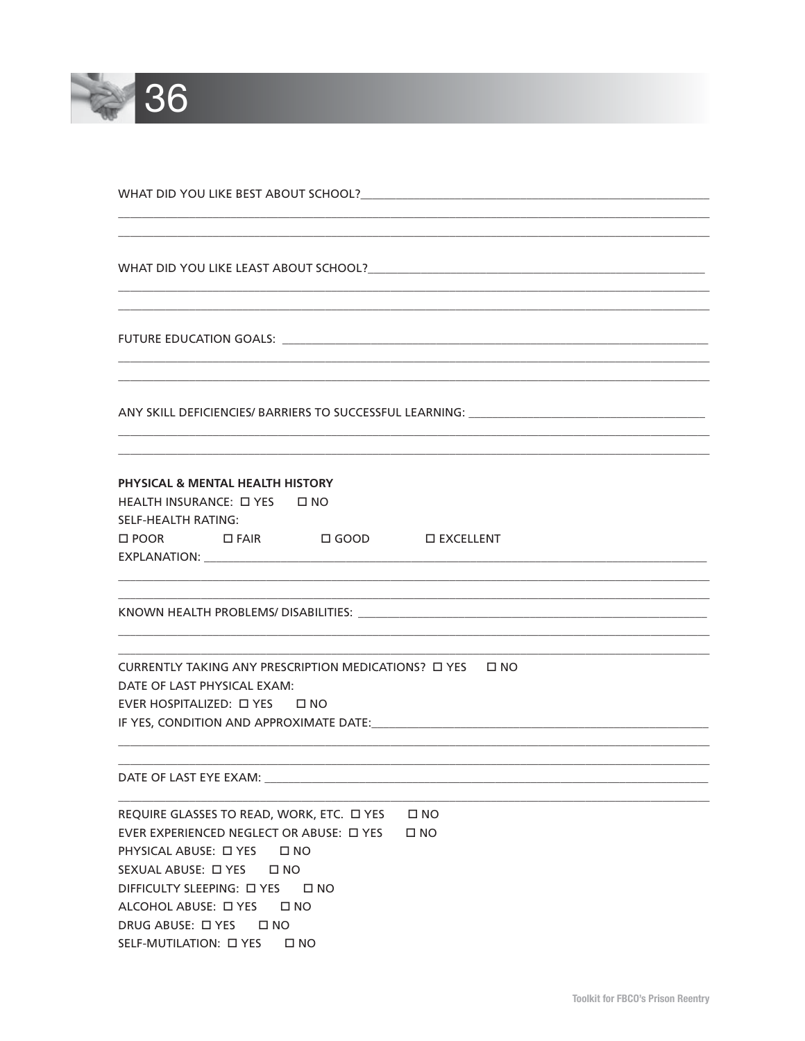WHAT DID YOU LIKE BEST ABOUT SCHOOL?___________________________________________________________

_______________________________________________________________________________________________

_______________________________________________________________________________________________

WHAT DID YOU LIKE LEAST ABOUT SCHOOL?__________________________________________________________

_______________________________________________________________________________________________

_______________________________________________________________________________________________

FUTURE EDUCATION GOALS: _______________________________________________________________________

_______________________________________________________________________________________________

_______________________________________________________________________________________________

ANY SKILL DEFICIENCIES/ BARRIERS TO SUCCESSFUL LEARNING: _______________________________________

_______________________________________________________________________________________________

_______________________________________________________________________________________________

**PHYSICAL & MENTAL HEALTH HISTORY**

HEALTH INSURANCE: ☐ YES ☐ NO

SELF-HEALTH RATING:

☐ POOR ☐ FAIR ☐ GOOD ☐ EXCELLENT

EXPLANATION: __________________________________________________________________________________

_______________________________________________________________________________________________

_______________________________________________________________________________________________

KNOWN HEALTH PROBLEMS/ DISABILITIES: __________________________________________________________

_______________________________________________________________________________________________

_______________________________________________________________________________________________

CURRENTLY TAKING ANY PRESCRIPTION MEDICATIONS? ☐ YES ☐ NO

DATE OF LAST PHYSICAL EXAM:

EVER HOSPITALIZED: ☐ YES ☐ NO

IF YES, CONDITION AND APPROXIMATE DATE:_________________________________________________________

_______________________________________________________________________________________________

_______________________________________________________________________________________________

DATE OF LAST EYE EXAM: ________________________________________________________________________

_______________________________________________________________________________________________

REQUIRE GLASSES TO READ, WORK, ETC. ☐ YES ☐ NO

EVER EXPERIENCED NEGLECT OR ABUSE: ☐ YES ☐ NO

PHYSICAL ABUSE: ☐ YES ☐ NO

SEXUAL ABUSE: ☐ YES ☐ NO

DIFFICULTY SLEEPING: ☐ YES ☐ NO

ALCOHOL ABUSE: ☐ YES ☐ NO

DRUG ABUSE: ☐ YES ☐ NO

SELF-MUTILATION: ☐ YES ☐ NO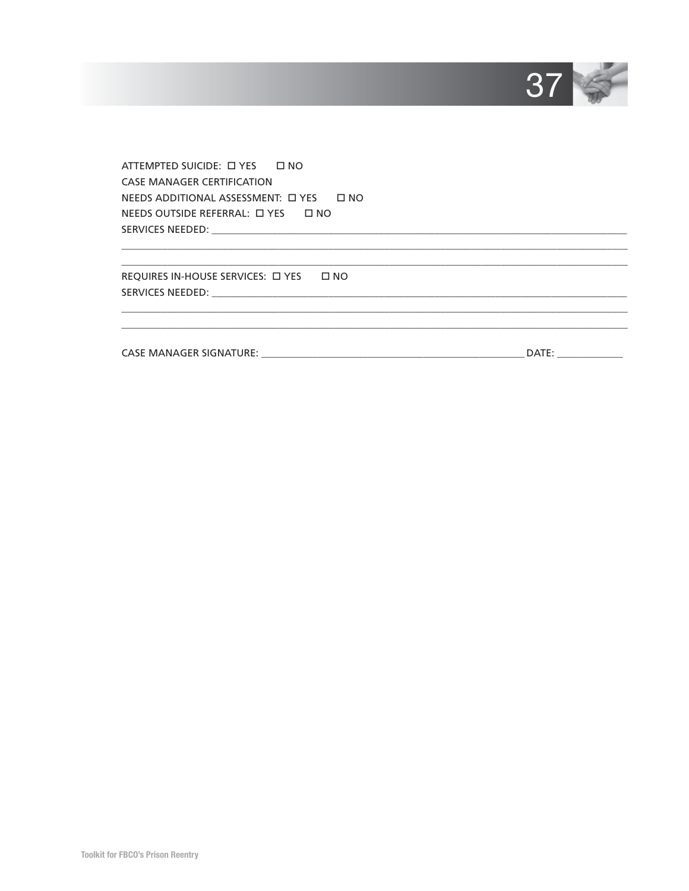ATTEMPTED SUICIDE: ☐ YES ☐ NO

CASE MANAGER CERTIFICATION

NEEDS ADDITIONAL ASSESSMENT: ☐ YES ☐ NO

NEEDS OUTSIDE REFERRAL: ☐ YES ☐ NO

SERVICES NEEDED: ______________________________________________________________________________

______________________________________________________________________________________________

______________________________________________________________________________________________

REQUIRES IN-HOUSE SERVICES: ☐ YES ☐ NO

SERVICES NEEDED: ______________________________________________________________________________

______________________________________________________________________________________________

______________________________________________________________________________________________

CASE MANAGER SIGNATURE: ______________________________________________ DATE: ____________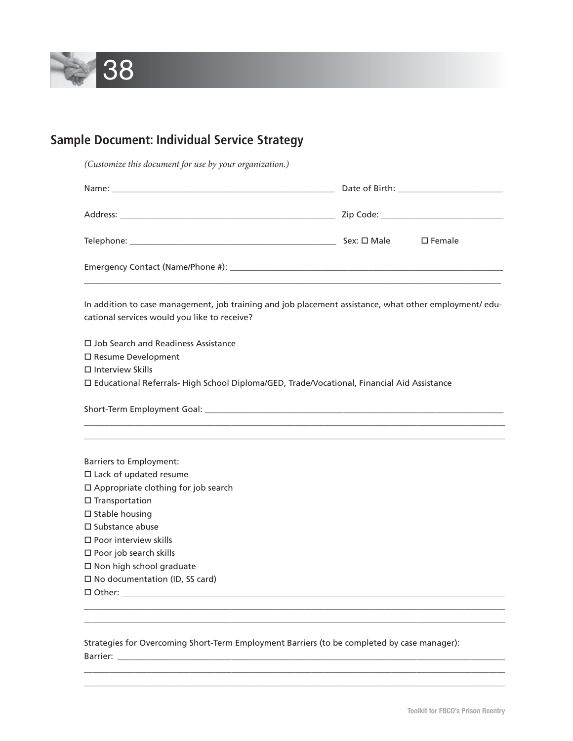## Sample Document: Individual Service Strategy

*(Customize this document for use by your organization.)*

Name: ______________________________________________ Date of Birth: ______________________

Address: ____________________________________________ Zip Code: __________________________

Telephone: __________________________________________ Sex: ☐ Male ☐ Female

Emergency Contact (Name/Phone #): ______________________________________________________________
_______________________________________________________________________________________________

In addition to case management, job training and job placement assistance, what other employment/ educational services would you like to receive?

☐ Job Search and Readiness Assistance
☐ Resume Development
☐ Interview Skills
☐ Educational Referrals- High School Diploma/GED, Trade/Vocational, Financial Aid Assistance

Short-Term Employment Goal: _____________________________________________________________________
_______________________________________________________________________________________________
_______________________________________________________________________________________________

Barriers to Employment:
☐ Lack of updated resume
☐ Appropriate clothing for job search
☐ Transportation
☐ Stable housing
☐ Substance abuse
☐ Poor interview skills
☐ Poor job search skills
☐ Non high school graduate
☐ No documentation (ID, SS card)
☐ Other: _______________________________________________________________________________________
_______________________________________________________________________________________________
_______________________________________________________________________________________________

Strategies for Overcoming Short-Term Employment Barriers (to be completed by case manager):
Barrier: _______________________________________________________________________________________
_______________________________________________________________________________________________
_______________________________________________________________________________________________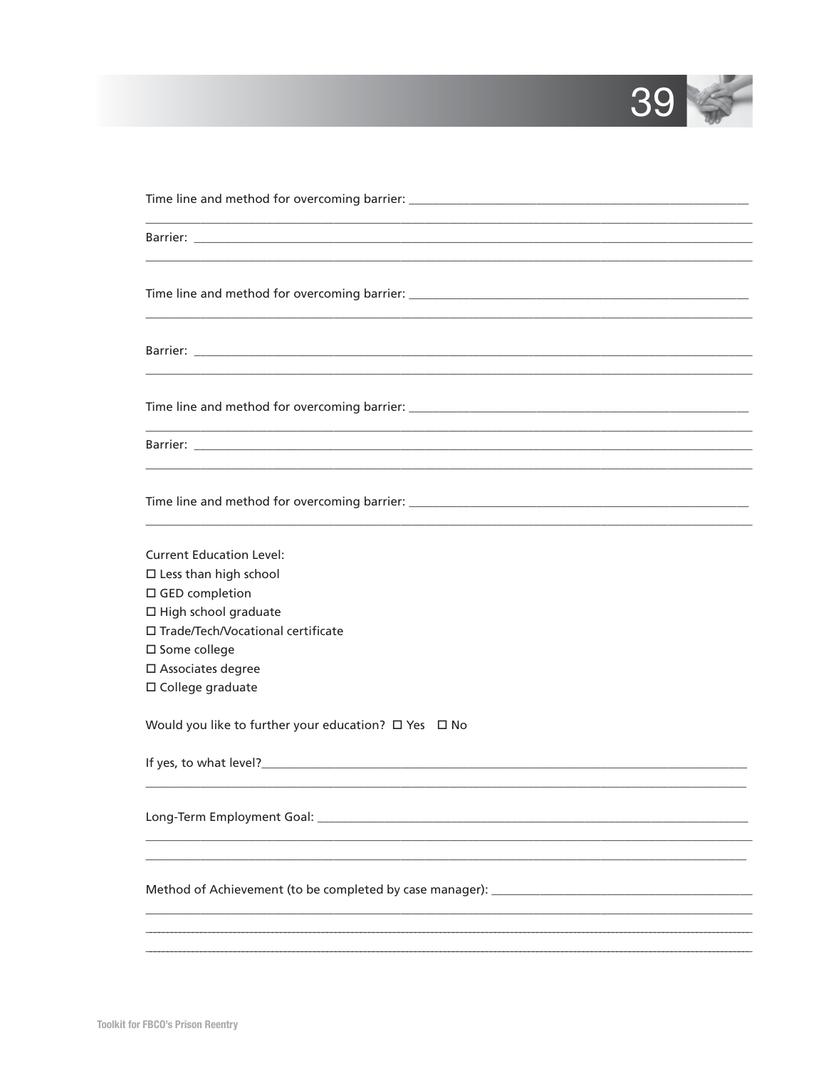Time line and method for overcoming barrier: ______________________________________________________

______________________________________________________________________________________

Barrier: ______________________________________________________________________________

______________________________________________________________________________________

Time line and method for overcoming barrier: ______________________________________________________

______________________________________________________________________________________

Barrier: ______________________________________________________________________________

______________________________________________________________________________________

Time line and method for overcoming barrier: ______________________________________________________

______________________________________________________________________________________

Barrier: ______________________________________________________________________________

______________________________________________________________________________________

Time line and method for overcoming barrier: ______________________________________________________

______________________________________________________________________________________

Current Education Level:

☐ Less than high school
☐ GED completion
☐ High school graduate
☐ Trade/Tech/Vocational certificate
☐ Some college
☐ Associates degree
☐ College graduate

Would you like to further your education? ☐ Yes ☐ No

If yes, to what level?___________________________________________________________________

______________________________________________________________________________________

Long-Term Employment Goal: _____________________________________________________________

______________________________________________________________________________________

______________________________________________________________________________________

Method of Achievement (to be completed by case manager): _________________________________________

______________________________________________________________________________________

______________________________________________________________________________________

______________________________________________________________________________________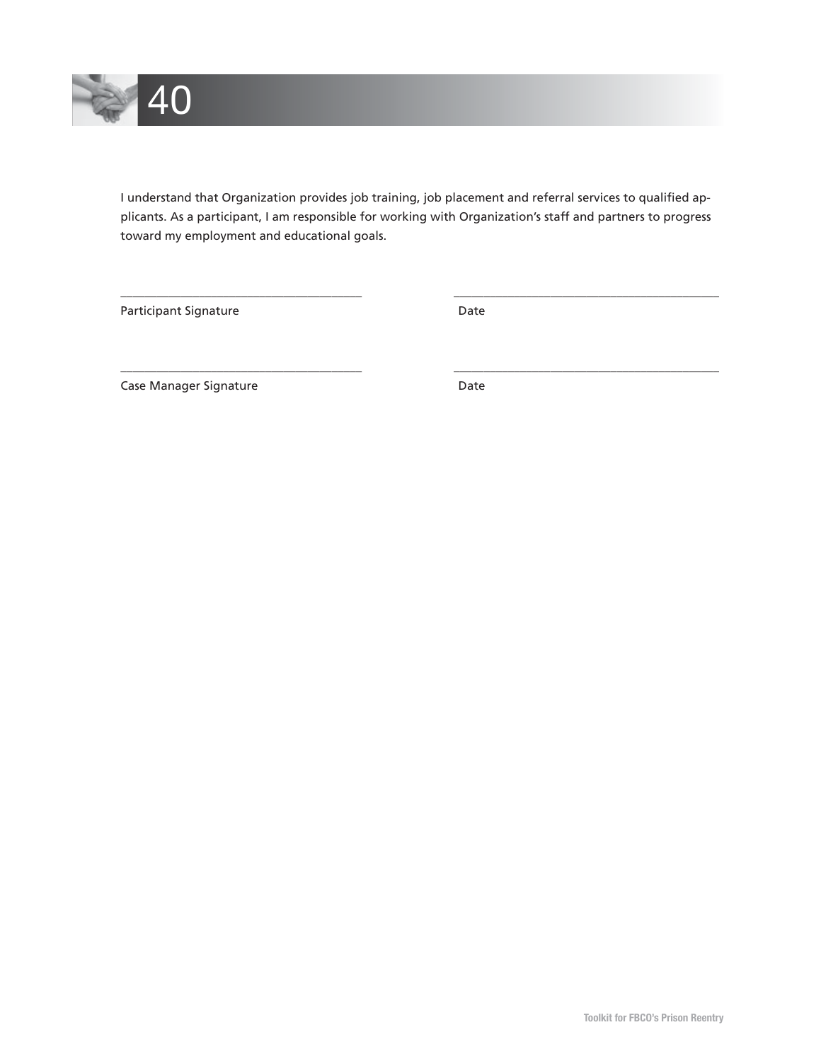I understand that Organization provides job training, job placement and referral services to qualified applicants. As a participant, I am responsible for working with Organization's staff and partners to progress toward my employment and educational goals.

\_\_\_\_\_\_\_\_\_\_\_\_\_\_\_\_\_\_\_\_\_\_\_\_\_\_\_\_\_\_\_\_\_\_\_\_\_\_\_\_ \_\_\_\_\_\_\_\_\_\_\_\_\_\_\_\_\_\_\_\_\_\_\_\_\_\_\_\_\_\_\_\_\_\_\_\_\_\_\_\_

Participant Signature Date

\_\_\_\_\_\_\_\_\_\_\_\_\_\_\_\_\_\_\_\_\_\_\_\_\_\_\_\_\_\_\_\_\_\_\_\_\_\_\_\_ \_\_\_\_\_\_\_\_\_\_\_\_\_\_\_\_\_\_\_\_\_\_\_\_\_\_\_\_\_\_\_\_\_\_\_\_\_\_\_\_

Case Manager Signature Date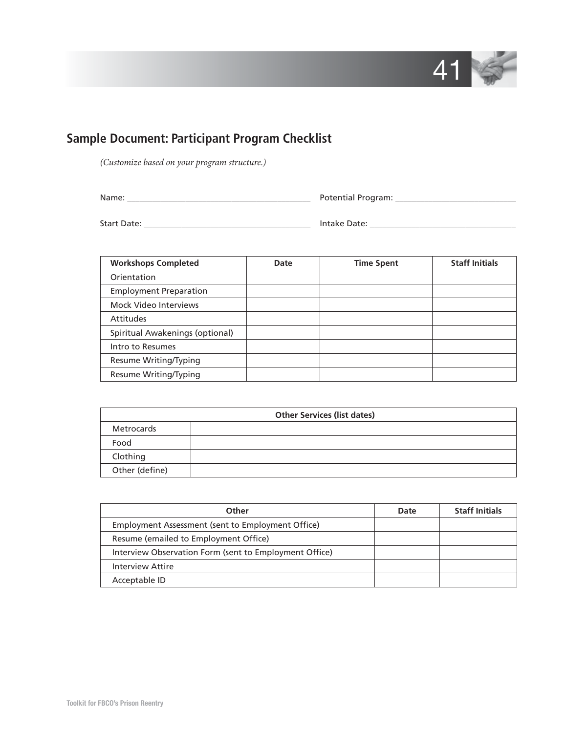## Sample Document: Participant Program Checklist

*(Customize based on your program structure.)*

Name: ___________________________________________ Potential Program: ____________________________

Start Date: _______________________________________ Intake Date: __________________________________

| Workshops Completed | Date | Time Spent | Staff Initials |
|---|---|---|---|
| Orientation | | | |
| Employment Preparation | | | |
| Mock Video Interviews | | | |
| Attitudes | | | |
| Spiritual Awakenings (optional) | | | |
| Intro to Resumes | | | |
| Resume Writing/Typing | | | |
| Resume Writing/Typing | | | |

| Other Services (list dates) | |
|---|---|
| Metrocards | |
| Food | |
| Clothing | |
| Other (define) | |

| Other | Date | Staff Initials |
|---|---|---|
| Employment Assessment (sent to Employment Office) | | |
| Resume (emailed to Employment Office) | | |
| Interview Observation Form (sent to Employment Office) | | |
| Interview Attire | | |
| Acceptable ID | | |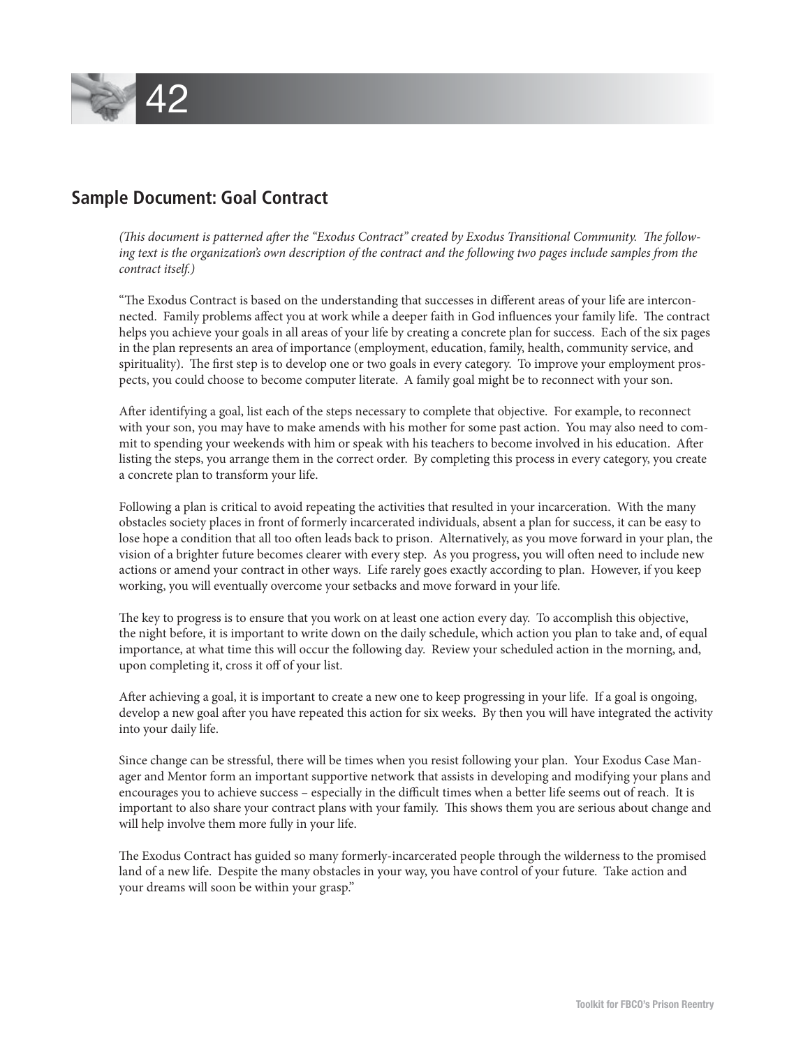## Sample Document: Goal Contract

*(This document is patterned after the "Exodus Contract" created by Exodus Transitional Community. The following text is the organization's own description of the contract and the following two pages include samples from the contract itself.)*

"The Exodus Contract is based on the understanding that successes in different areas of your life are interconnected. Family problems affect you at work while a deeper faith in God influences your family life. The contract helps you achieve your goals in all areas of your life by creating a concrete plan for success. Each of the six pages in the plan represents an area of importance (employment, education, family, health, community service, and spirituality). The first step is to develop one or two goals in every category. To improve your employment prospects, you could choose to become computer literate. A family goal might be to reconnect with your son.

After identifying a goal, list each of the steps necessary to complete that objective. For example, to reconnect with your son, you may have to make amends with his mother for some past action. You may also need to commit to spending your weekends with him or speak with his teachers to become involved in his education. After listing the steps, you arrange them in the correct order. By completing this process in every category, you create a concrete plan to transform your life.

Following a plan is critical to avoid repeating the activities that resulted in your incarceration. With the many obstacles society places in front of formerly incarcerated individuals, absent a plan for success, it can be easy to lose hope a condition that all too often leads back to prison. Alternatively, as you move forward in your plan, the vision of a brighter future becomes clearer with every step. As you progress, you will often need to include new actions or amend your contract in other ways. Life rarely goes exactly according to plan. However, if you keep working, you will eventually overcome your setbacks and move forward in your life.

The key to progress is to ensure that you work on at least one action every day. To accomplish this objective, the night before, it is important to write down on the daily schedule, which action you plan to take and, of equal importance, at what time this will occur the following day. Review your scheduled action in the morning, and, upon completing it, cross it off of your list.

After achieving a goal, it is important to create a new one to keep progressing in your life. If a goal is ongoing, develop a new goal after you have repeated this action for six weeks. By then you will have integrated the activity into your daily life.

Since change can be stressful, there will be times when you resist following your plan. Your Exodus Case Manager and Mentor form an important supportive network that assists in developing and modifying your plans and encourages you to achieve success – especially in the difficult times when a better life seems out of reach. It is important to also share your contract plans with your family. This shows them you are serious about change and will help involve them more fully in your life.

The Exodus Contract has guided so many formerly-incarcerated people through the wilderness to the promised land of a new life. Despite the many obstacles in your way, you have control of your future. Take action and your dreams will soon be within your grasp."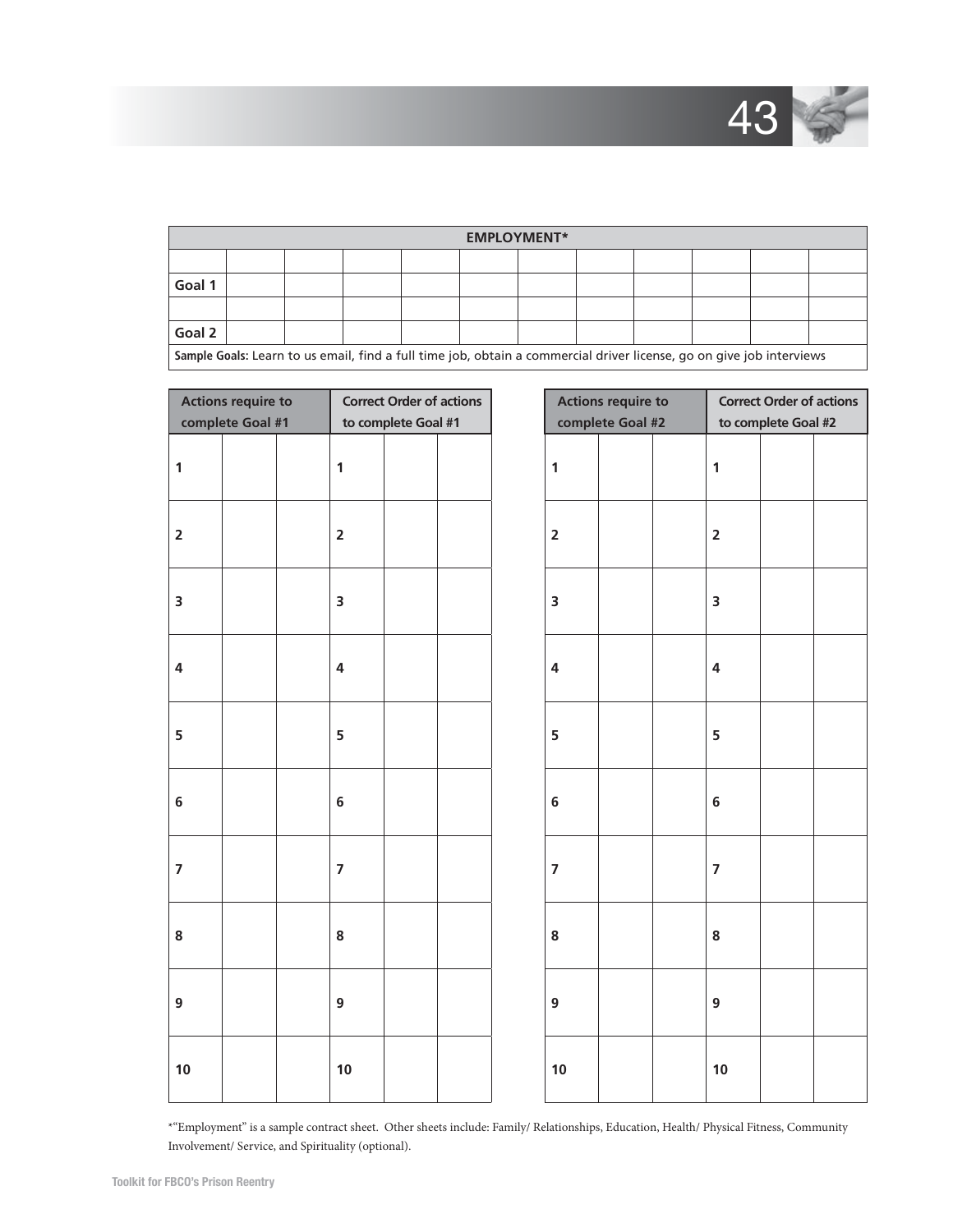| EMPLOYMENT* | | | | | | | | | | | |
|---|---|---|---|---|---|---|---|---|---|---|---|
| | | | | | | | | | | | |
| **Goal 1** | | | | | | | | | | | |
| | | | | | | | | | | | |
| **Goal 2** | | | | | | | | | | | |
| **Sample Goals:** Learn to us email, find a full time job, obtain a commercial driver license, go on give job interviews | | | | | | | | | | | |

| Actions require to complete Goal #1 | | | Correct Order of actions to complete Goal #1 | | |
|---|---|---|---|---|---|
| **1** | | | **1** | | |
| **2** | | | **2** | | |
| **3** | | | **3** | | |
| **4** | | | **4** | | |
| **5** | | | **5** | | |
| **6** | | | **6** | | |
| **7** | | | **7** | | |
| **8** | | | **8** | | |
| **9** | | | **9** | | |
| **10** | | | **10** | | |

| Actions require to complete Goal #2 | | | Correct Order of actions to complete Goal #2 | | |
|---|---|---|---|---|---|
| **1** | | | **1** | | |
| **2** | | | **2** | | |
| **3** | | | **3** | | |
| **4** | | | **4** | | |
| **5** | | | **5** | | |
| **6** | | | **6** | | |
| **7** | | | **7** | | |
| **8** | | | **8** | | |
| **9** | | | **9** | | |
| **10** | | | **10** | | |

*"Employment" is a sample contract sheet. Other sheets include: Family/ Relationships, Education, Health/ Physical Fitness, Community Involvement/ Service, and Spirituality (optional).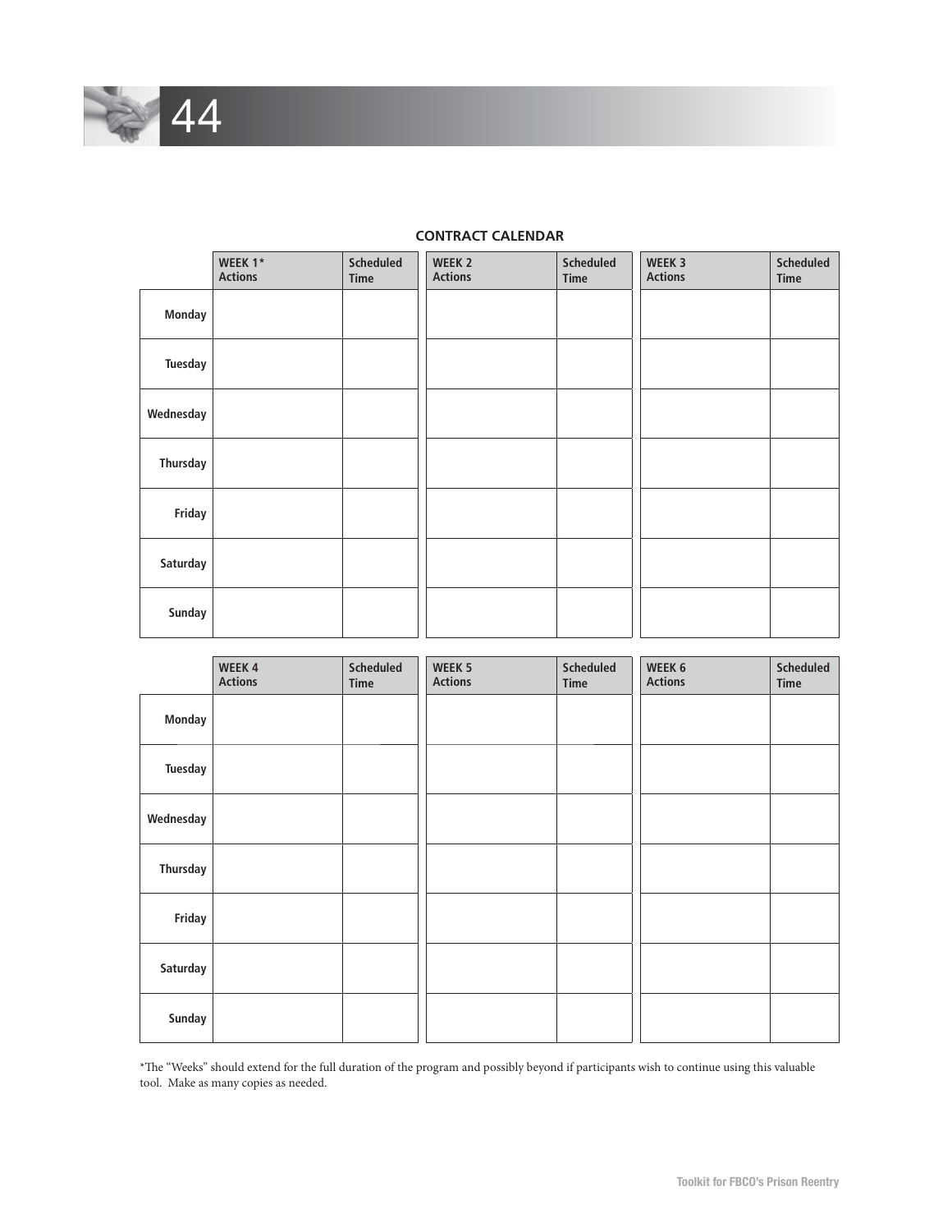## CONTRACT CALENDAR

| | WEEK 1* Actions | Scheduled Time | WEEK 2 Actions | Scheduled Time | WEEK 3 Actions | Scheduled Time |
|---|---|---|---|---|---|---|
| Monday | | | | | | |
| Tuesday | | | | | | |
| Wednesday | | | | | | |
| Thursday | | | | | | |
| Friday | | | | | | |
| Saturday | | | | | | |
| Sunday | | | | | | |

| | WEEK 4 Actions | Scheduled Time | WEEK 5 Actions | Scheduled Time | WEEK 6 Actions | Scheduled Time |
|---|---|---|---|---|---|---|
| Monday | | | | | | |
| Tuesday | | | | | | |
| Wednesday | | | | | | |
| Thursday | | | | | | |
| Friday | | | | | | |
| Saturday | | | | | | |
| Sunday | | | | | | |

*The "Weeks" should extend for the full duration of the program and possibly beyond if participants wish to continue using this valuable tool. Make as many copies as needed.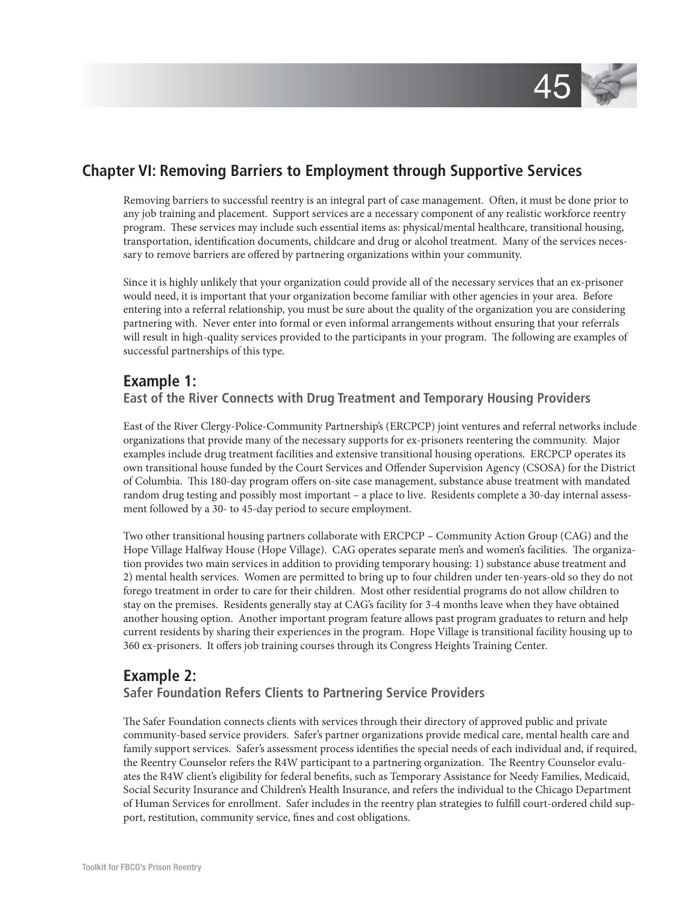## Chapter VI: Removing Barriers to Employment through Supportive Services

Removing barriers to successful reentry is an integral part of case management. Often, it must be done prior to any job training and placement. Support services are a necessary component of any realistic workforce reentry program. These services may include such essential items as: physical/mental healthcare, transitional housing, transportation, identification documents, childcare and drug or alcohol treatment. Many of the services necessary to remove barriers are offered by partnering organizations within your community.

Since it is highly unlikely that your organization could provide all of the necessary services that an ex-prisoner would need, it is important that your organization become familiar with other agencies in your area. Before entering into a referral relationship, you must be sure about the quality of the organization you are considering partnering with. Never enter into formal or even informal arrangements without ensuring that your referrals will result in high-quality services provided to the participants in your program. The following are examples of successful partnerships of this type.

### Example 1:

#### East of the River Connects with Drug Treatment and Temporary Housing Providers

East of the River Clergy-Police-Community Partnership's (ERCPCP) joint ventures and referral networks include organizations that provide many of the necessary supports for ex-prisoners reentering the community. Major examples include drug treatment facilities and extensive transitional housing operations. ERCPCP operates its own transitional house funded by the Court Services and Offender Supervision Agency (CSOSA) for the District of Columbia. This 180-day program offers on-site case management, substance abuse treatment with mandated random drug testing and possibly most important – a place to live. Residents complete a 30-day internal assessment followed by a 30- to 45-day period to secure employment.

Two other transitional housing partners collaborate with ERCPCP – Community Action Group (CAG) and the Hope Village Halfway House (Hope Village). CAG operates separate men's and women's facilities. The organization provides two main services in addition to providing temporary housing: 1) substance abuse treatment and 2) mental health services. Women are permitted to bring up to four children under ten-years-old so they do not forego treatment in order to care for their children. Most other residential programs do not allow children to stay on the premises. Residents generally stay at CAG's facility for 3-4 months leave when they have obtained another housing option. Another important program feature allows past program graduates to return and help current residents by sharing their experiences in the program. Hope Village is transitional facility housing up to 360 ex-prisoners. It offers job training courses through its Congress Heights Training Center.

### Example 2:

#### Safer Foundation Refers Clients to Partnering Service Providers

The Safer Foundation connects clients with services through their directory of approved public and private community-based service providers. Safer's partner organizations provide medical care, mental health care and family support services. Safer's assessment process identifies the special needs of each individual and, if required, the Reentry Counselor refers the R4W participant to a partnering organization. The Reentry Counselor evaluates the R4W client's eligibility for federal benefits, such as Temporary Assistance for Needy Families, Medicaid, Social Security Insurance and Children's Health Insurance, and refers the individual to the Chicago Department of Human Services for enrollment. Safer includes in the reentry plan strategies to fulfill court-ordered child support, restitution, community service, fines and cost obligations.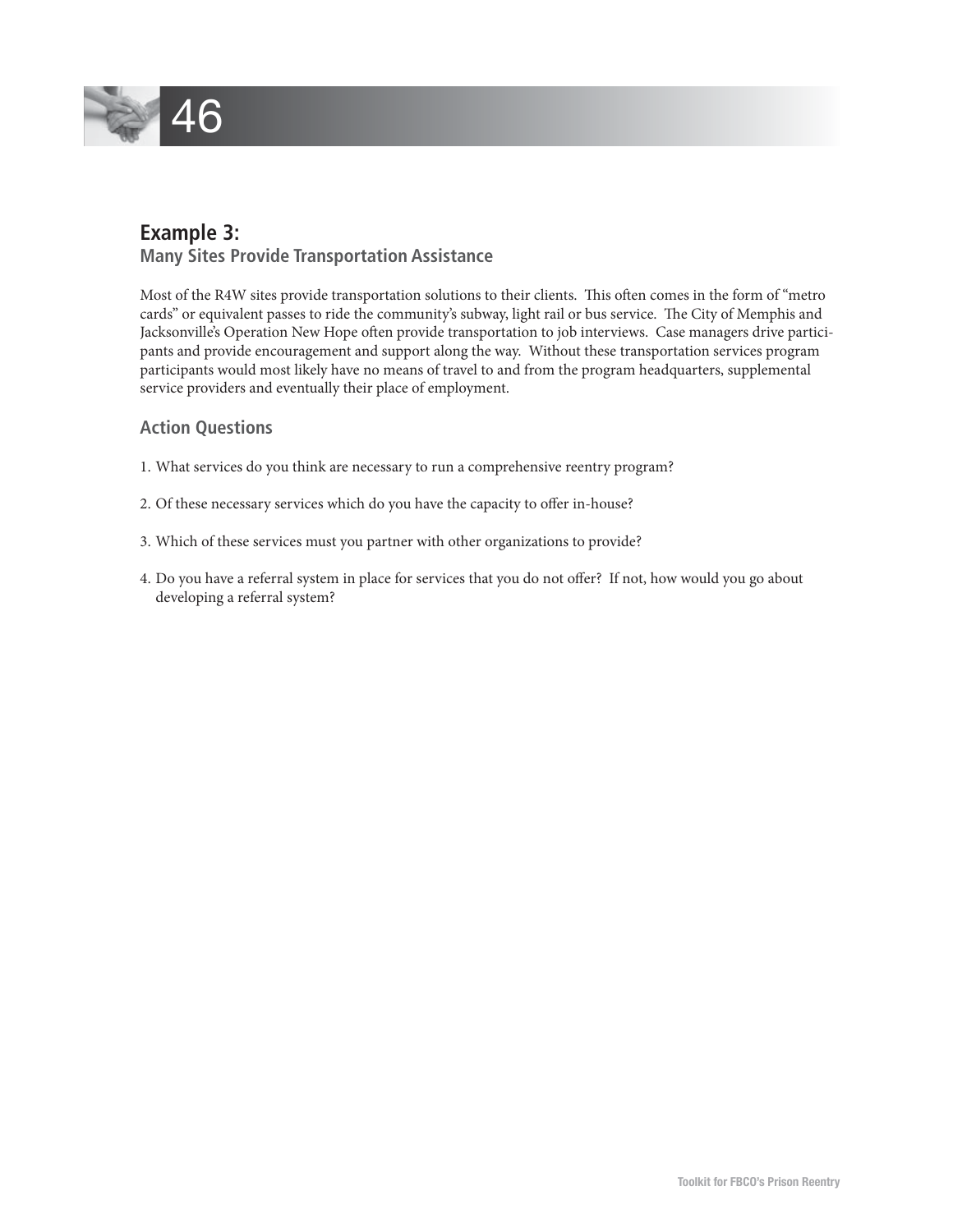## Example 3:

### Many Sites Provide Transportation Assistance

Most of the R4W sites provide transportation solutions to their clients. This often comes in the form of "metro cards" or equivalent passes to ride the community's subway, light rail or bus service. The City of Memphis and Jacksonville's Operation New Hope often provide transportation to job interviews. Case managers drive participants and provide encouragement and support along the way. Without these transportation services program participants would most likely have no means of travel to and from the program headquarters, supplemental service providers and eventually their place of employment.

### Action Questions

1. What services do you think are necessary to run a comprehensive reentry program?
2. Of these necessary services which do you have the capacity to offer in-house?
3. Which of these services must you partner with other organizations to provide?
4. Do you have a referral system in place for services that you do not offer? If not, how would you go about developing a referral system?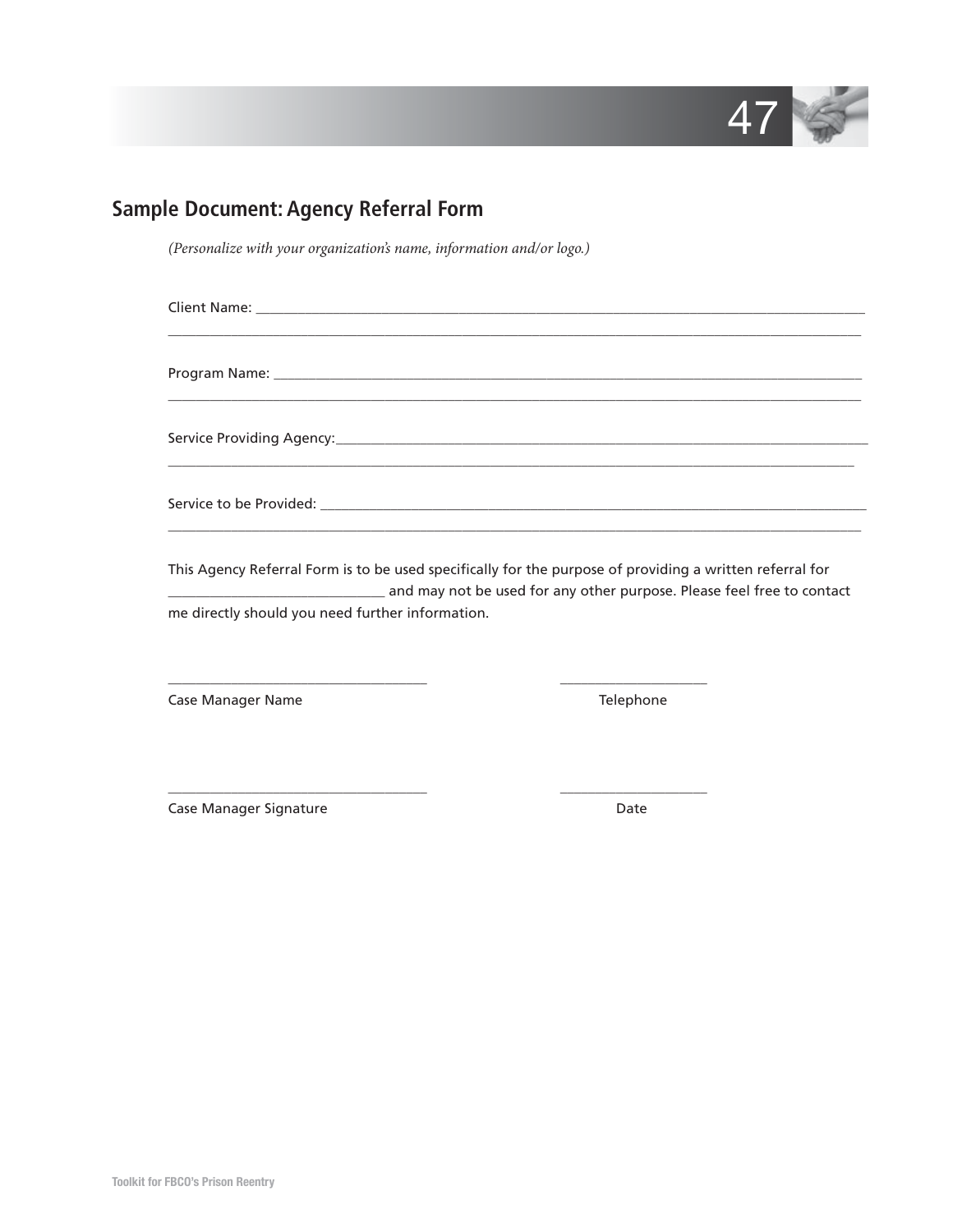## Sample Document: Agency Referral Form

*(Personalize with your organization's name, information and/or logo.)*

Client Name: ______________________________________________________________________________
______________________________________________________________________________

Program Name: ______________________________________________________________________________
______________________________________________________________________________

Service Providing Agency: ______________________________________________________________________________
______________________________________________________________________________

Service to be Provided: ______________________________________________________________________________
______________________________________________________________________________

This Agency Referral Form is to be used specifically for the purpose of providing a written referral for ______________________________ and may not be used for any other purpose. Please feel free to contact me directly should you need further information.

____________________________________ ____________________

Case Manager Name Telephone

____________________________________ ____________________

Case Manager Signature Date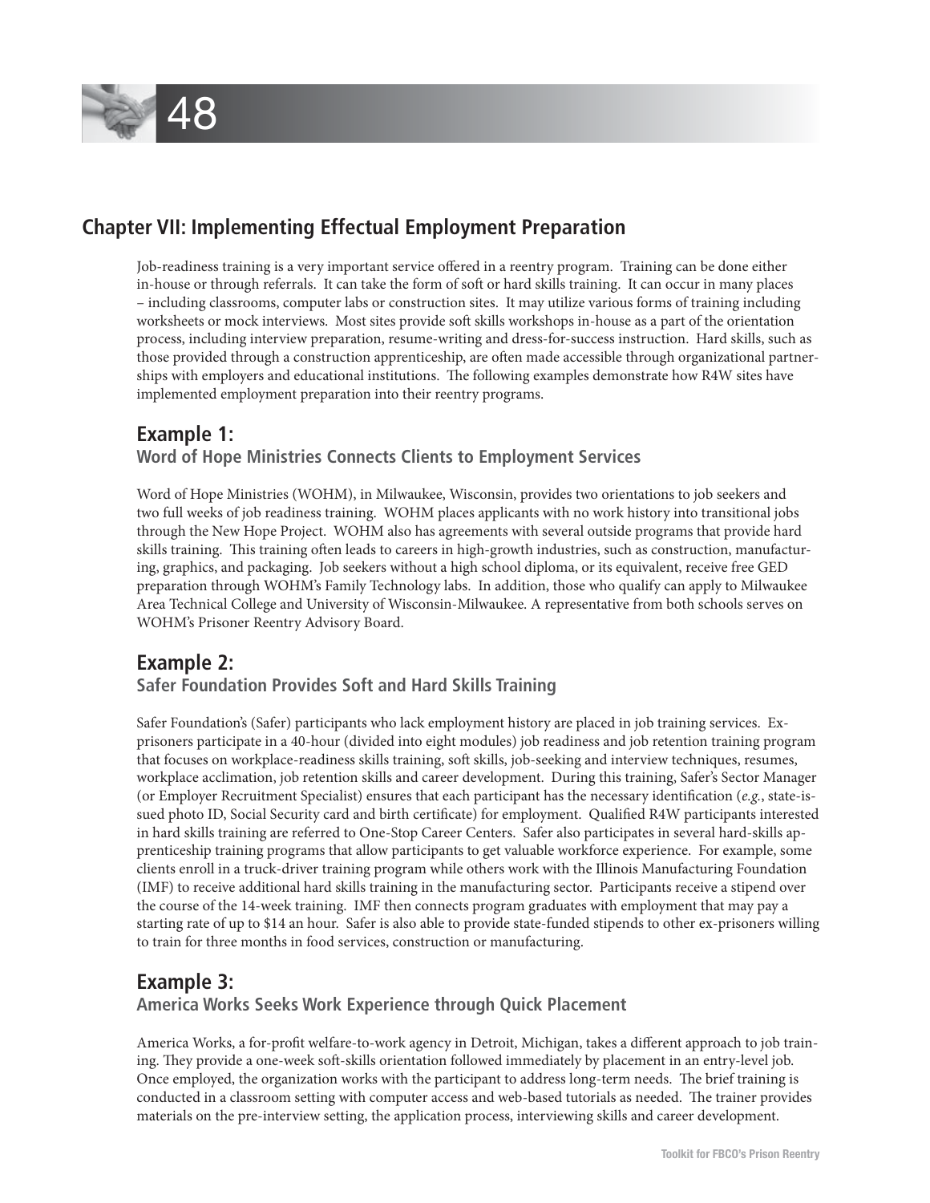## Chapter VII: Implementing Effectual Employment Preparation

Job-readiness training is a very important service offered in a reentry program. Training can be done either in-house or through referrals. It can take the form of soft or hard skills training. It can occur in many places – including classrooms, computer labs or construction sites. It may utilize various forms of training including worksheets or mock interviews. Most sites provide soft skills workshops in-house as a part of the orientation process, including interview preparation, resume-writing and dress-for-success instruction. Hard skills, such as those provided through a construction apprenticeship, are often made accessible through organizational partnerships with employers and educational institutions. The following examples demonstrate how R4W sites have implemented employment preparation into their reentry programs.

### Example 1:
**Word of Hope Ministries Connects Clients to Employment Services**

Word of Hope Ministries (WOHM), in Milwaukee, Wisconsin, provides two orientations to job seekers and two full weeks of job readiness training. WOHM places applicants with no work history into transitional jobs through the New Hope Project. WOHM also has agreements with several outside programs that provide hard skills training. This training often leads to careers in high-growth industries, such as construction, manufacturing, graphics, and packaging. Job seekers without a high school diploma, or its equivalent, receive free GED preparation through WOHM's Family Technology labs. In addition, those who qualify can apply to Milwaukee Area Technical College and University of Wisconsin-Milwaukee. A representative from both schools serves on WOHM's Prisoner Reentry Advisory Board.

### Example 2:
**Safer Foundation Provides Soft and Hard Skills Training**

Safer Foundation's (Safer) participants who lack employment history are placed in job training services. Ex-prisoners participate in a 40-hour (divided into eight modules) job readiness and job retention training program that focuses on workplace-readiness skills training, soft skills, job-seeking and interview techniques, resumes, workplace acclimation, job retention skills and career development. During this training, Safer's Sector Manager (or Employer Recruitment Specialist) ensures that each participant has the necessary identification (*e.g.*, state-issued photo ID, Social Security card and birth certificate) for employment. Qualified R4W participants interested in hard skills training are referred to One-Stop Career Centers. Safer also participates in several hard-skills apprenticeship training programs that allow participants to get valuable workforce experience. For example, some clients enroll in a truck-driver training program while others work with the Illinois Manufacturing Foundation (IMF) to receive additional hard skills training in the manufacturing sector. Participants receive a stipend over the course of the 14-week training. IMF then connects program graduates with employment that may pay a starting rate of up to $14 an hour. Safer is also able to provide state-funded stipends to other ex-prisoners willing to train for three months in food services, construction or manufacturing.

### Example 3:
**America Works Seeks Work Experience through Quick Placement**

America Works, a for-profit welfare-to-work agency in Detroit, Michigan, takes a different approach to job training. They provide a one-week soft-skills orientation followed immediately by placement in an entry-level job. Once employed, the organization works with the participant to address long-term needs. The brief training is conducted in a classroom setting with computer access and web-based tutorials as needed. The trainer provides materials on the pre-interview setting, the application process, interviewing skills and career development.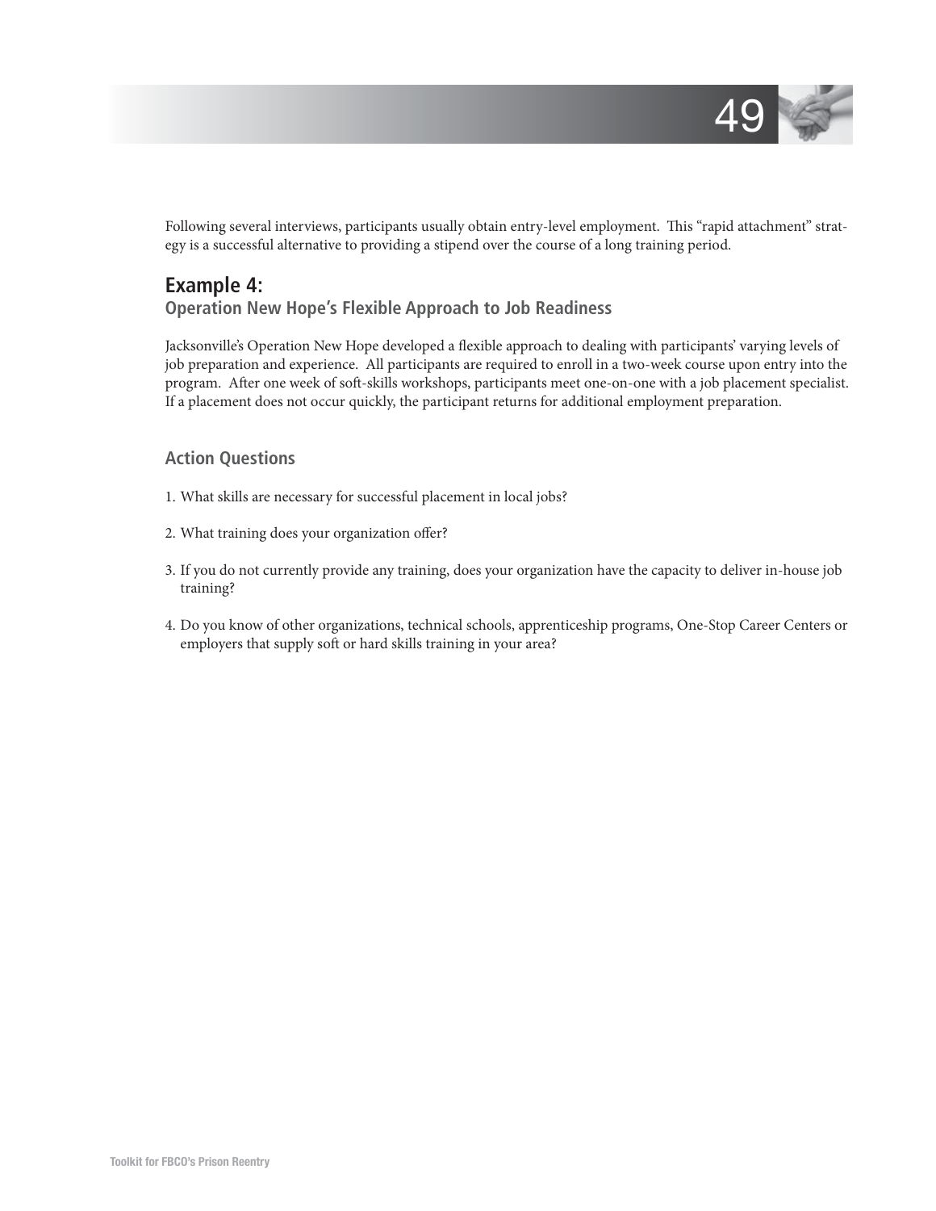Following several interviews, participants usually obtain entry-level employment. This "rapid attachment" strategy is a successful alternative to providing a stipend over the course of a long training period.

## Example 4:

### Operation New Hope's Flexible Approach to Job Readiness

Jacksonville's Operation New Hope developed a flexible approach to dealing with participants' varying levels of job preparation and experience. All participants are required to enroll in a two-week course upon entry into the program. After one week of soft-skills workshops, participants meet one-on-one with a job placement specialist. If a placement does not occur quickly, the participant returns for additional employment preparation.

### Action Questions

1. What skills are necessary for successful placement in local jobs?
2. What training does your organization offer?
3. If you do not currently provide any training, does your organization have the capacity to deliver in-house job training?
4. Do you know of other organizations, technical schools, apprenticeship programs, One-Stop Career Centers or employers that supply soft or hard skills training in your area?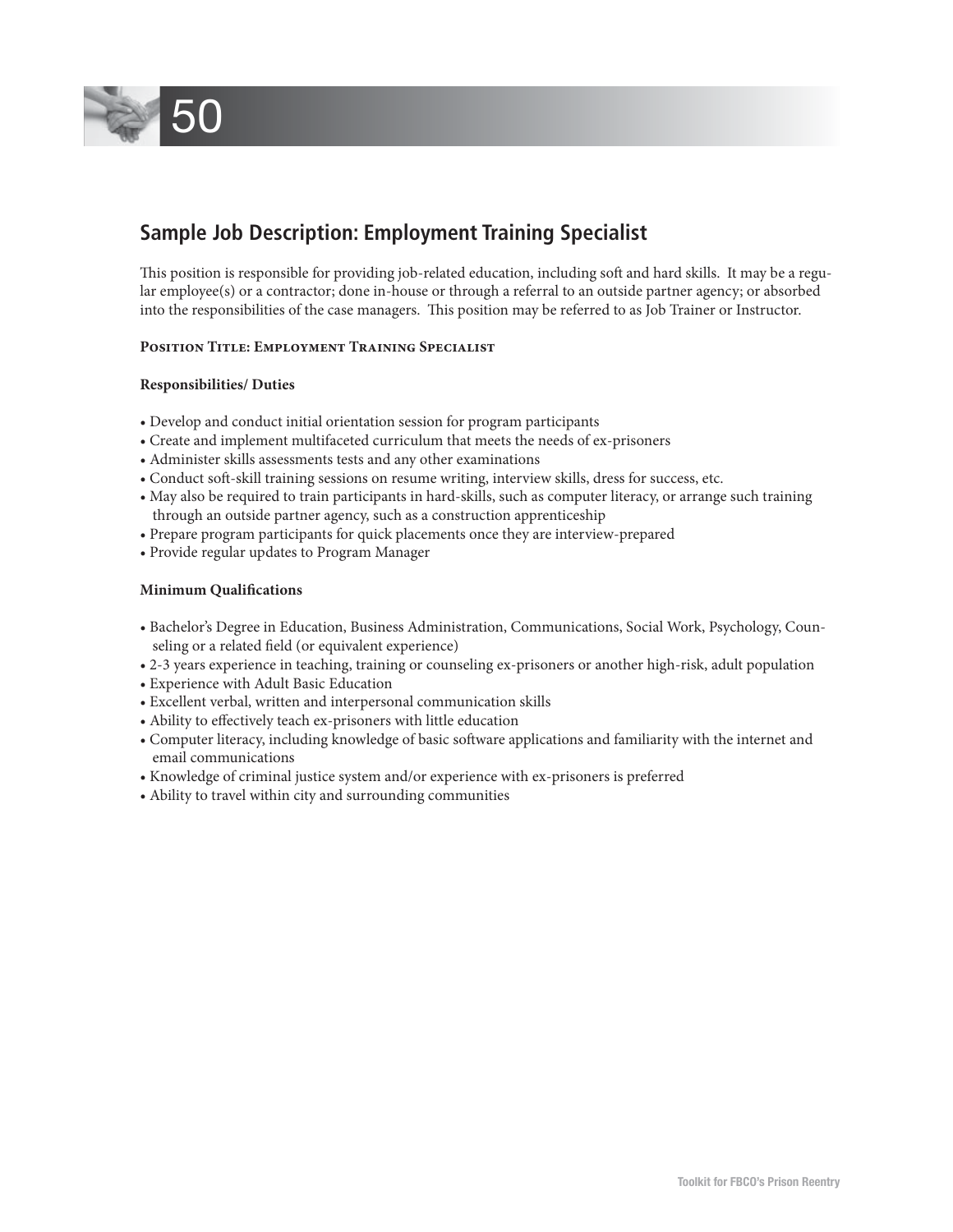## Sample Job Description: Employment Training Specialist

This position is responsible for providing job-related education, including soft and hard skills. It may be a regular employee(s) or a contractor; done in-house or through a referral to an outside partner agency; or absorbed into the responsibilities of the case managers. This position may be referred to as Job Trainer or Instructor.

**Position Title: Employment Training Specialist**

**Responsibilities/ Duties**

- Develop and conduct initial orientation session for program participants
- Create and implement multifaceted curriculum that meets the needs of ex-prisoners
- Administer skills assessments tests and any other examinations
- Conduct soft-skill training sessions on resume writing, interview skills, dress for success, etc.
- May also be required to train participants in hard-skills, such as computer literacy, or arrange such training through an outside partner agency, such as a construction apprenticeship
- Prepare program participants for quick placements once they are interview-prepared
- Provide regular updates to Program Manager

**Minimum Qualifications**

- Bachelor's Degree in Education, Business Administration, Communications, Social Work, Psychology, Counseling or a related field (or equivalent experience)
- 2-3 years experience in teaching, training or counseling ex-prisoners or another high-risk, adult population
- Experience with Adult Basic Education
- Excellent verbal, written and interpersonal communication skills
- Ability to effectively teach ex-prisoners with little education
- Computer literacy, including knowledge of basic software applications and familiarity with the internet and email communications
- Knowledge of criminal justice system and/or experience with ex-prisoners is preferred
- Ability to travel within city and surrounding communities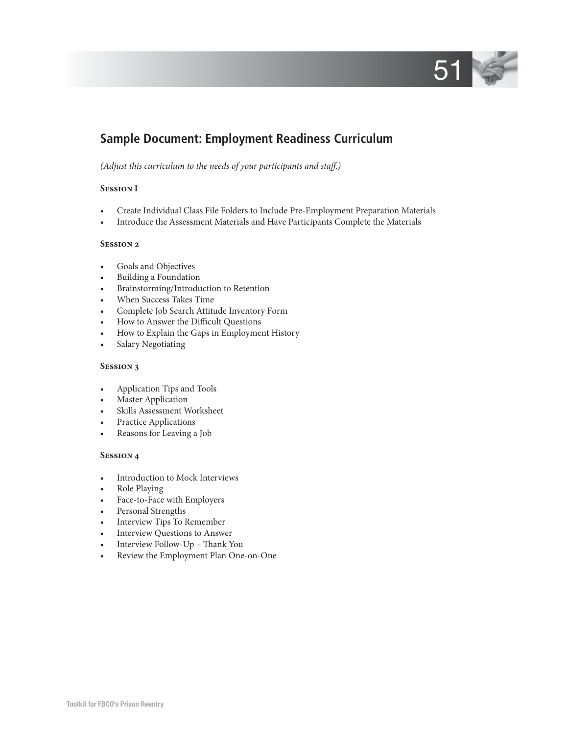## Sample Document: Employment Readiness Curriculum

*(Adjust this curriculum to the needs of your participants and staff.)*

**Session I**

- Create Individual Class File Folders to Include Pre-Employment Preparation Materials
- Introduce the Assessment Materials and Have Participants Complete the Materials

**Session 2**

- Goals and Objectives
- Building a Foundation
- Brainstorming/Introduction to Retention
- When Success Takes Time
- Complete Job Search Attitude Inventory Form
- How to Answer the Difficult Questions
- How to Explain the Gaps in Employment History
- Salary Negotiating

**Session 3**

- Application Tips and Tools
- Master Application
- Skills Assessment Worksheet
- Practice Applications
- Reasons for Leaving a Job

**Session 4**

- Introduction to Mock Interviews
- Role Playing
- Face-to-Face with Employers
- Personal Strengths
- Interview Tips To Remember
- Interview Questions to Answer
- Interview Follow-Up – Thank You
- Review the Employment Plan One-on-One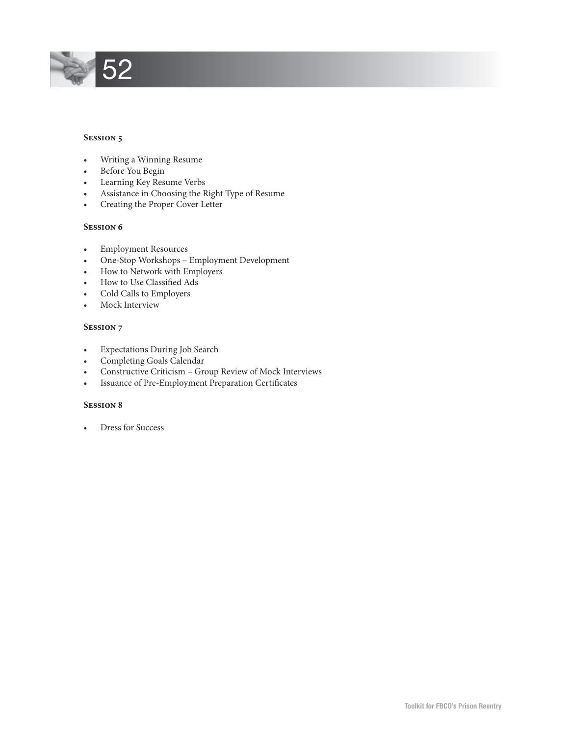### Session 5

- Writing a Winning Resume
- Before You Begin
- Learning Key Resume Verbs
- Assistance in Choosing the Right Type of Resume
- Creating the Proper Cover Letter

### Session 6

- Employment Resources
- One-Stop Workshops – Employment Development
- How to Network with Employers
- How to Use Classified Ads
- Cold Calls to Employers
- Mock Interview

### Session 7

- Expectations During Job Search
- Completing Goals Calendar
- Constructive Criticism – Group Review of Mock Interviews
- Issuance of Pre-Employment Preparation Certificates

### Session 8

- Dress for Success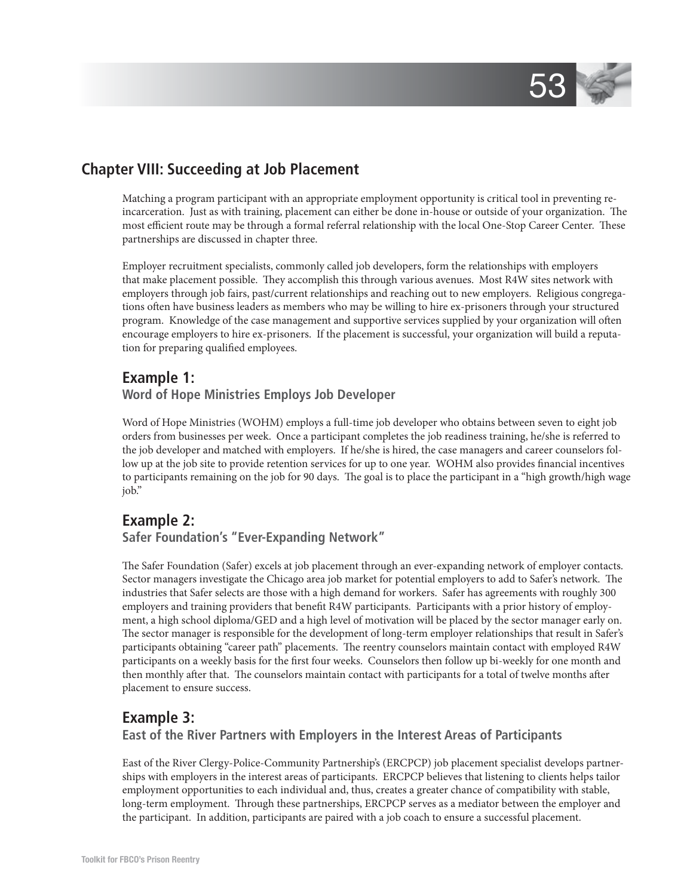## Chapter VIII: Succeeding at Job Placement

Matching a program participant with an appropriate employment opportunity is critical tool in preventing re-incarceration. Just as with training, placement can either be done in-house or outside of your organization. The most efficient route may be through a formal referral relationship with the local One-Stop Career Center. These partnerships are discussed in chapter three.

Employer recruitment specialists, commonly called job developers, form the relationships with employers that make placement possible. They accomplish this through various avenues. Most R4W sites network with employers through job fairs, past/current relationships and reaching out to new employers. Religious congregations often have business leaders as members who may be willing to hire ex-prisoners through your structured program. Knowledge of the case management and supportive services supplied by your organization will often encourage employers to hire ex-prisoners. If the placement is successful, your organization will build a reputation for preparing qualified employees.

### Example 1:

#### Word of Hope Ministries Employs Job Developer

Word of Hope Ministries (WOHM) employs a full-time job developer who obtains between seven to eight job orders from businesses per week. Once a participant completes the job readiness training, he/she is referred to the job developer and matched with employers. If he/she is hired, the case managers and career counselors follow up at the job site to provide retention services for up to one year. WOHM also provides financial incentives to participants remaining on the job for 90 days. The goal is to place the participant in a "high growth/high wage job."

### Example 2:

#### Safer Foundation's "Ever-Expanding Network"

The Safer Foundation (Safer) excels at job placement through an ever-expanding network of employer contacts. Sector managers investigate the Chicago area job market for potential employers to add to Safer's network. The industries that Safer selects are those with a high demand for workers. Safer has agreements with roughly 300 employers and training providers that benefit R4W participants. Participants with a prior history of employment, a high school diploma/GED and a high level of motivation will be placed by the sector manager early on. The sector manager is responsible for the development of long-term employer relationships that result in Safer's participants obtaining "career path" placements. The reentry counselors maintain contact with employed R4W participants on a weekly basis for the first four weeks. Counselors then follow up bi-weekly for one month and then monthly after that. The counselors maintain contact with participants for a total of twelve months after placement to ensure success.

### Example 3:

#### East of the River Partners with Employers in the Interest Areas of Participants

East of the River Clergy-Police-Community Partnership's (ERCPCP) job placement specialist develops partnerships with employers in the interest areas of participants. ERCPCP believes that listening to clients helps tailor employment opportunities to each individual and, thus, creates a greater chance of compatibility with stable, long-term employment. Through these partnerships, ERCPCP serves as a mediator between the employer and the participant. In addition, participants are paired with a job coach to ensure a successful placement.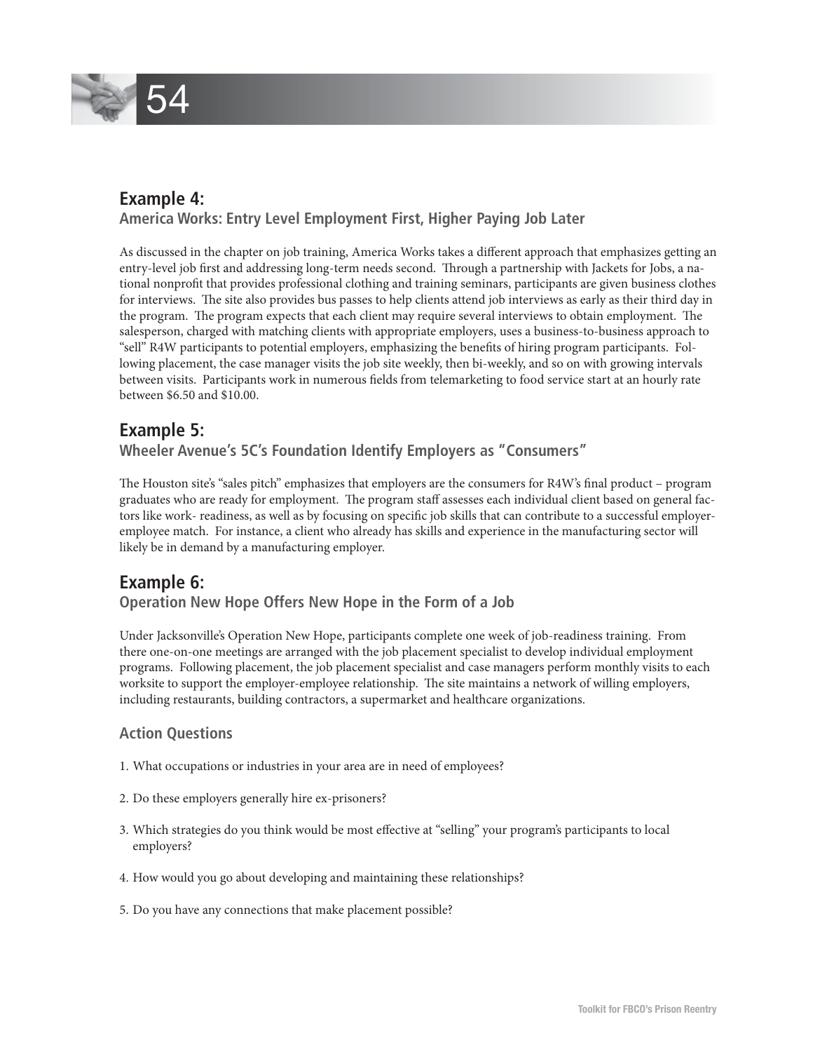## Example 4:

### America Works: Entry Level Employment First, Higher Paying Job Later

As discussed in the chapter on job training, America Works takes a different approach that emphasizes getting an entry-level job first and addressing long-term needs second. Through a partnership with Jackets for Jobs, a national nonprofit that provides professional clothing and training seminars, participants are given business clothes for interviews. The site also provides bus passes to help clients attend job interviews as early as their third day in the program. The program expects that each client may require several interviews to obtain employment. The salesperson, charged with matching clients with appropriate employers, uses a business-to-business approach to "sell" R4W participants to potential employers, emphasizing the benefits of hiring program participants. Following placement, the case manager visits the job site weekly, then bi-weekly, and so on with growing intervals between visits. Participants work in numerous fields from telemarketing to food service start at an hourly rate between $6.50 and $10.00.

## Example 5:

### Wheeler Avenue's 5C's Foundation Identify Employers as "Consumers"

The Houston site's "sales pitch" emphasizes that employers are the consumers for R4W's final product – program graduates who are ready for employment. The program staff assesses each individual client based on general factors like work- readiness, as well as by focusing on specific job skills that can contribute to a successful employer-employee match. For instance, a client who already has skills and experience in the manufacturing sector will likely be in demand by a manufacturing employer.

## Example 6:

### Operation New Hope Offers New Hope in the Form of a Job

Under Jacksonville's Operation New Hope, participants complete one week of job-readiness training. From there one-on-one meetings are arranged with the job placement specialist to develop individual employment programs. Following placement, the job placement specialist and case managers perform monthly visits to each worksite to support the employer-employee relationship. The site maintains a network of willing employers, including restaurants, building contractors, a supermarket and healthcare organizations.

### Action Questions

1. What occupations or industries in your area are in need of employees?
2. Do these employers generally hire ex-prisoners?
3. Which strategies do you think would be most effective at "selling" your program's participants to local employers?
4. How would you go about developing and maintaining these relationships?
5. Do you have any connections that make placement possible?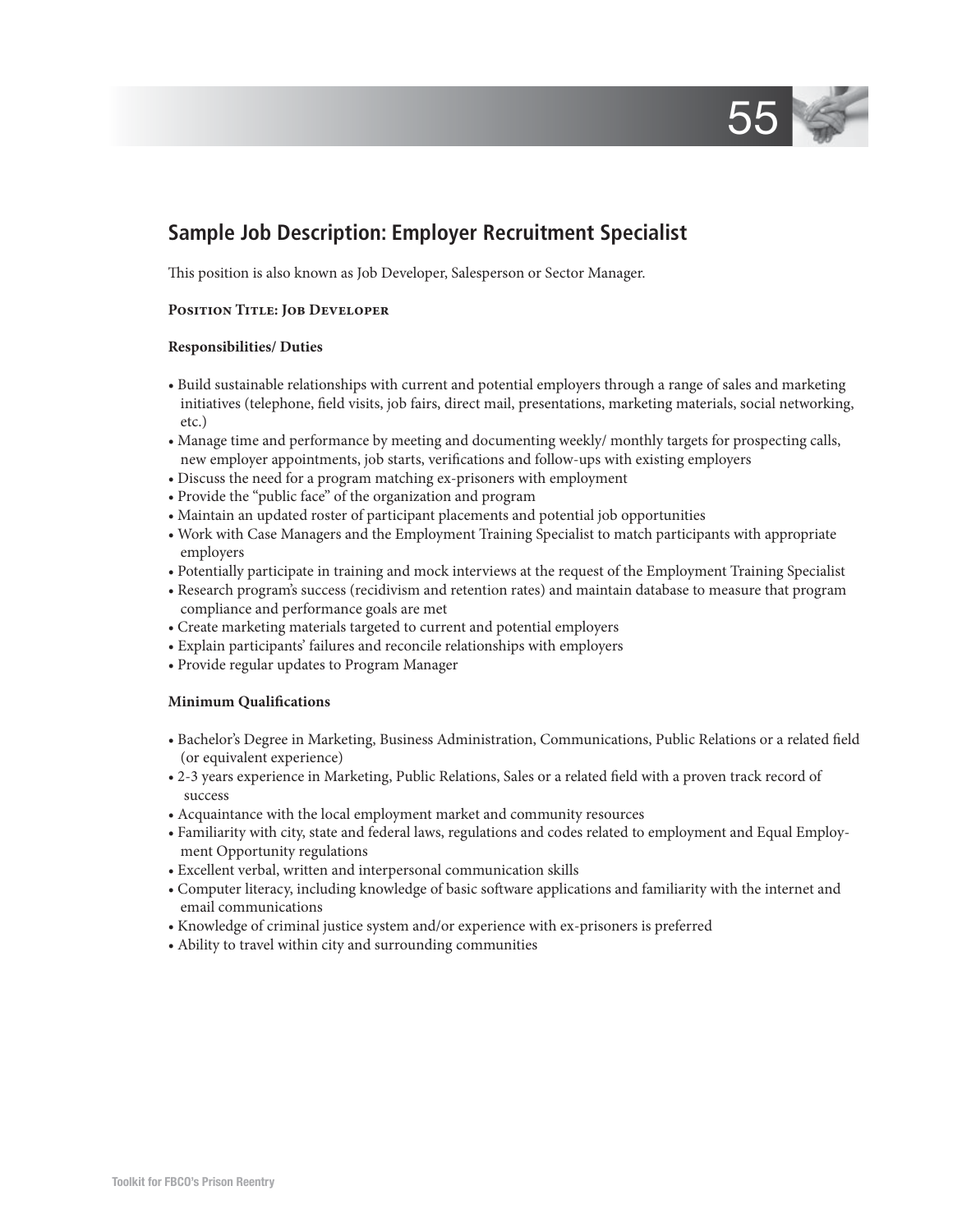## Sample Job Description: Employer Recruitment Specialist

This position is also known as Job Developer, Salesperson or Sector Manager.

**Position Title: Job Developer**

**Responsibilities/ Duties**

- Build sustainable relationships with current and potential employers through a range of sales and marketing initiatives (telephone, field visits, job fairs, direct mail, presentations, marketing materials, social networking, etc.)
- Manage time and performance by meeting and documenting weekly/ monthly targets for prospecting calls, new employer appointments, job starts, verifications and follow-ups with existing employers
- Discuss the need for a program matching ex-prisoners with employment
- Provide the "public face" of the organization and program
- Maintain an updated roster of participant placements and potential job opportunities
- Work with Case Managers and the Employment Training Specialist to match participants with appropriate employers
- Potentially participate in training and mock interviews at the request of the Employment Training Specialist
- Research program's success (recidivism and retention rates) and maintain database to measure that program compliance and performance goals are met
- Create marketing materials targeted to current and potential employers
- Explain participants' failures and reconcile relationships with employers
- Provide regular updates to Program Manager

**Minimum Qualifications**

- Bachelor's Degree in Marketing, Business Administration, Communications, Public Relations or a related field (or equivalent experience)
- 2-3 years experience in Marketing, Public Relations, Sales or a related field with a proven track record of success
- Acquaintance with the local employment market and community resources
- Familiarity with city, state and federal laws, regulations and codes related to employment and Equal Employment Opportunity regulations
- Excellent verbal, written and interpersonal communication skills
- Computer literacy, including knowledge of basic software applications and familiarity with the internet and email communications
- Knowledge of criminal justice system and/or experience with ex-prisoners is preferred
- Ability to travel within city and surrounding communities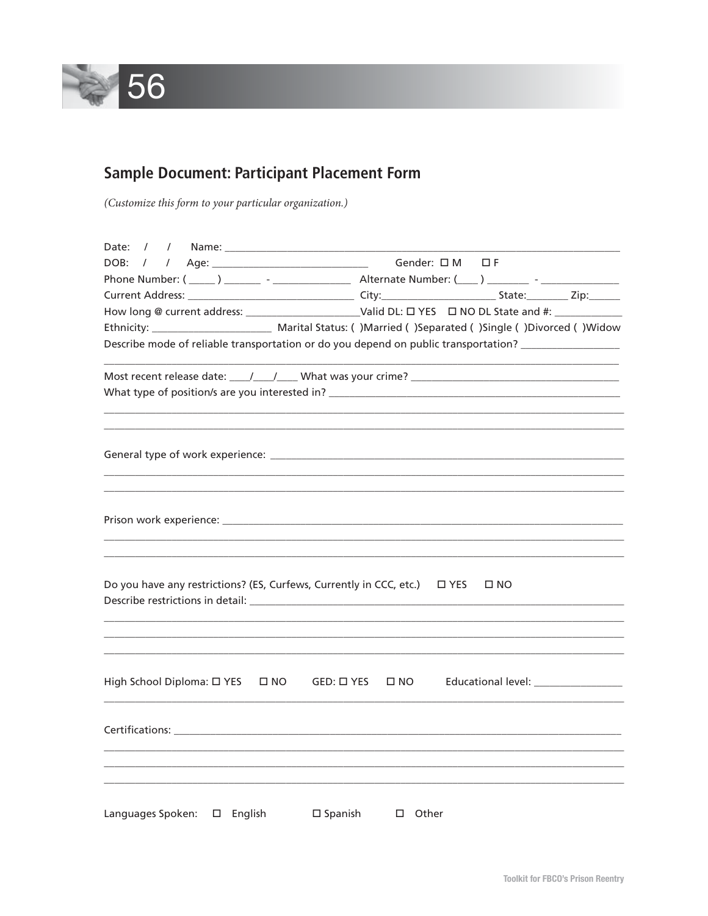## Sample Document: Participant Placement Form

*(Customize this form to your particular organization.)*

Date: / / Name: ______________________________________________________________________

DOB: / / Age: _____________________________ Gender: ☐ M ☐ F

Phone Number: ( _____ ) _______ - ______________ Alternate Number: (____ ) _______ - ______________

Current Address: _______________________________ City:_____________________ State:_______ Zip:______

How long @ current address: _____________________Valid DL: ☐ YES ☐ NO DL State and #: ____________

Ethnicity: ______________________ Marital Status: ( )Married ( )Separated ( )Single ( )Divorced ( )Widow

Describe mode of reliable transportation or do you depend on public transportation? _________________

_____________________________________________________________________________________________

Most recent release date: ____/____/____ What was your crime? ______________________________________

What type of position/s are you interested in? ____________________________________________________

_____________________________________________________________________________________________

_____________________________________________________________________________________________

General type of work experience: ______________________________________________________________

_____________________________________________________________________________________________

_____________________________________________________________________________________________

Prison work experience: _____________________________________________________________________

_____________________________________________________________________________________________

_____________________________________________________________________________________________

Do you have any restrictions? (ES, Curfews, Currently in CCC, etc.) ☐ YES ☐ NO

Describe restrictions in detail: _______________________________________________________________

_____________________________________________________________________________________________

_____________________________________________________________________________________________

_____________________________________________________________________________________________

High School Diploma: ☐ YES ☐ NO GED: ☐ YES ☐ NO Educational level: ________________

_____________________________________________________________________________________________

Certifications: ______________________________________________________________________________

_____________________________________________________________________________________________

_____________________________________________________________________________________________

_____________________________________________________________________________________________

Languages Spoken: ☐ English ☐ Spanish ☐ Other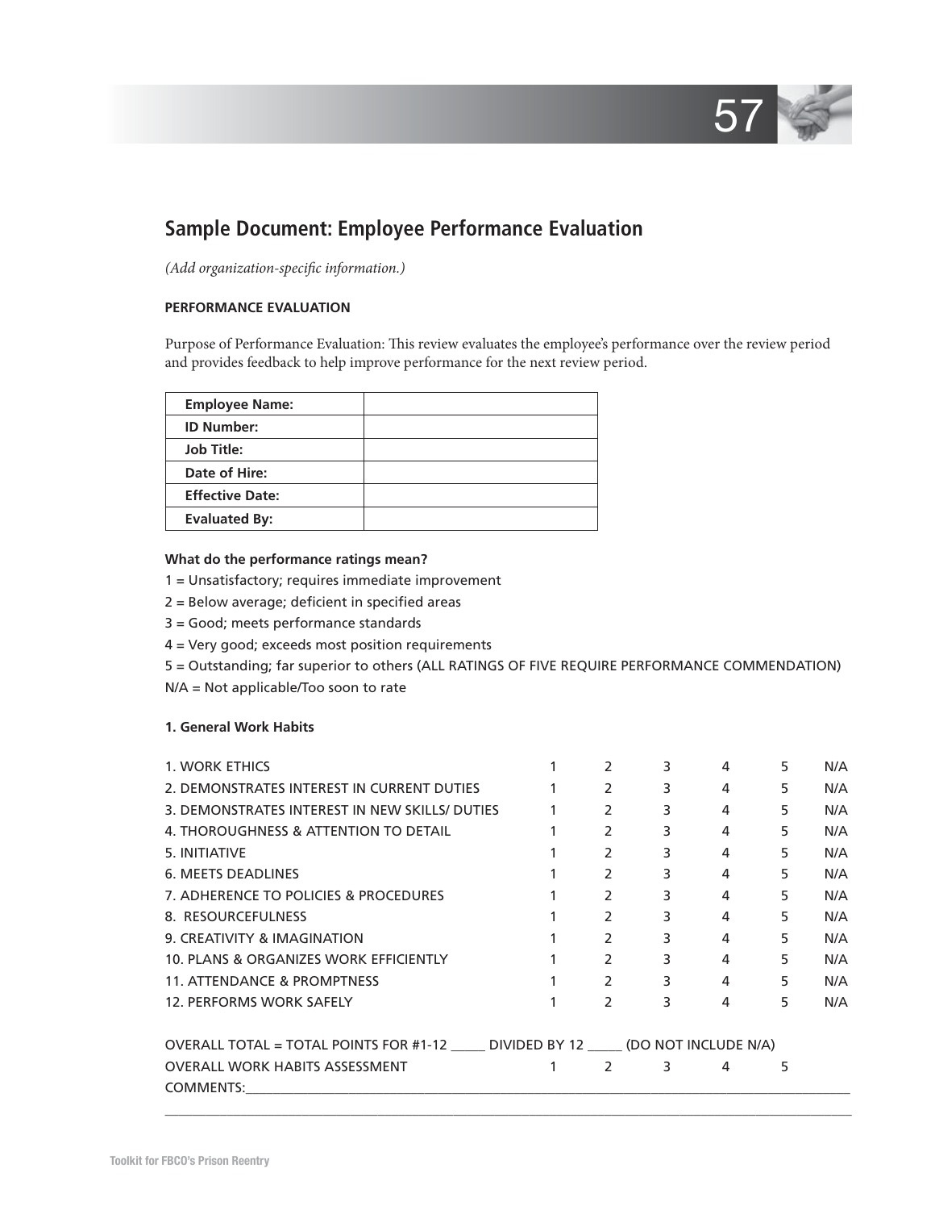## Sample Document: Employee Performance Evaluation

*(Add organization-specific information.)*

**PERFORMANCE EVALUATION**

Purpose of Performance Evaluation: This review evaluates the employee's performance over the review period and provides feedback to help improve performance for the next review period.

| **Employee Name:** | |
|---|---|
| **ID Number:** | |
| **Job Title:** | |
| **Date of Hire:** | |
| **Effective Date:** | |
| **Evaluated By:** | |

**What do the performance ratings mean?**

1 = Unsatisfactory; requires immediate improvement

2 = Below average; deficient in specified areas

3 = Good; meets performance standards

4 = Very good; exceeds most position requirements

5 = Outstanding; far superior to others (ALL RATINGS OF FIVE REQUIRE PERFORMANCE COMMENDATION)

N/A = Not applicable/Too soon to rate

**1. General Work Habits**

| | | | | | | |
|---|---|---|---|---|---|---|
| 1. WORK ETHICS | 1 | 2 | 3 | 4 | 5 | N/A |
| 2. DEMONSTRATES INTEREST IN CURRENT DUTIES | 1 | 2 | 3 | 4 | 5 | N/A |
| 3. DEMONSTRATES INTEREST IN NEW SKILLS/ DUTIES | 1 | 2 | 3 | 4 | 5 | N/A |
| 4. THOROUGHNESS & ATTENTION TO DETAIL | 1 | 2 | 3 | 4 | 5 | N/A |
| 5. INITIATIVE | 1 | 2 | 3 | 4 | 5 | N/A |
| 6. MEETS DEADLINES | 1 | 2 | 3 | 4 | 5 | N/A |
| 7. ADHERENCE TO POLICIES & PROCEDURES | 1 | 2 | 3 | 4 | 5 | N/A |
| 8. RESOURCEFULNESS | 1 | 2 | 3 | 4 | 5 | N/A |
| 9. CREATIVITY & IMAGINATION | 1 | 2 | 3 | 4 | 5 | N/A |
| 10. PLANS & ORGANIZES WORK EFFICIENTLY | 1 | 2 | 3 | 4 | 5 | N/A |
| 11. ATTENDANCE & PROMPTNESS | 1 | 2 | 3 | 4 | 5 | N/A |
| 12. PERFORMS WORK SAFELY | 1 | 2 | 3 | 4 | 5 | N/A |

OVERALL TOTAL = TOTAL POINTS FOR #1-12 _____ DIVIDED BY 12 _____ (DO NOT INCLUDE N/A)

OVERALL WORK HABITS ASSESSMENT 1 2 3 4 5

COMMENTS:_______________________________________________________________________________

_______________________________________________________________________________________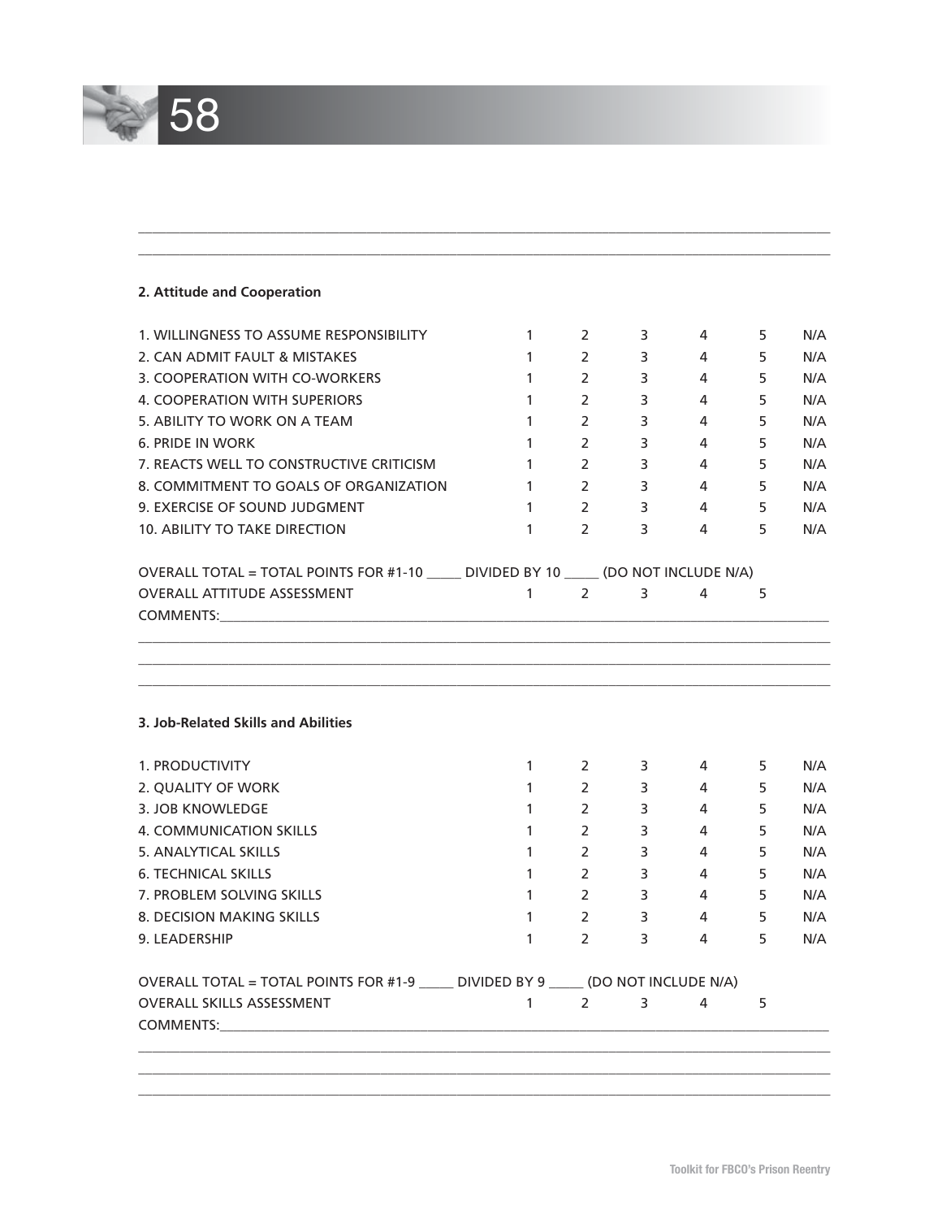___________________________________________________________________________________________

___________________________________________________________________________________________

**2. Attitude and Cooperation**

| | | | | | | |
|---|---|---|---|---|---|---|
| 1. WILLINGNESS TO ASSUME RESPONSIBILITY | 1 | 2 | 3 | 4 | 5 | N/A |
| 2. CAN ADMIT FAULT & MISTAKES | 1 | 2 | 3 | 4 | 5 | N/A |
| 3. COOPERATION WITH CO-WORKERS | 1 | 2 | 3 | 4 | 5 | N/A |
| 4. COOPERATION WITH SUPERIORS | 1 | 2 | 3 | 4 | 5 | N/A |
| 5. ABILITY TO WORK ON A TEAM | 1 | 2 | 3 | 4 | 5 | N/A |
| 6. PRIDE IN WORK | 1 | 2 | 3 | 4 | 5 | N/A |
| 7. REACTS WELL TO CONSTRUCTIVE CRITICISM | 1 | 2 | 3 | 4 | 5 | N/A |
| 8. COMMITMENT TO GOALS OF ORGANIZATION | 1 | 2 | 3 | 4 | 5 | N/A |
| 9. EXERCISE OF SOUND JUDGMENT | 1 | 2 | 3 | 4 | 5 | N/A |
| 10. ABILITY TO TAKE DIRECTION | 1 | 2 | 3 | 4 | 5 | N/A |

OVERALL TOTAL = TOTAL POINTS FOR #1-10 _____ DIVIDED BY 10 _____ (DO NOT INCLUDE N/A)

OVERALL ATTITUDE ASSESSMENT 1 2 3 4 5

COMMENTS:__________________________________________________________________________

___________________________________________________________________________________________

___________________________________________________________________________________________

___________________________________________________________________________________________

**3. Job-Related Skills and Abilities**

| | | | | | | |
|---|---|---|---|---|---|---|
| 1. PRODUCTIVITY | 1 | 2 | 3 | 4 | 5 | N/A |
| 2. QUALITY OF WORK | 1 | 2 | 3 | 4 | 5 | N/A |
| 3. JOB KNOWLEDGE | 1 | 2 | 3 | 4 | 5 | N/A |
| 4. COMMUNICATION SKILLS | 1 | 2 | 3 | 4 | 5 | N/A |
| 5. ANALYTICAL SKILLS | 1 | 2 | 3 | 4 | 5 | N/A |
| 6. TECHNICAL SKILLS | 1 | 2 | 3 | 4 | 5 | N/A |
| 7. PROBLEM SOLVING SKILLS | 1 | 2 | 3 | 4 | 5 | N/A |
| 8. DECISION MAKING SKILLS | 1 | 2 | 3 | 4 | 5 | N/A |
| 9. LEADERSHIP | 1 | 2 | 3 | 4 | 5 | N/A |

OVERALL TOTAL = TOTAL POINTS FOR #1-9 _____ DIVIDED BY 9 _____ (DO NOT INCLUDE N/A)

OVERALL SKILLS ASSESSMENT 1 2 3 4 5

COMMENTS:__________________________________________________________________________

___________________________________________________________________________________________

___________________________________________________________________________________________

___________________________________________________________________________________________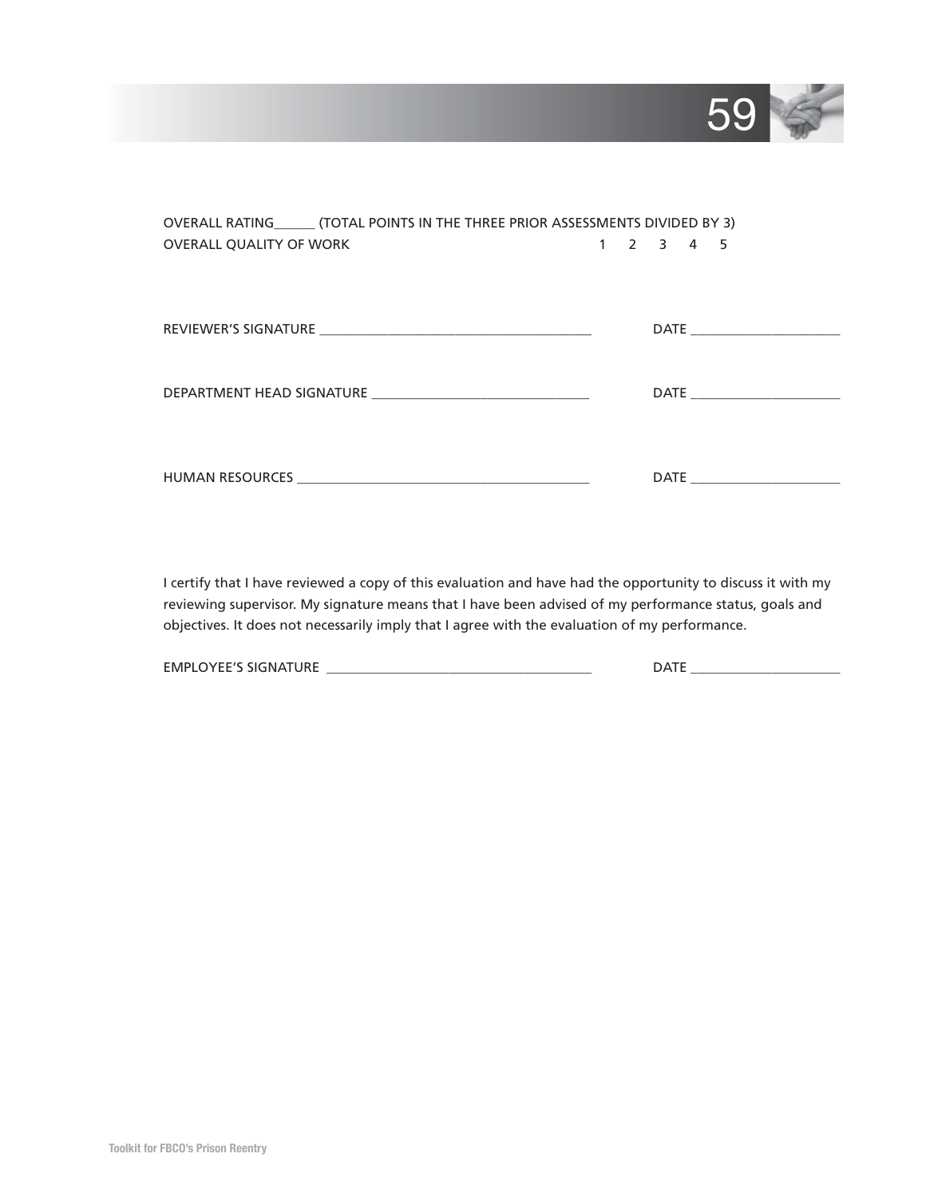OVERALL RATING______ (TOTAL POINTS IN THE THREE PRIOR ASSESSMENTS DIVIDED BY 3)

OVERALL QUALITY OF WORK 1 2 3 4 5

REVIEWER'S SIGNATURE ________________________________________ DATE ______________________

DEPARTMENT HEAD SIGNATURE ________________________________ DATE ______________________

HUMAN RESOURCES __________________________________________ DATE ______________________

I certify that I have reviewed a copy of this evaluation and have had the opportunity to discuss it with my reviewing supervisor. My signature means that I have been advised of my performance status, goals and objectives. It does not necessarily imply that I agree with the evaluation of my performance.

EMPLOYEE'S SIGNATURE ________________________________________ DATE ______________________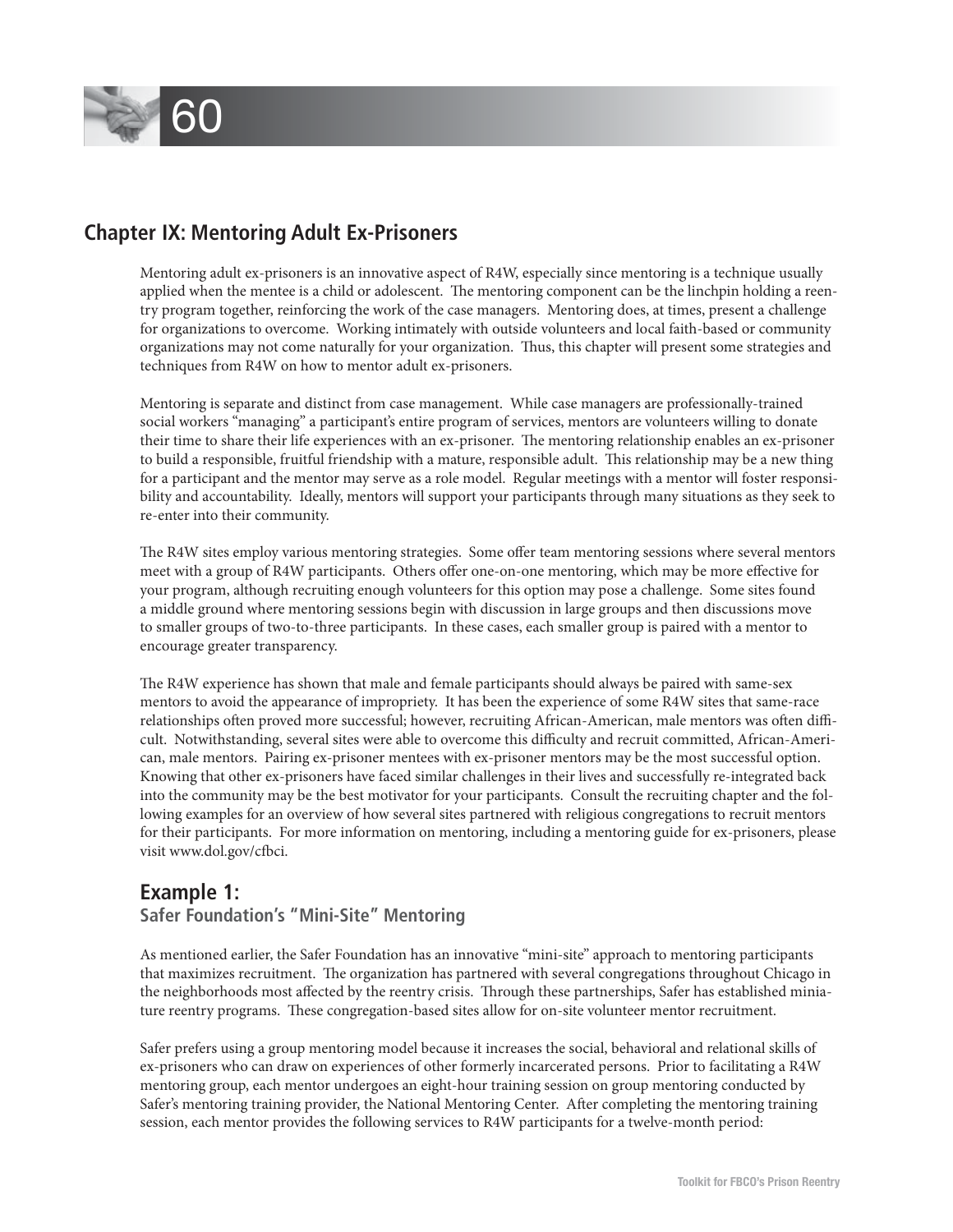## Chapter IX: Mentoring Adult Ex-Prisoners

Mentoring adult ex-prisoners is an innovative aspect of R4W, especially since mentoring is a technique usually applied when the mentee is a child or adolescent. The mentoring component can be the linchpin holding a reentry program together, reinforcing the work of the case managers. Mentoring does, at times, present a challenge for organizations to overcome. Working intimately with outside volunteers and local faith-based or community organizations may not come naturally for your organization. Thus, this chapter will present some strategies and techniques from R4W on how to mentor adult ex-prisoners.

Mentoring is separate and distinct from case management. While case managers are professionally-trained social workers "managing" a participant's entire program of services, mentors are volunteers willing to donate their time to share their life experiences with an ex-prisoner. The mentoring relationship enables an ex-prisoner to build a responsible, fruitful friendship with a mature, responsible adult. This relationship may be a new thing for a participant and the mentor may serve as a role model. Regular meetings with a mentor will foster responsibility and accountability. Ideally, mentors will support your participants through many situations as they seek to re-enter into their community.

The R4W sites employ various mentoring strategies. Some offer team mentoring sessions where several mentors meet with a group of R4W participants. Others offer one-on-one mentoring, which may be more effective for your program, although recruiting enough volunteers for this option may pose a challenge. Some sites found a middle ground where mentoring sessions begin with discussion in large groups and then discussions move to smaller groups of two-to-three participants. In these cases, each smaller group is paired with a mentor to encourage greater transparency.

The R4W experience has shown that male and female participants should always be paired with same-sex mentors to avoid the appearance of impropriety. It has been the experience of some R4W sites that same-race relationships often proved more successful; however, recruiting African-American, male mentors was often difficult. Notwithstanding, several sites were able to overcome this difficulty and recruit committed, African-American, male mentors. Pairing ex-prisoner mentees with ex-prisoner mentors may be the most successful option. Knowing that other ex-prisoners have faced similar challenges in their lives and successfully re-integrated back into the community may be the best motivator for your participants. Consult the recruiting chapter and the following examples for an overview of how several sites partnered with religious congregations to recruit mentors for their participants. For more information on mentoring, including a mentoring guide for ex-prisoners, please visit www.dol.gov/cfbci.

### Example 1:
#### Safer Foundation's "Mini-Site" Mentoring

As mentioned earlier, the Safer Foundation has an innovative "mini-site" approach to mentoring participants that maximizes recruitment. The organization has partnered with several congregations throughout Chicago in the neighborhoods most affected by the reentry crisis. Through these partnerships, Safer has established miniature reentry programs. These congregation-based sites allow for on-site volunteer mentor recruitment.

Safer prefers using a group mentoring model because it increases the social, behavioral and relational skills of ex-prisoners who can draw on experiences of other formerly incarcerated persons. Prior to facilitating a R4W mentoring group, each mentor undergoes an eight-hour training session on group mentoring conducted by Safer's mentoring training provider, the National Mentoring Center. After completing the mentoring training session, each mentor provides the following services to R4W participants for a twelve-month period: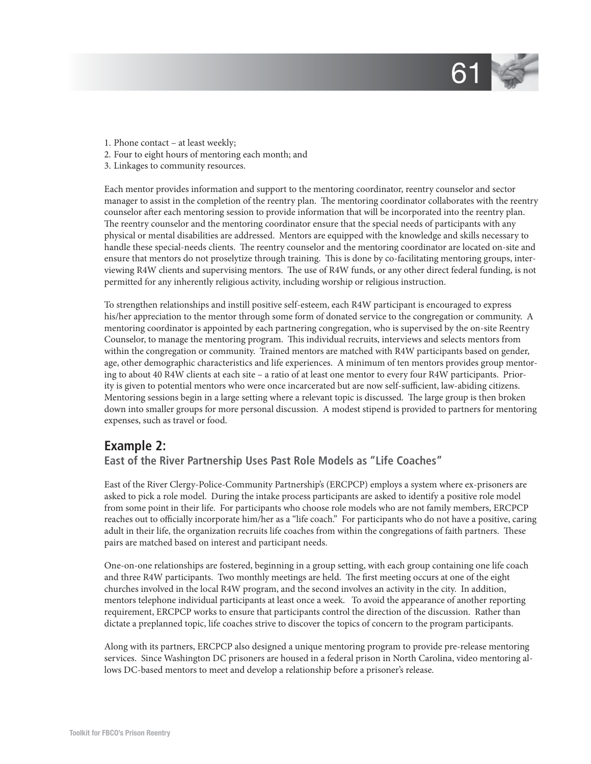1. Phone contact – at least weekly;
2. Four to eight hours of mentoring each month; and
3. Linkages to community resources.

Each mentor provides information and support to the mentoring coordinator, reentry counselor and sector manager to assist in the completion of the reentry plan. The mentoring coordinator collaborates with the reentry counselor after each mentoring session to provide information that will be incorporated into the reentry plan. The reentry counselor and the mentoring coordinator ensure that the special needs of participants with any physical or mental disabilities are addressed. Mentors are equipped with the knowledge and skills necessary to handle these special-needs clients. The reentry counselor and the mentoring coordinator are located on-site and ensure that mentors do not proselytize through training. This is done by co-facilitating mentoring groups, interviewing R4W clients and supervising mentors. The use of R4W funds, or any other direct federal funding, is not permitted for any inherently religious activity, including worship or religious instruction.

To strengthen relationships and instill positive self-esteem, each R4W participant is encouraged to express his/her appreciation to the mentor through some form of donated service to the congregation or community. A mentoring coordinator is appointed by each partnering congregation, who is supervised by the on-site Reentry Counselor, to manage the mentoring program. This individual recruits, interviews and selects mentors from within the congregation or community. Trained mentors are matched with R4W participants based on gender, age, other demographic characteristics and life experiences. A minimum of ten mentors provides group mentoring to about 40 R4W clients at each site – a ratio of at least one mentor to every four R4W participants. Priority is given to potential mentors who were once incarcerated but are now self-sufficient, law-abiding citizens. Mentoring sessions begin in a large setting where a relevant topic is discussed. The large group is then broken down into smaller groups for more personal discussion. A modest stipend is provided to partners for mentoring expenses, such as travel or food.

## Example 2:

### East of the River Partnership Uses Past Role Models as "Life Coaches"

East of the River Clergy-Police-Community Partnership's (ERCPCP) employs a system where ex-prisoners are asked to pick a role model. During the intake process participants are asked to identify a positive role model from some point in their life. For participants who choose role models who are not family members, ERCPCP reaches out to officially incorporate him/her as a "life coach." For participants who do not have a positive, caring adult in their life, the organization recruits life coaches from within the congregations of faith partners. These pairs are matched based on interest and participant needs.

One-on-one relationships are fostered, beginning in a group setting, with each group containing one life coach and three R4W participants. Two monthly meetings are held. The first meeting occurs at one of the eight churches involved in the local R4W program, and the second involves an activity in the city. In addition, mentors telephone individual participants at least once a week. To avoid the appearance of another reporting requirement, ERCPCP works to ensure that participants control the direction of the discussion. Rather than dictate a preplanned topic, life coaches strive to discover the topics of concern to the program participants.

Along with its partners, ERCPCP also designed a unique mentoring program to provide pre-release mentoring services. Since Washington DC prisoners are housed in a federal prison in North Carolina, video mentoring allows DC-based mentors to meet and develop a relationship before a prisoner's release.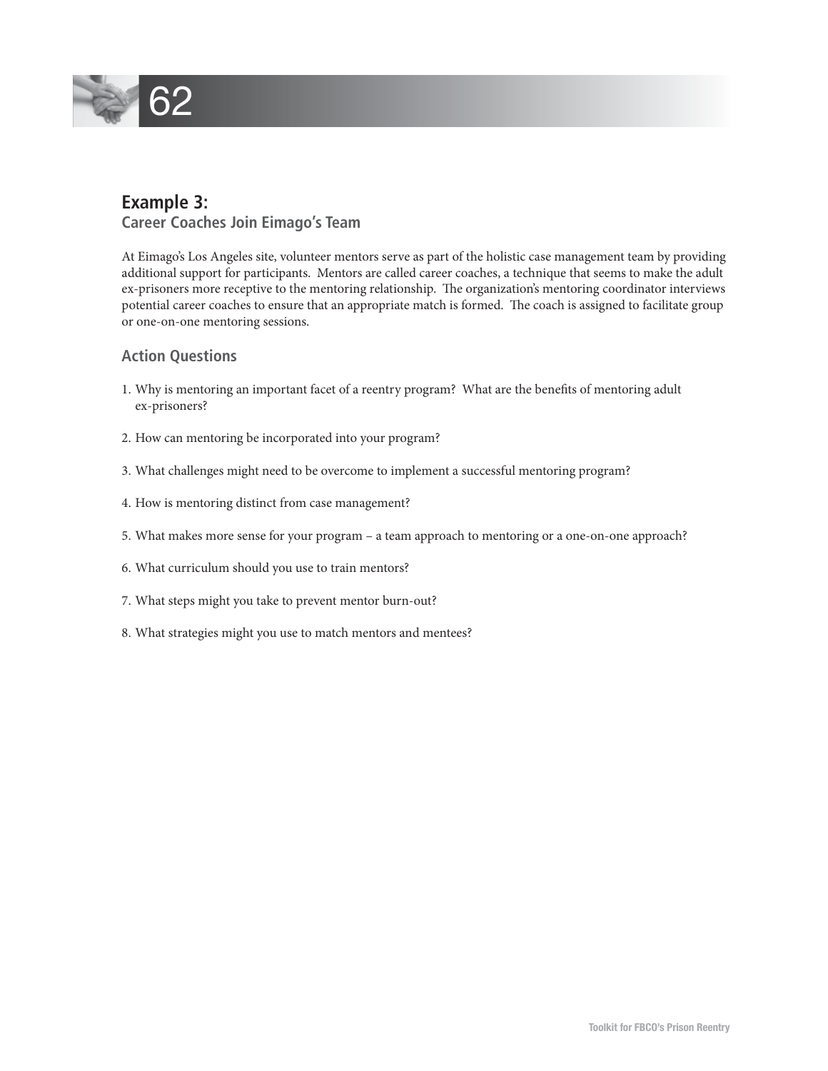## Example 3:

### Career Coaches Join Eimago's Team

At Eimago's Los Angeles site, volunteer mentors serve as part of the holistic case management team by providing additional support for participants. Mentors are called career coaches, a technique that seems to make the adult ex-prisoners more receptive to the mentoring relationship. The organization's mentoring coordinator interviews potential career coaches to ensure that an appropriate match is formed. The coach is assigned to facilitate group or one-on-one mentoring sessions.

### Action Questions

1. Why is mentoring an important facet of a reentry program? What are the benefits of mentoring adult ex-prisoners?
2. How can mentoring be incorporated into your program?
3. What challenges might need to be overcome to implement a successful mentoring program?
4. How is mentoring distinct from case management?
5. What makes more sense for your program – a team approach to mentoring or a one-on-one approach?
6. What curriculum should you use to train mentors?
7. What steps might you take to prevent mentor burn-out?
8. What strategies might you use to match mentors and mentees?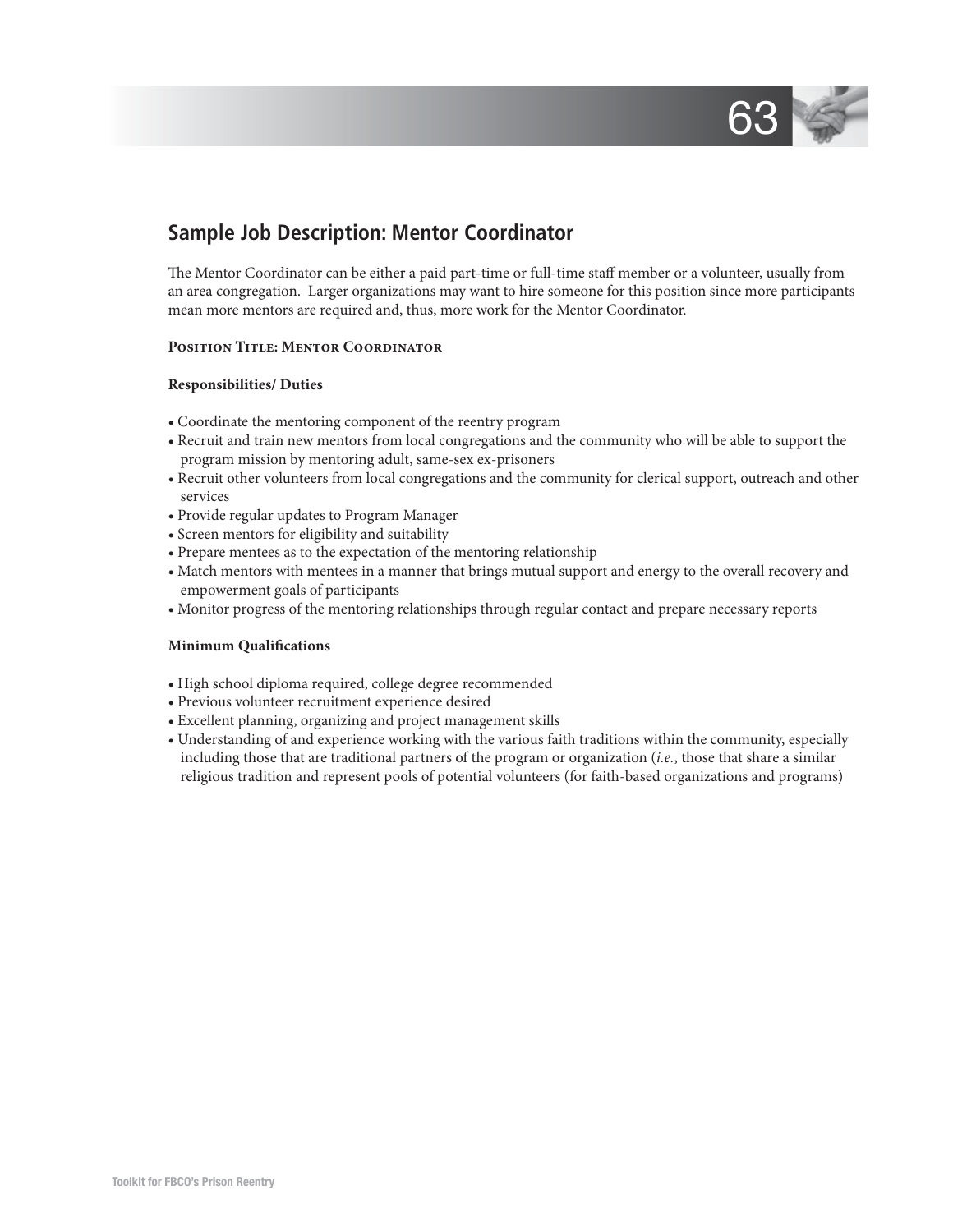## Sample Job Description: Mentor Coordinator

The Mentor Coordinator can be either a paid part-time or full-time staff member or a volunteer, usually from an area congregation. Larger organizations may want to hire someone for this position since more participants mean more mentors are required and, thus, more work for the Mentor Coordinator.

**Position Title: Mentor Coordinator**

**Responsibilities/ Duties**

- Coordinate the mentoring component of the reentry program
- Recruit and train new mentors from local congregations and the community who will be able to support the program mission by mentoring adult, same-sex ex-prisoners
- Recruit other volunteers from local congregations and the community for clerical support, outreach and other services
- Provide regular updates to Program Manager
- Screen mentors for eligibility and suitability
- Prepare mentees as to the expectation of the mentoring relationship
- Match mentors with mentees in a manner that brings mutual support and energy to the overall recovery and empowerment goals of participants
- Monitor progress of the mentoring relationships through regular contact and prepare necessary reports

**Minimum Qualifications**

- High school diploma required, college degree recommended
- Previous volunteer recruitment experience desired
- Excellent planning, organizing and project management skills
- Understanding of and experience working with the various faith traditions within the community, especially including those that are traditional partners of the program or organization (*i.e.*, those that share a similar religious tradition and represent pools of potential volunteers (for faith-based organizations and programs)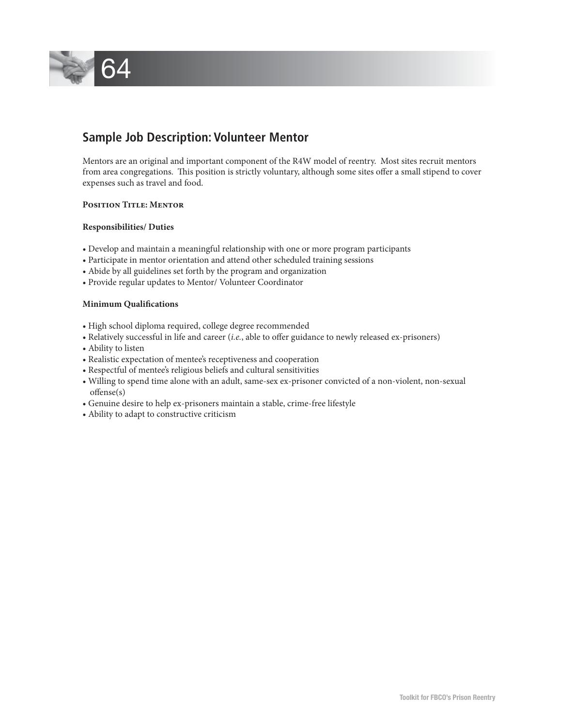## Sample Job Description: Volunteer Mentor

Mentors are an original and important component of the R4W model of reentry. Most sites recruit mentors from area congregations. This position is strictly voluntary, although some sites offer a small stipend to cover expenses such as travel and food.

**Position Title: Mentor**

**Responsibilities/ Duties**

- Develop and maintain a meaningful relationship with one or more program participants
- Participate in mentor orientation and attend other scheduled training sessions
- Abide by all guidelines set forth by the program and organization
- Provide regular updates to Mentor/ Volunteer Coordinator

**Minimum Qualifications**

- High school diploma required, college degree recommended
- Relatively successful in life and career (*i.e.*, able to offer guidance to newly released ex-prisoners)
- Ability to listen
- Realistic expectation of mentee's receptiveness and cooperation
- Respectful of mentee's religious beliefs and cultural sensitivities
- Willing to spend time alone with an adult, same-sex ex-prisoner convicted of a non-violent, non-sexual offense(s)
- Genuine desire to help ex-prisoners maintain a stable, crime-free lifestyle
- Ability to adapt to constructive criticism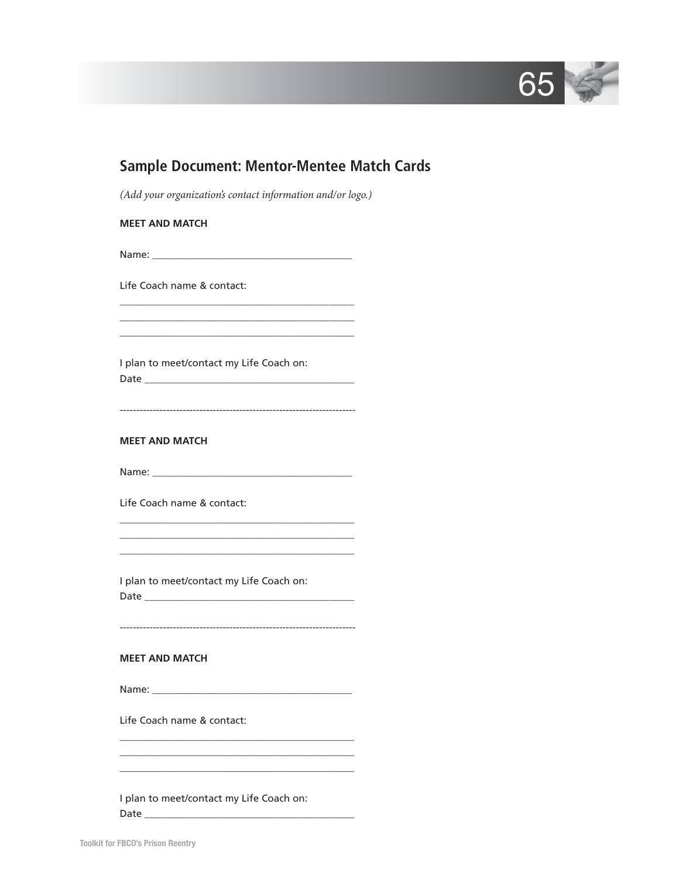## Sample Document: Mentor-Mentee Match Cards

*(Add your organization's contact information and/or logo.)*

**MEET AND MATCH**

Name: ________________________________________

Life Coach name & contact:

________________________________________________

________________________________________________

________________________________________________

I plan to meet/contact my Life Coach on:
Date __________________________________________

------------------------------------------------------------------------

**MEET AND MATCH**

Name: ________________________________________

Life Coach name & contact:

________________________________________________

________________________________________________

________________________________________________

I plan to meet/contact my Life Coach on:
Date __________________________________________

------------------------------------------------------------------------

**MEET AND MATCH**

Name: ________________________________________

Life Coach name & contact:

________________________________________________

________________________________________________

________________________________________________

I plan to meet/contact my Life Coach on:
Date __________________________________________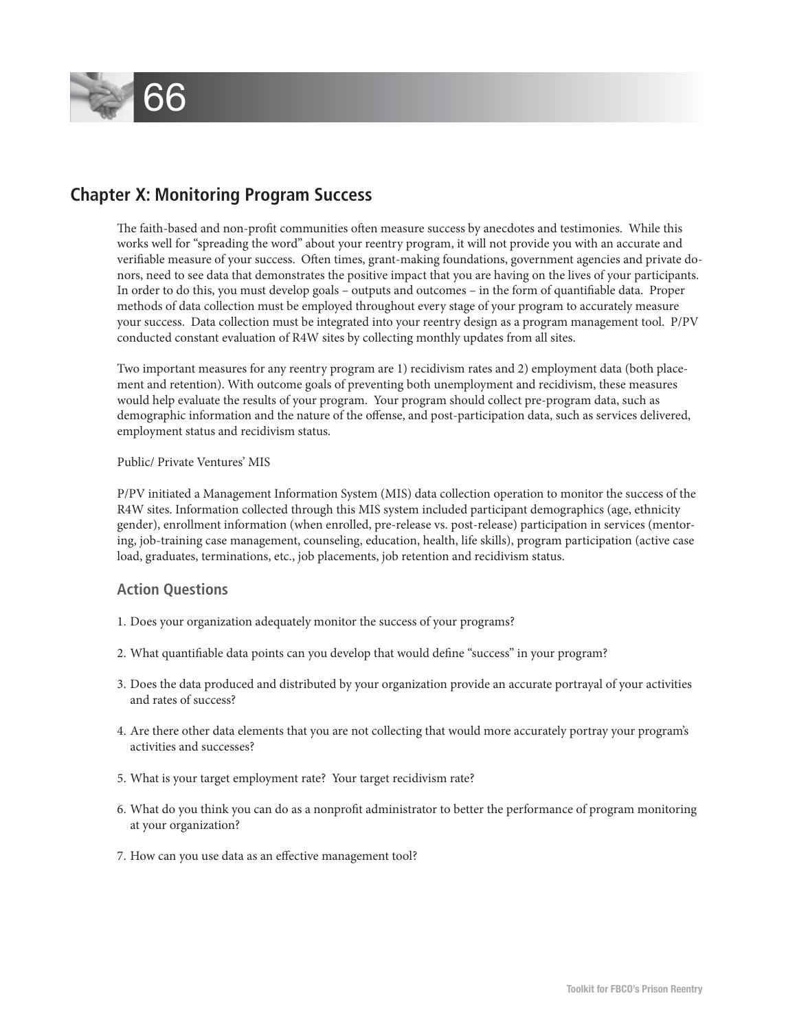## Chapter X: Monitoring Program Success

The faith-based and non-profit communities often measure success by anecdotes and testimonies. While this works well for "spreading the word" about your reentry program, it will not provide you with an accurate and verifiable measure of your success. Often times, grant-making foundations, government agencies and private donors, need to see data that demonstrates the positive impact that you are having on the lives of your participants. In order to do this, you must develop goals – outputs and outcomes – in the form of quantifiable data. Proper methods of data collection must be employed throughout every stage of your program to accurately measure your success. Data collection must be integrated into your reentry design as a program management tool. P/PV conducted constant evaluation of R4W sites by collecting monthly updates from all sites.

Two important measures for any reentry program are 1) recidivism rates and 2) employment data (both placement and retention). With outcome goals of preventing both unemployment and recidivism, these measures would help evaluate the results of your program. Your program should collect pre-program data, such as demographic information and the nature of the offense, and post-participation data, such as services delivered, employment status and recidivism status.

Public/ Private Ventures' MIS

P/PV initiated a Management Information System (MIS) data collection operation to monitor the success of the R4W sites. Information collected through this MIS system included participant demographics (age, ethnicity gender), enrollment information (when enrolled, pre-release vs. post-release) participation in services (mentoring, job-training case management, counseling, education, health, life skills), program participation (active case load, graduates, terminations, etc., job placements, job retention and recidivism status.

### Action Questions

1. Does your organization adequately monitor the success of your programs?
2. What quantifiable data points can you develop that would define "success" in your program?
3. Does the data produced and distributed by your organization provide an accurate portrayal of your activities and rates of success?
4. Are there other data elements that you are not collecting that would more accurately portray your program's activities and successes?
5. What is your target employment rate? Your target recidivism rate?
6. What do you think you can do as a nonprofit administrator to better the performance of program monitoring at your organization?
7. How can you use data as an effective management tool?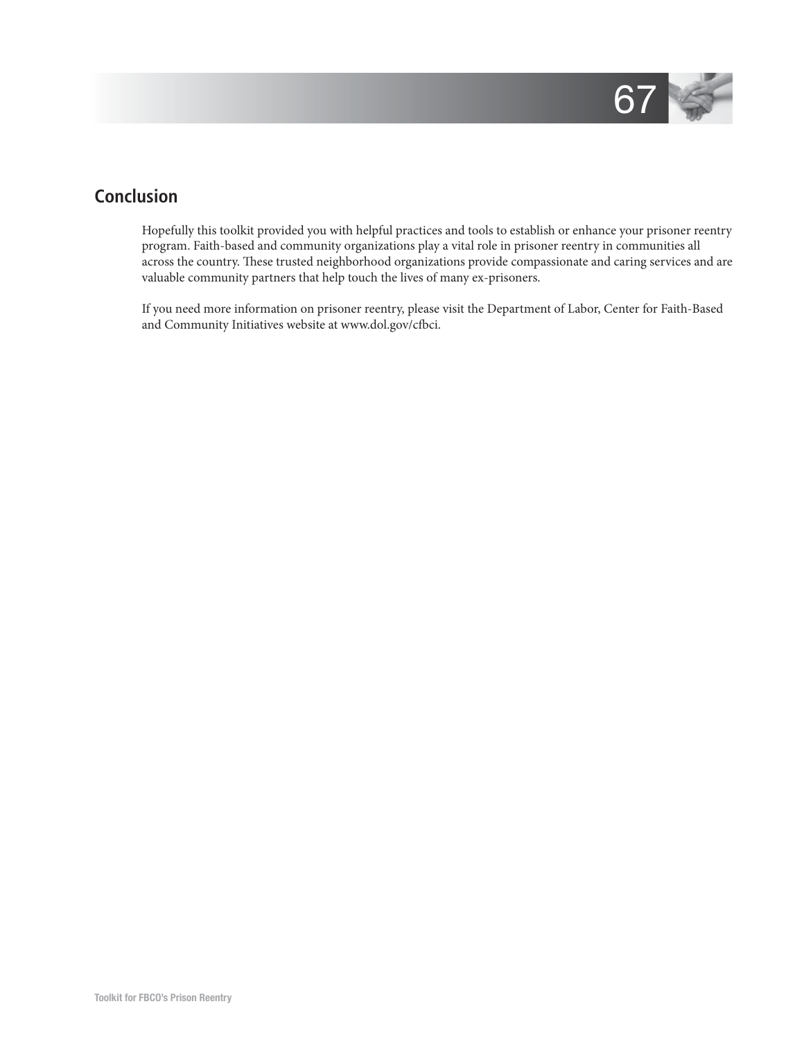## Conclusion

Hopefully this toolkit provided you with helpful practices and tools to establish or enhance your prisoner reentry program. Faith-based and community organizations play a vital role in prisoner reentry in communities all across the country. These trusted neighborhood organizations provide compassionate and caring services and are valuable community partners that help touch the lives of many ex-prisoners.

If you need more information on prisoner reentry, please visit the Department of Labor, Center for Faith-Based and Community Initiatives website at www.dol.gov/cfbci.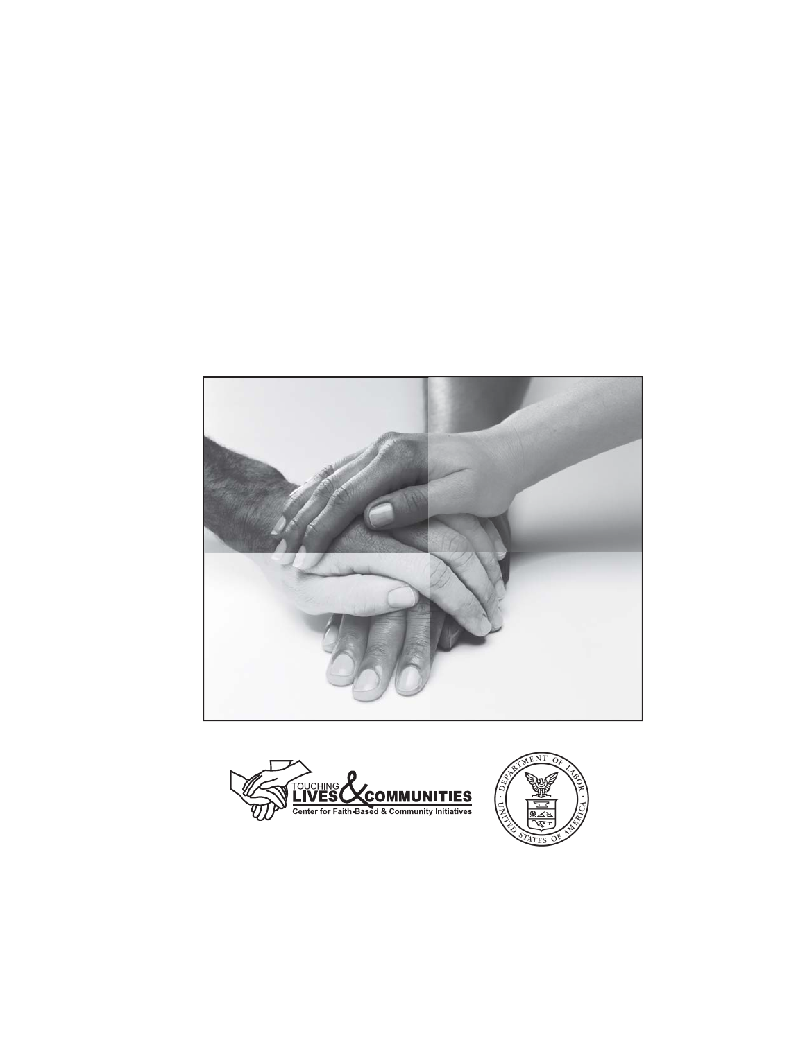TOUCHING LIVES & COMMUNITIES

Center for Faith-Based & Community Initiatives

DEPARTMENT OF LABOR

UNITED STATES OF AMERICA